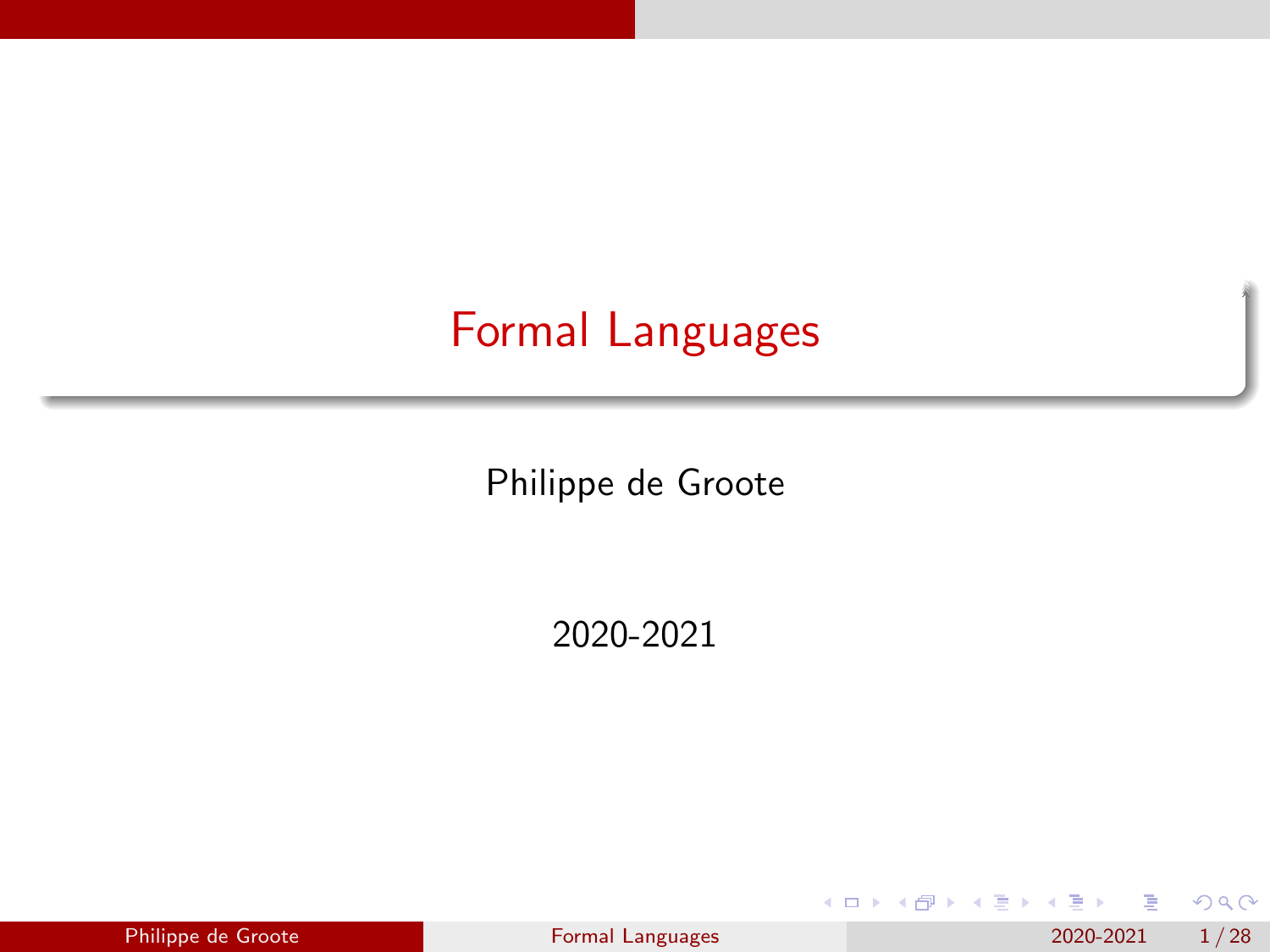# Formal Languages

Philippe de Groote

2020-2021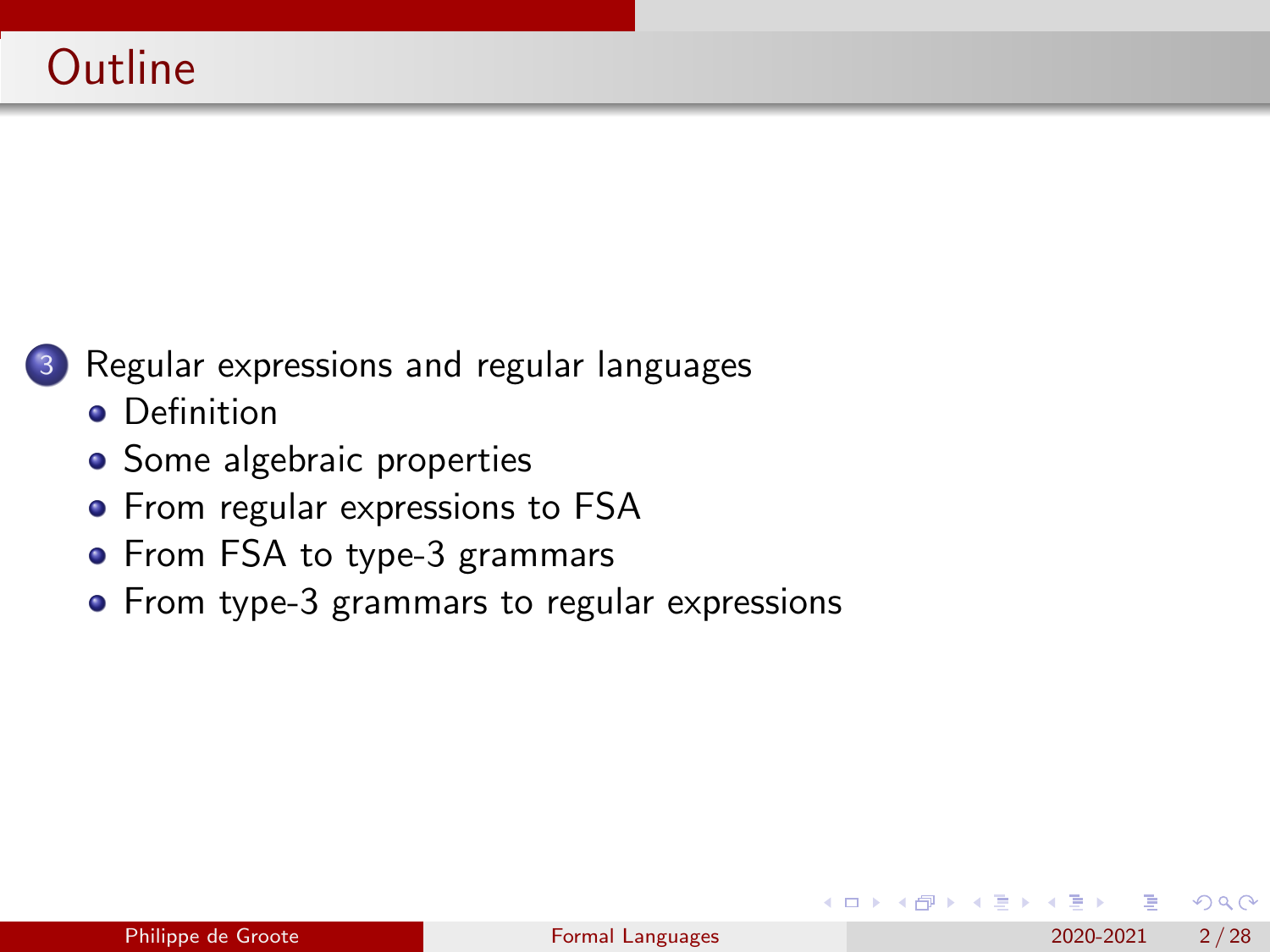# Outline

3. Regular expressions and regular languages
   - Definition
   - Some algebraic properties
   - From regular expressions to FSA
   - From FSA to type-3 grammars
   - From type-3 grammars to regular expressions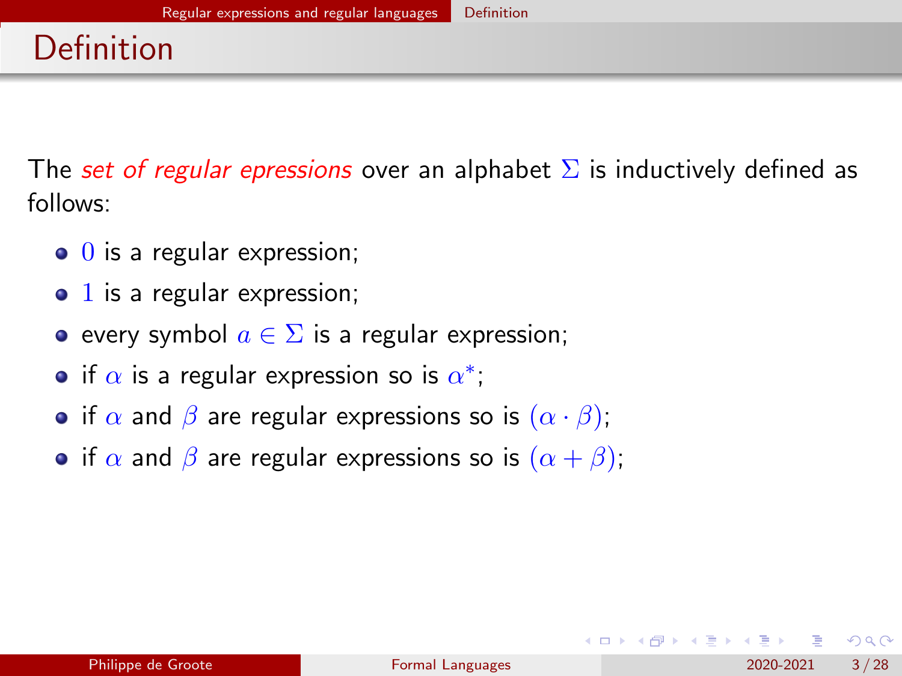# Definition

The *set of regular epressions* over an alphabet $\Sigma$ is inductively defined as follows:

- $0$ is a regular expression;
- $1$ is a regular expression;
- every symbol $a \in \Sigma$ is a regular expression;
- if $\alpha$ is a regular expression so is $\alpha^*$;
- if $\alpha$ and $\beta$ are regular expressions so is $(\alpha \cdot \beta)$;
- if $\alpha$ and $\beta$ are regular expressions so is $(\alpha + \beta)$;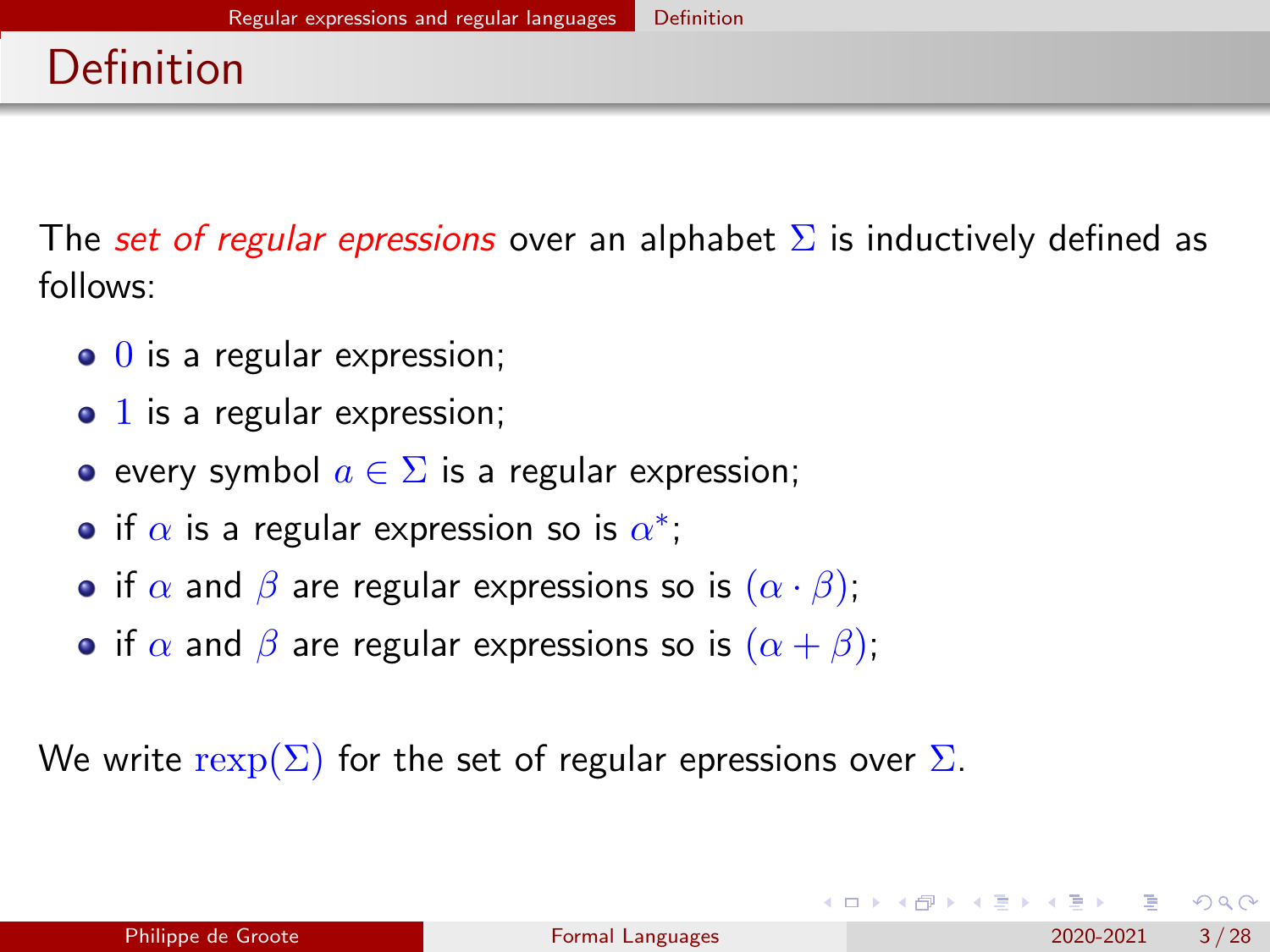# Definition

The *set of regular epressions* over an alphabet $\Sigma$ is inductively defined as follows:

- $0$ is a regular expression;
- $1$ is a regular expression;
- every symbol $a \in \Sigma$ is a regular expression;
- if $\alpha$ is a regular expression so is $\alpha^*$;
- if $\alpha$ and $\beta$ are regular expressions so is $(\alpha \cdot \beta)$;
- if $\alpha$ and $\beta$ are regular expressions so is $(\alpha + \beta)$;

We write $\mathrm{rexp}(\Sigma)$ for the set of regular epressions over $\Sigma$.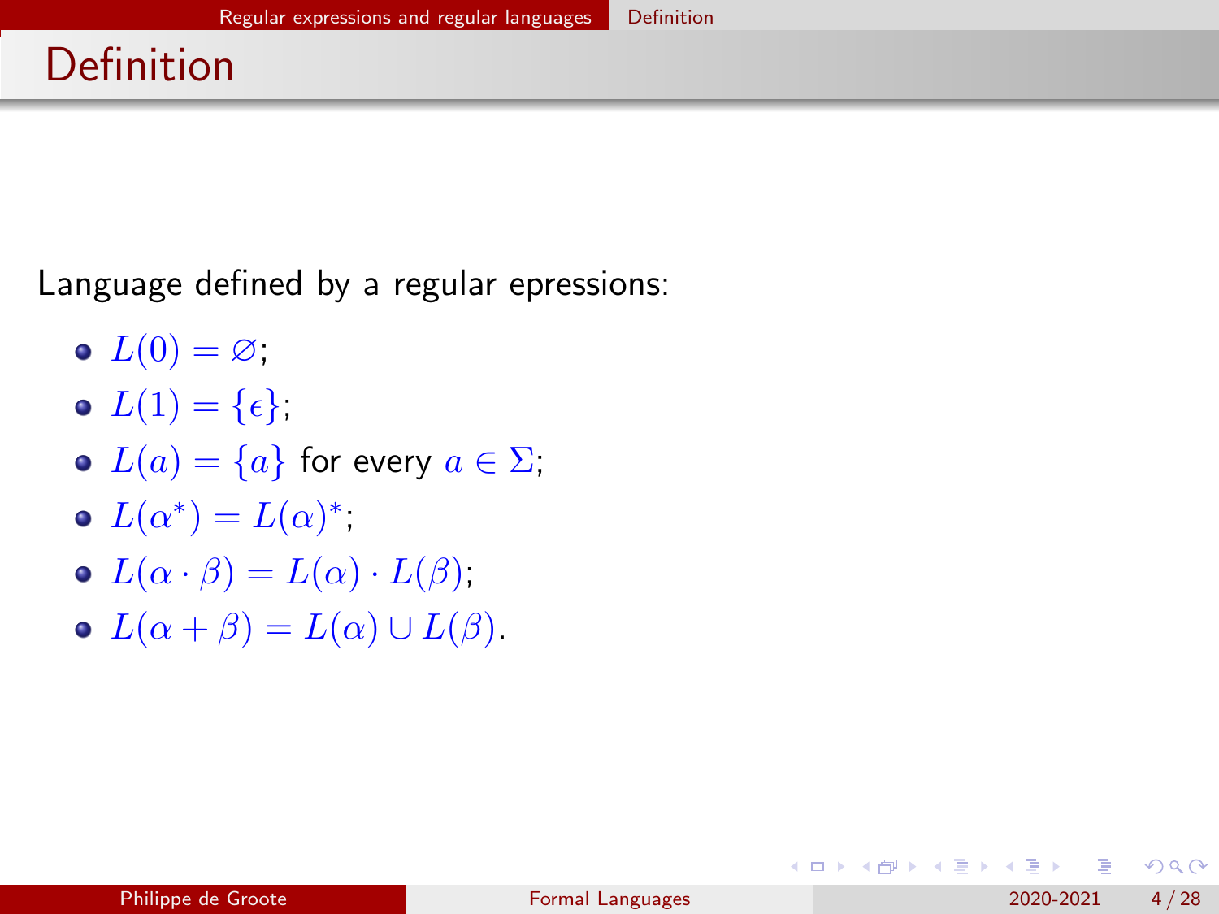# Definition

Language defined by a regular epressions:

- $L(0) = \varnothing$;
- $L(1) = \{\epsilon\}$;
- $L(a) = \{a\}$ for every $a \in \Sigma$;
- $L(\alpha^*) = L(\alpha)^*$;
- $L(\alpha \cdot \beta) = L(\alpha) \cdot L(\beta)$;
- $L(\alpha + \beta) = L(\alpha) \cup L(\beta)$.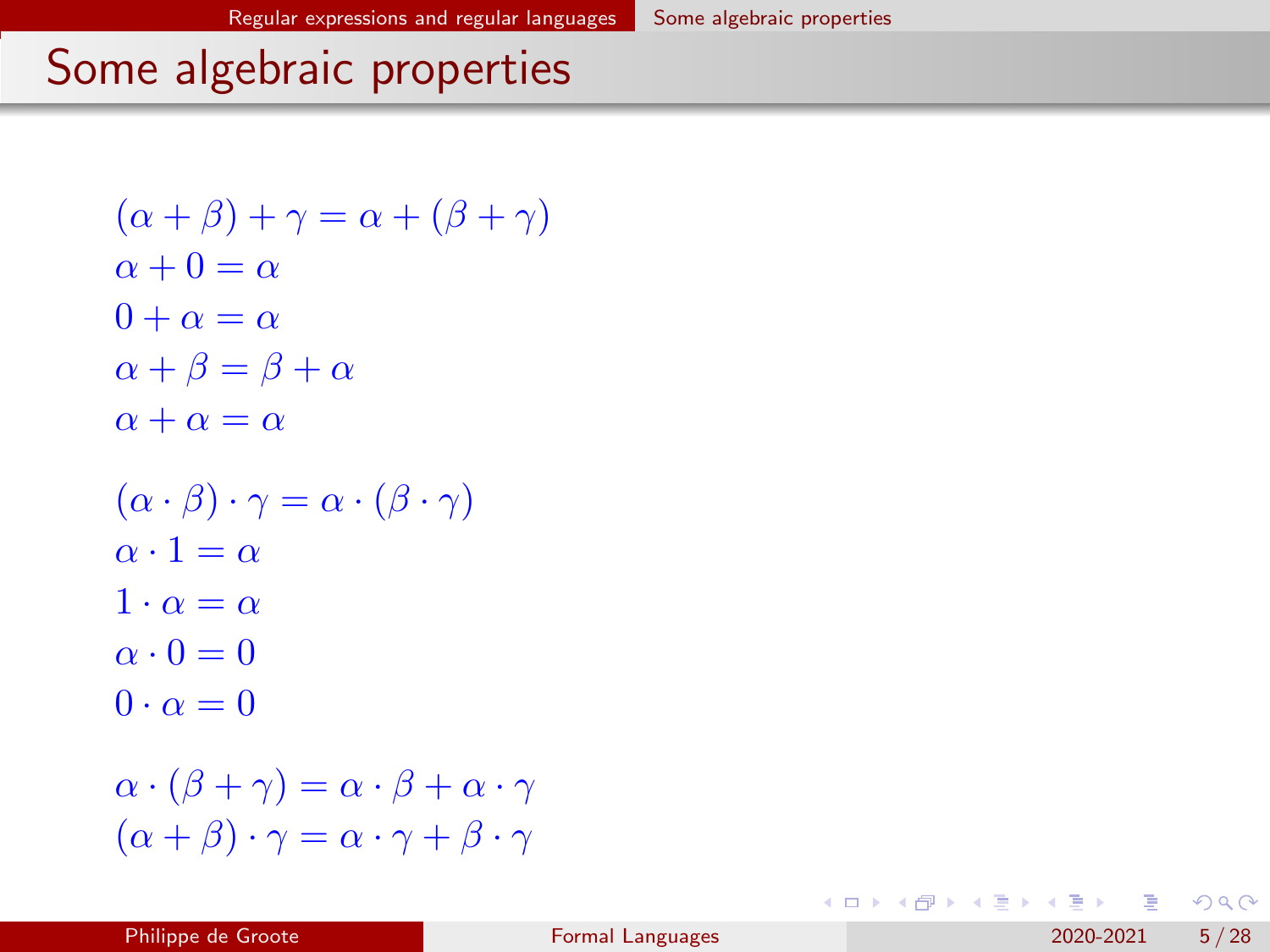# Some algebraic properties

$$(\alpha + \beta) + \gamma = \alpha + (\beta + \gamma)$$
$$\alpha + 0 = \alpha$$
$$0 + \alpha = \alpha$$
$$\alpha + \beta = \beta + \alpha$$
$$\alpha + \alpha = \alpha$$

$$(\alpha \cdot \beta) \cdot \gamma = \alpha \cdot (\beta \cdot \gamma)$$
$$\alpha \cdot 1 = \alpha$$
$$1 \cdot \alpha = \alpha$$
$$\alpha \cdot 0 = 0$$
$$0 \cdot \alpha = 0$$

$$\alpha \cdot (\beta + \gamma) = \alpha \cdot \beta + \alpha \cdot \gamma$$
$$(\alpha + \beta) \cdot \gamma = \alpha \cdot \gamma + \beta \cdot \gamma$$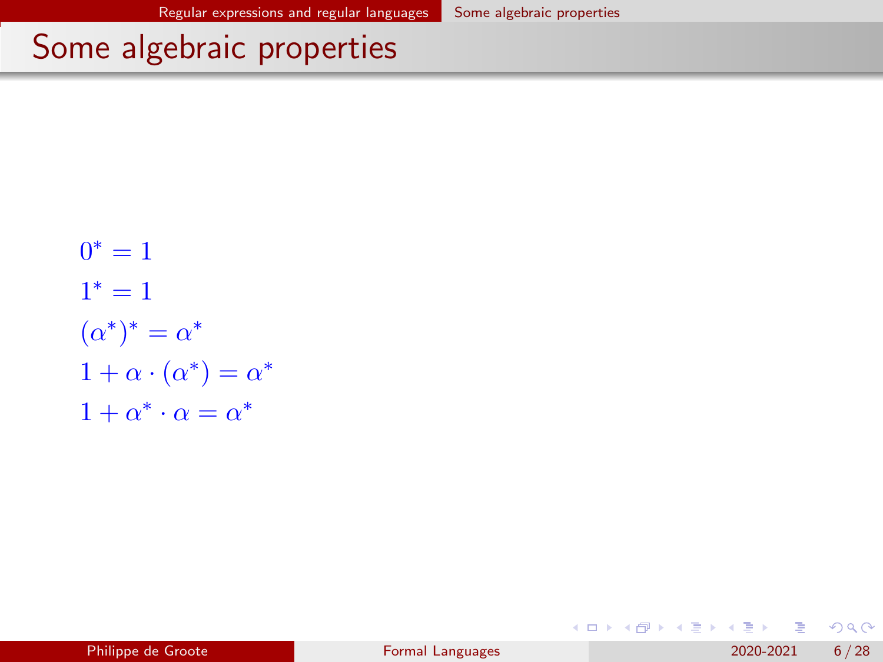# Some algebraic properties

$$0^* = 1$$

$$1^* = 1$$

$$(\alpha^*)^* = \alpha^*$$

$$1 + \alpha \cdot (\alpha^*) = \alpha^*$$

$$1 + \alpha^* \cdot \alpha = \alpha^*$$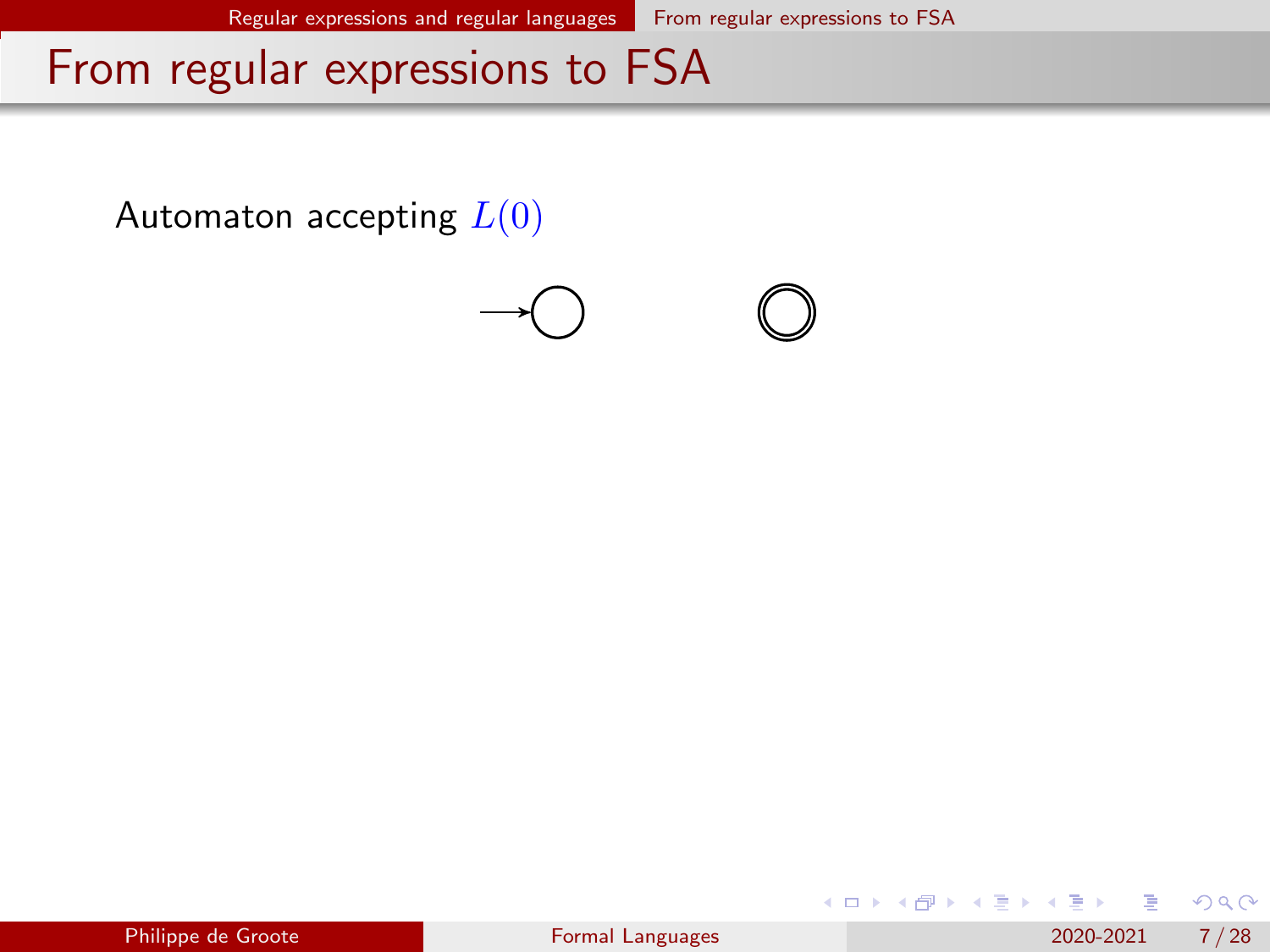# From regular expressions to FSA

Automaton accepting $L(0)$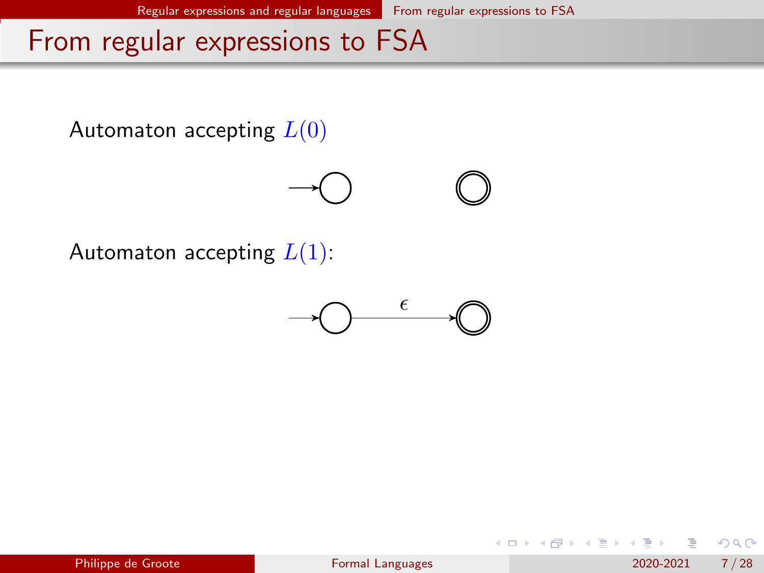# From regular expressions to FSA

Automaton accepting $L(0)$

Automaton accepting $L(1)$:

$\epsilon$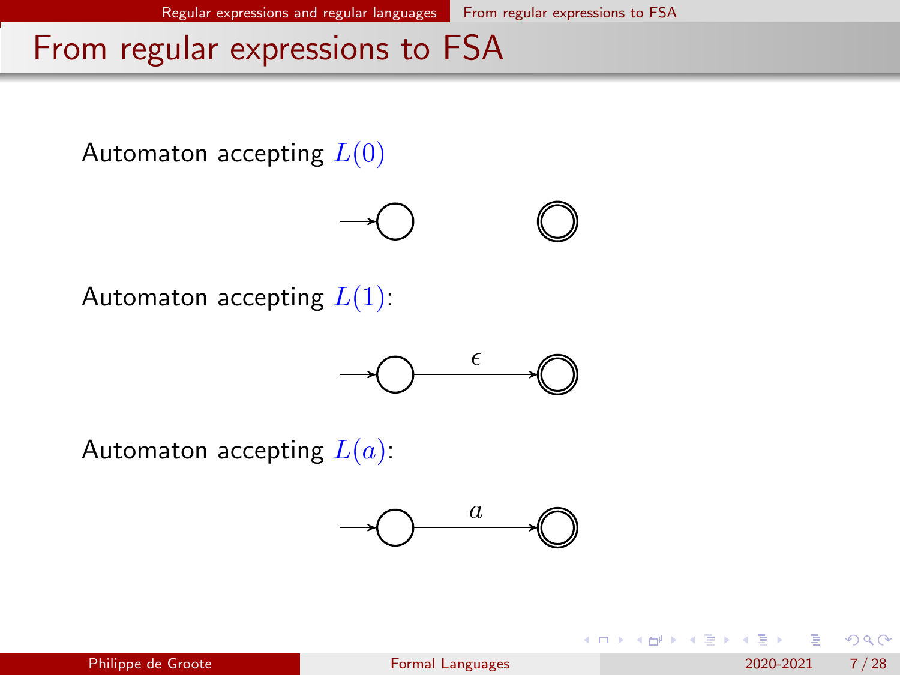# From regular expressions to FSA

Automaton accepting $L(0)$

Automaton accepting $L(1)$:

$\epsilon$

Automaton accepting $L(a)$:

$a$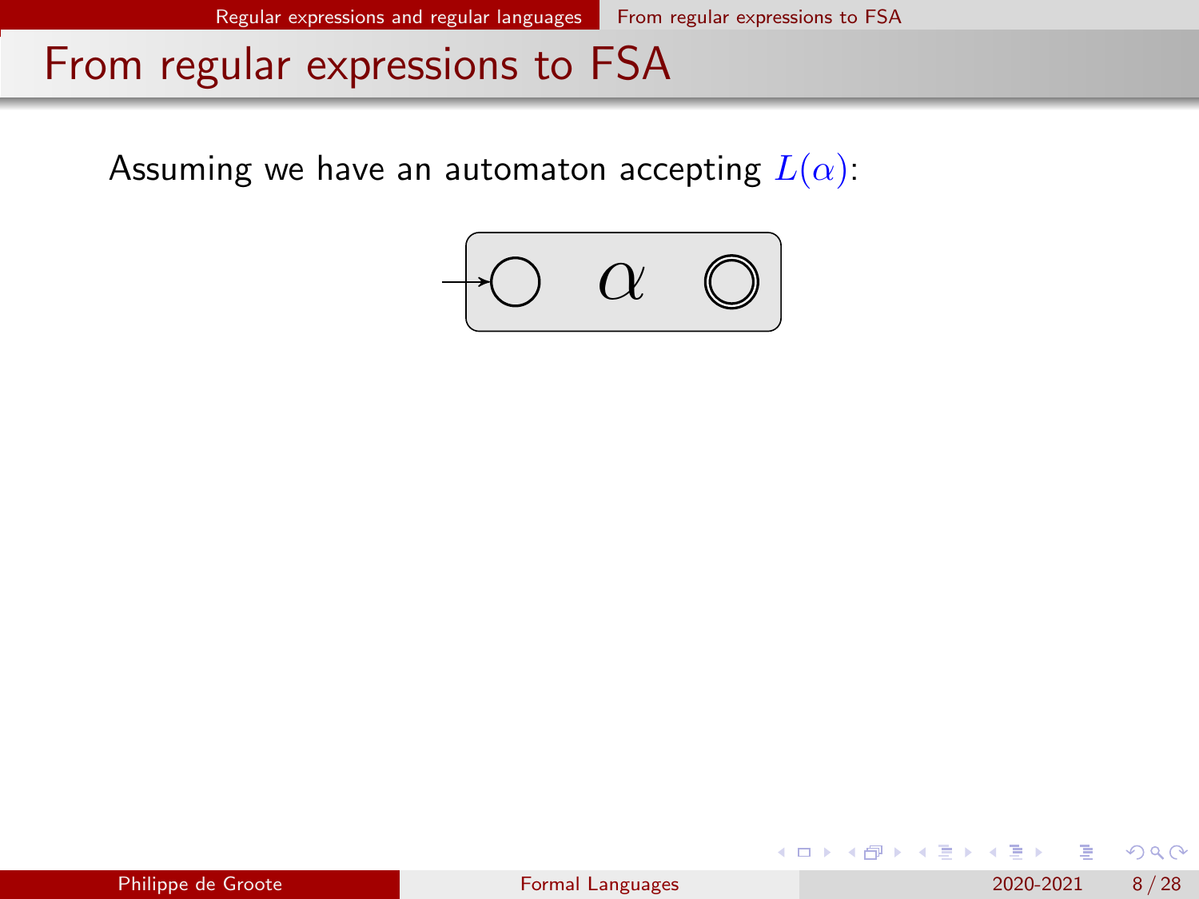# From regular expressions to FSA

Assuming we have an automaton accepting $L(\alpha)$: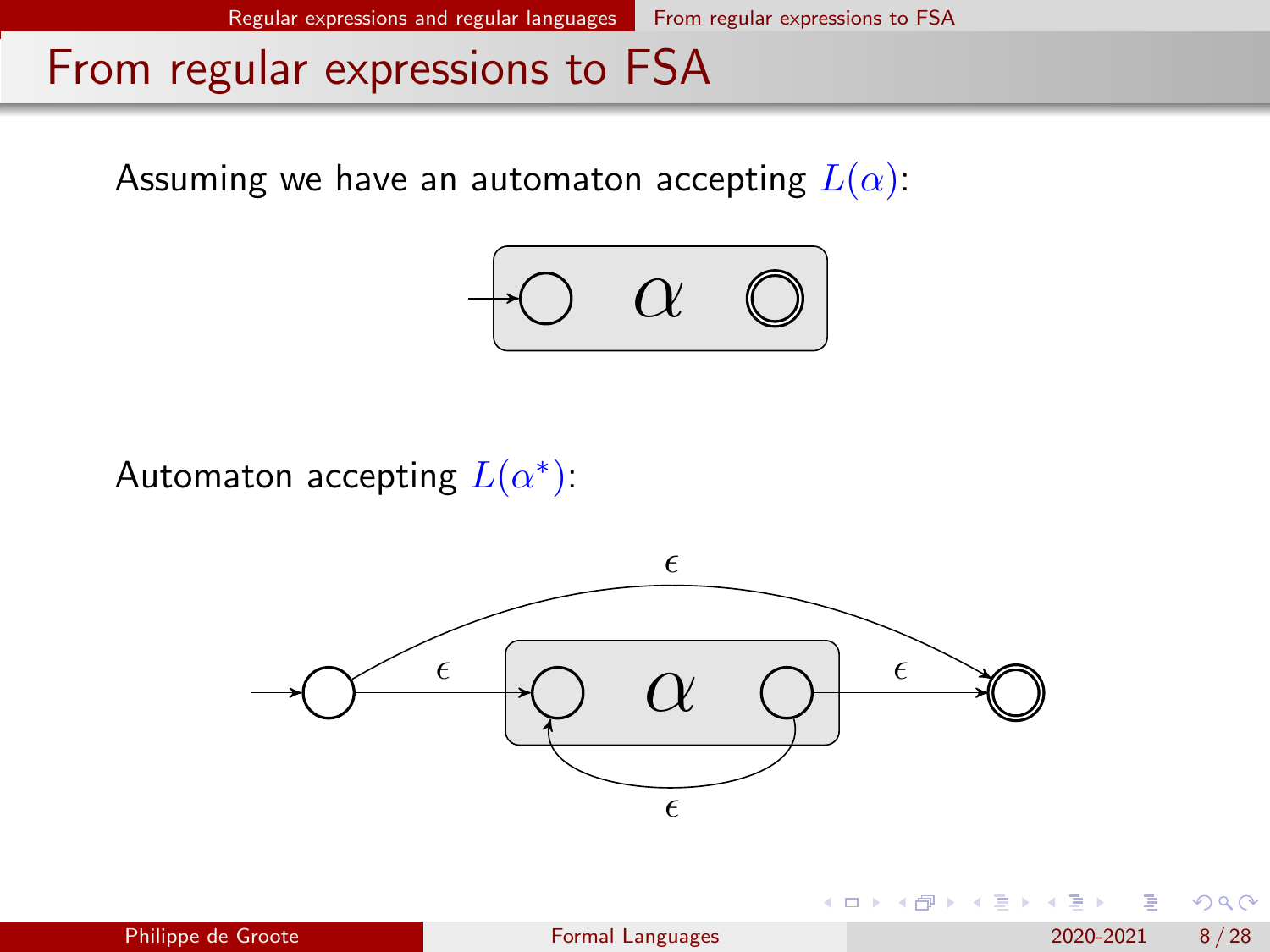# From regular expressions to FSA

Assuming we have an automaton accepting $L(\alpha)$:

Automaton accepting $L(\alpha^*)$: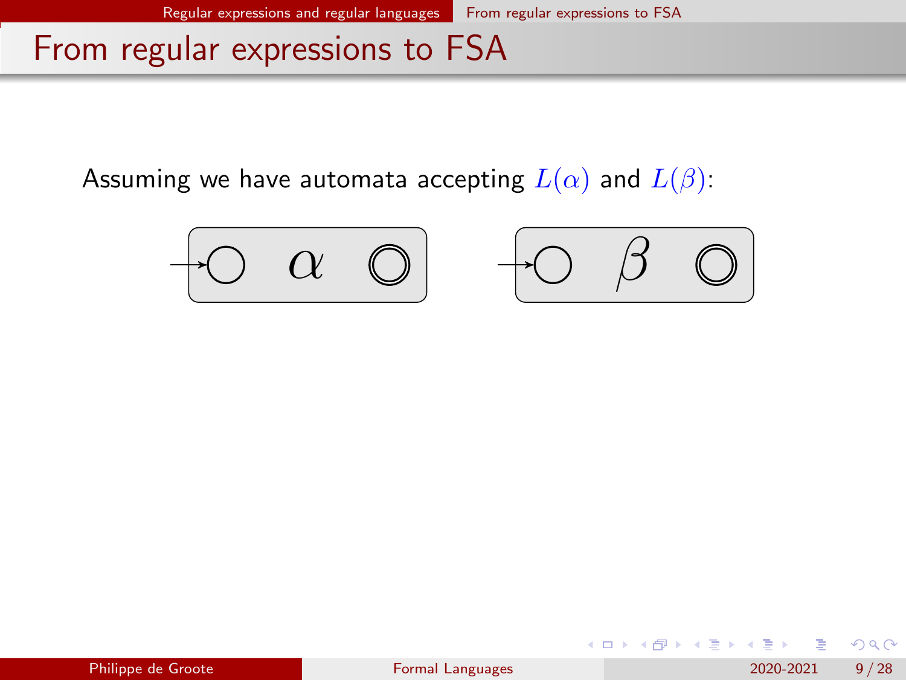# From regular expressions to FSA

Assuming we have automata accepting $L(\alpha)$ and $L(\beta)$: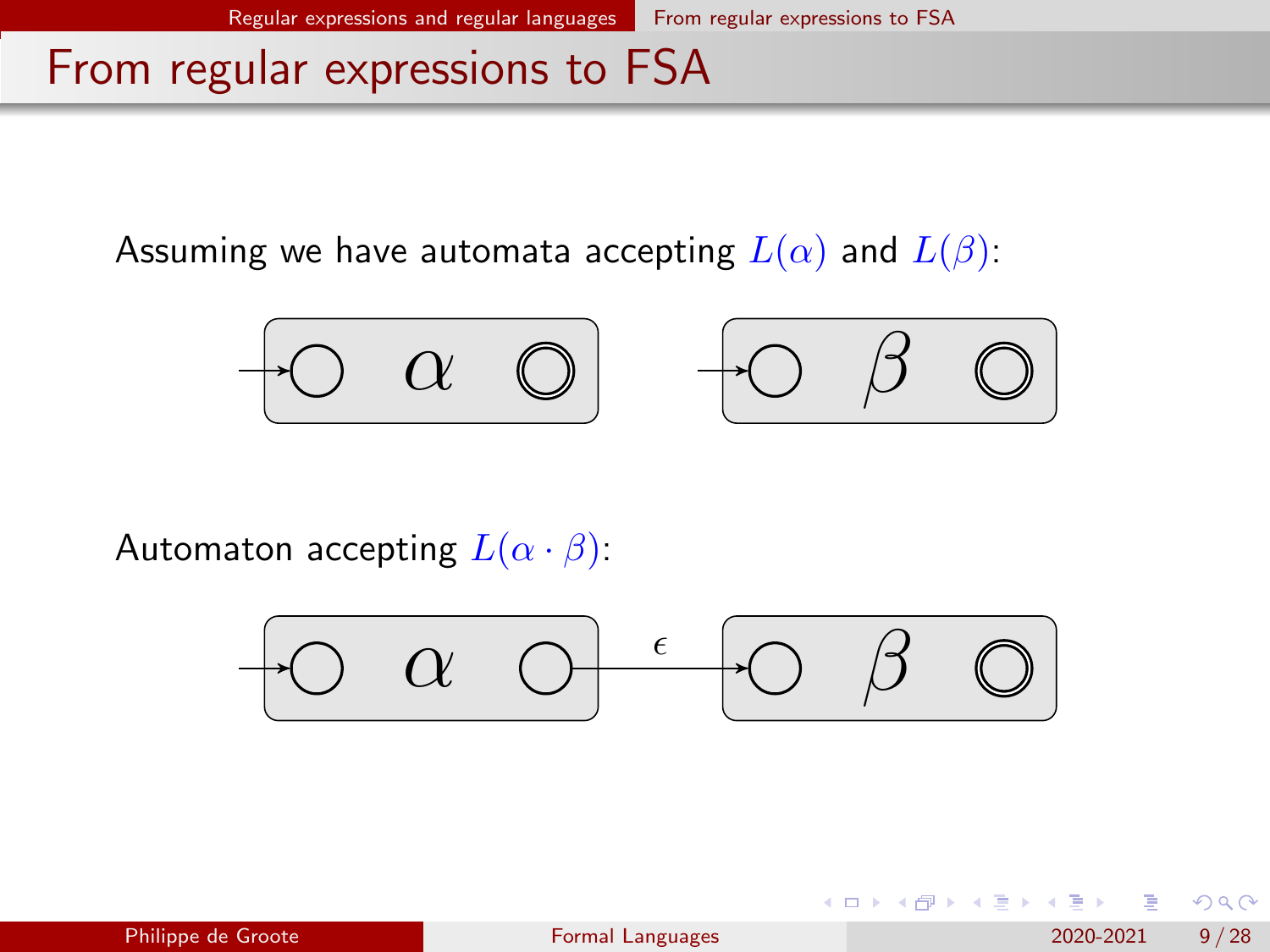# From regular expressions to FSA

Assuming we have automata accepting $L(\alpha)$ and $L(\beta)$:

Automaton accepting $L(\alpha \cdot \beta)$: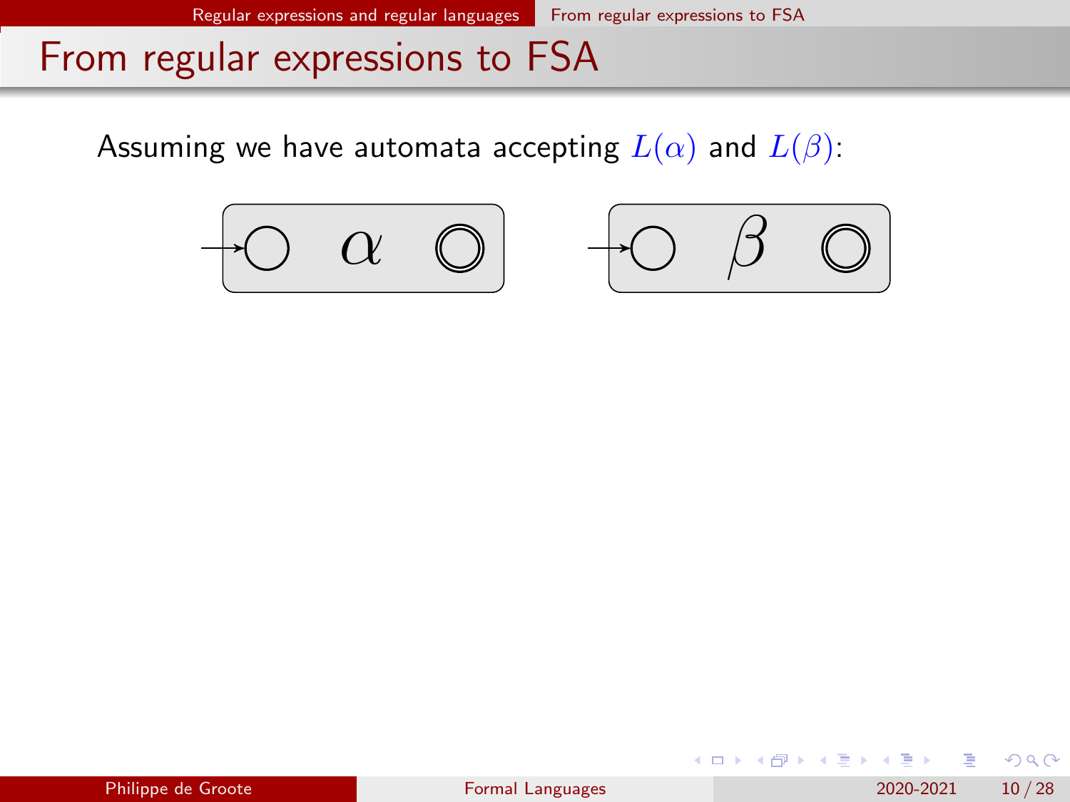# From regular expressions to FSA

Assuming we have automata accepting $L(\alpha)$ and $L(\beta)$: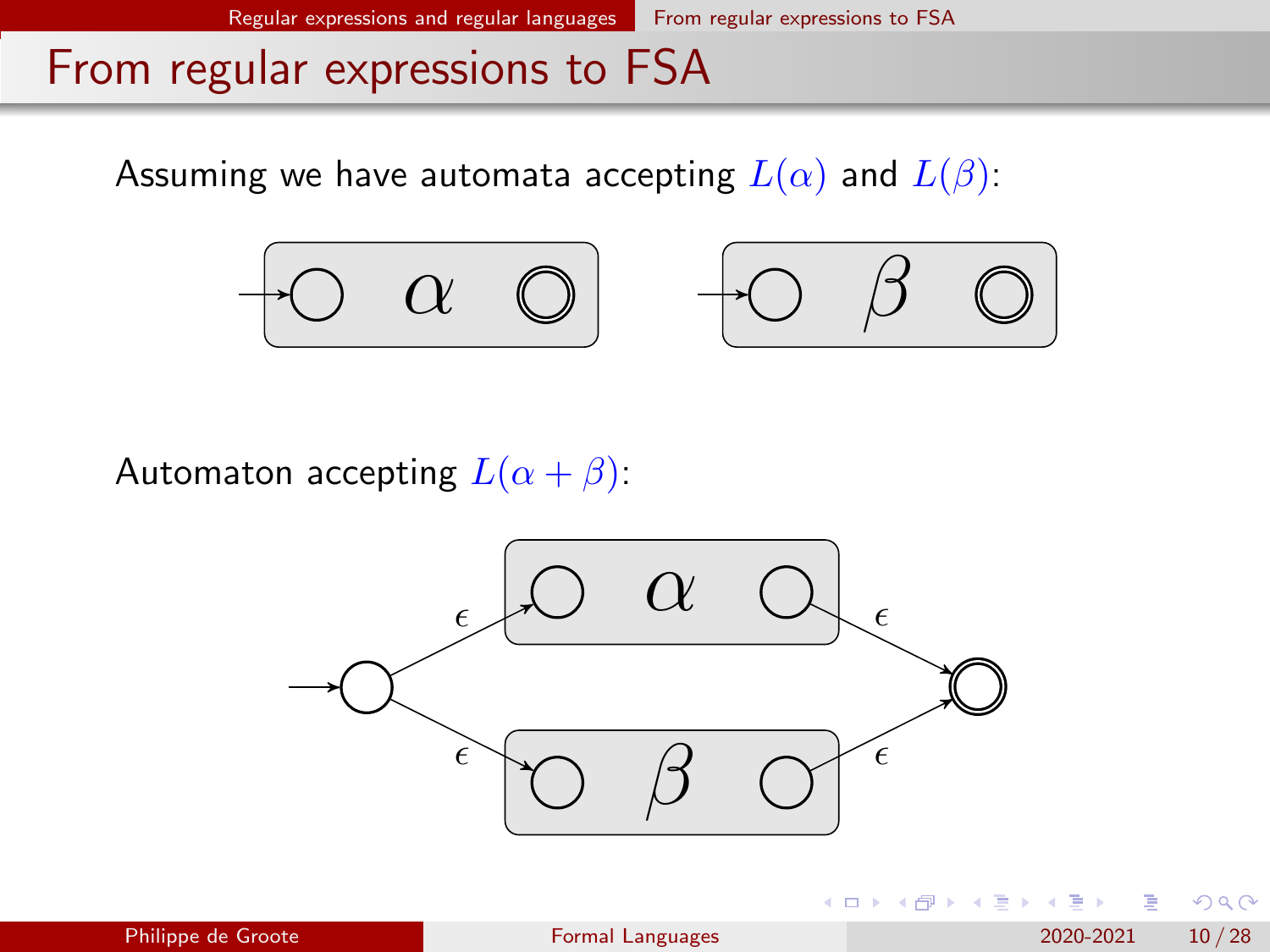# From regular expressions to FSA

Assuming we have automata accepting $L(\alpha)$ and $L(\beta)$:

Automaton accepting $L(\alpha + \beta)$: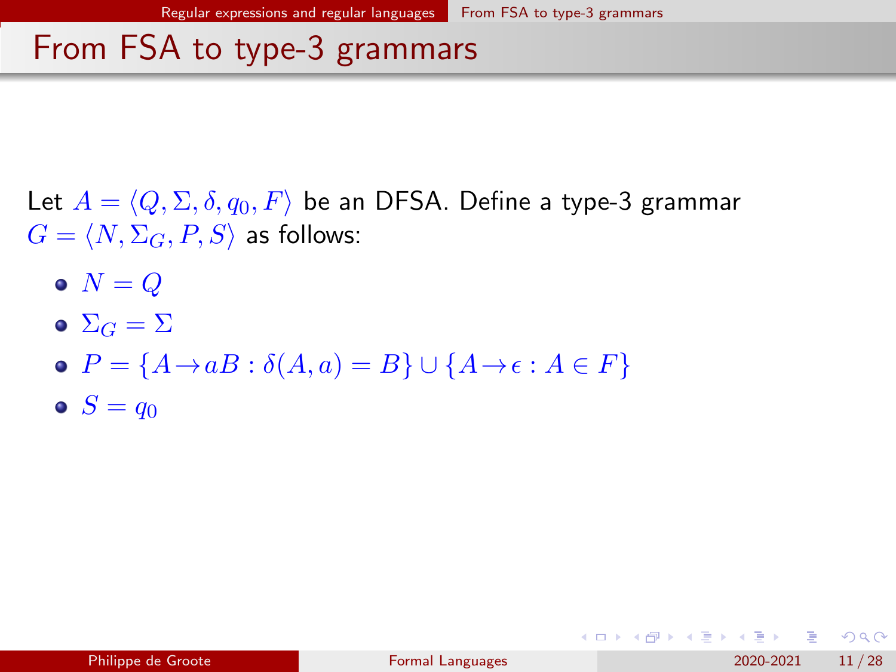# From FSA to type-3 grammars

Let $A = \langle Q, \Sigma, \delta, q_0, F \rangle$ be an DFSA. Define a type-3 grammar $G = \langle N, \Sigma_G, P, S \rangle$ as follows:

- $N = Q$
- $\Sigma_G = \Sigma$
- $P = \{A \rightarrow aB : \delta(A, a) = B\} \cup \{A \rightarrow \epsilon : A \in F\}$
- $S = q_0$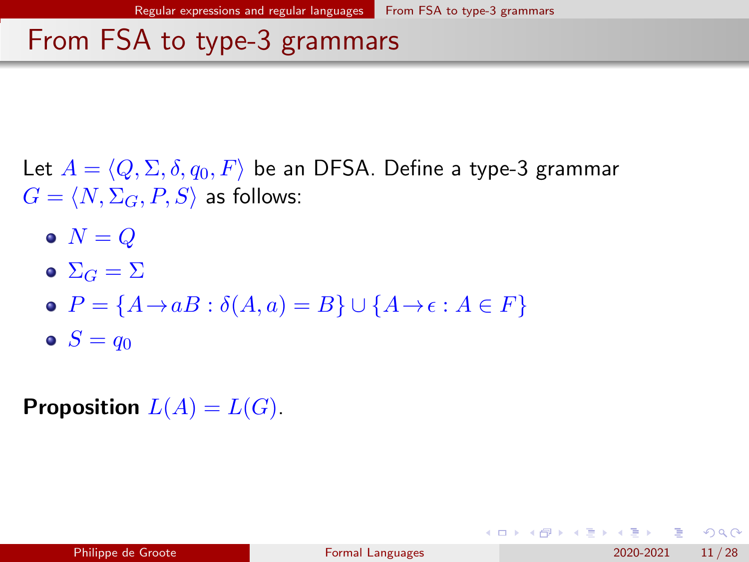# From FSA to type-3 grammars

Let $A = \langle Q, \Sigma, \delta, q_0, F \rangle$ be an DFSA. Define a type-3 grammar $G = \langle N, \Sigma_G, P, S \rangle$ as follows:

- $N = Q$
- $\Sigma_G = \Sigma$
- $P = \{A \rightarrow aB : \delta(A, a) = B\} \cup \{A \rightarrow \epsilon : A \in F\}$
- $S = q_0$

**Proposition** $L(A) = L(G)$.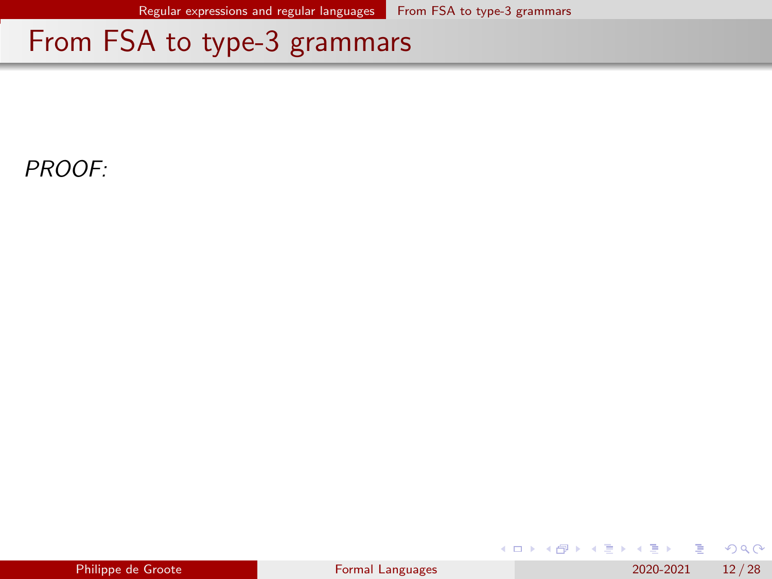# From FSA to type-3 grammars

*PROOF:*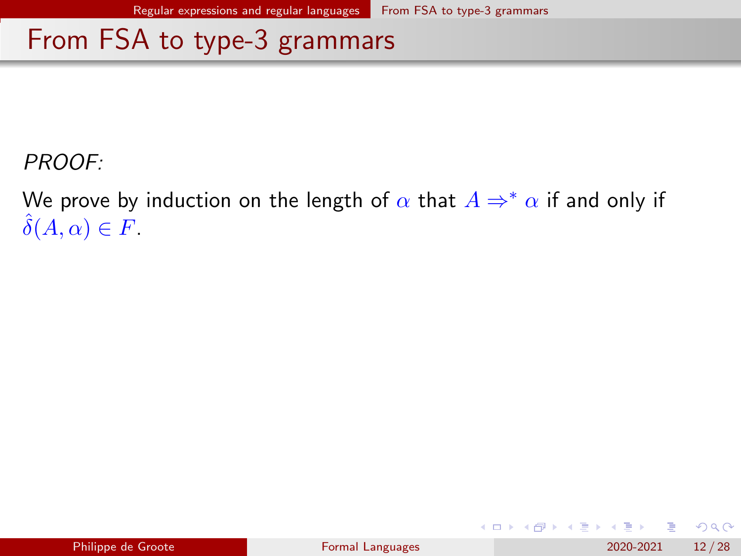# From FSA to type-3 grammars

*PROOF:*

We prove by induction on the length of $\alpha$ that $A \Rightarrow^* \alpha$ if and only if $\hat{\delta}(A, \alpha) \in F$.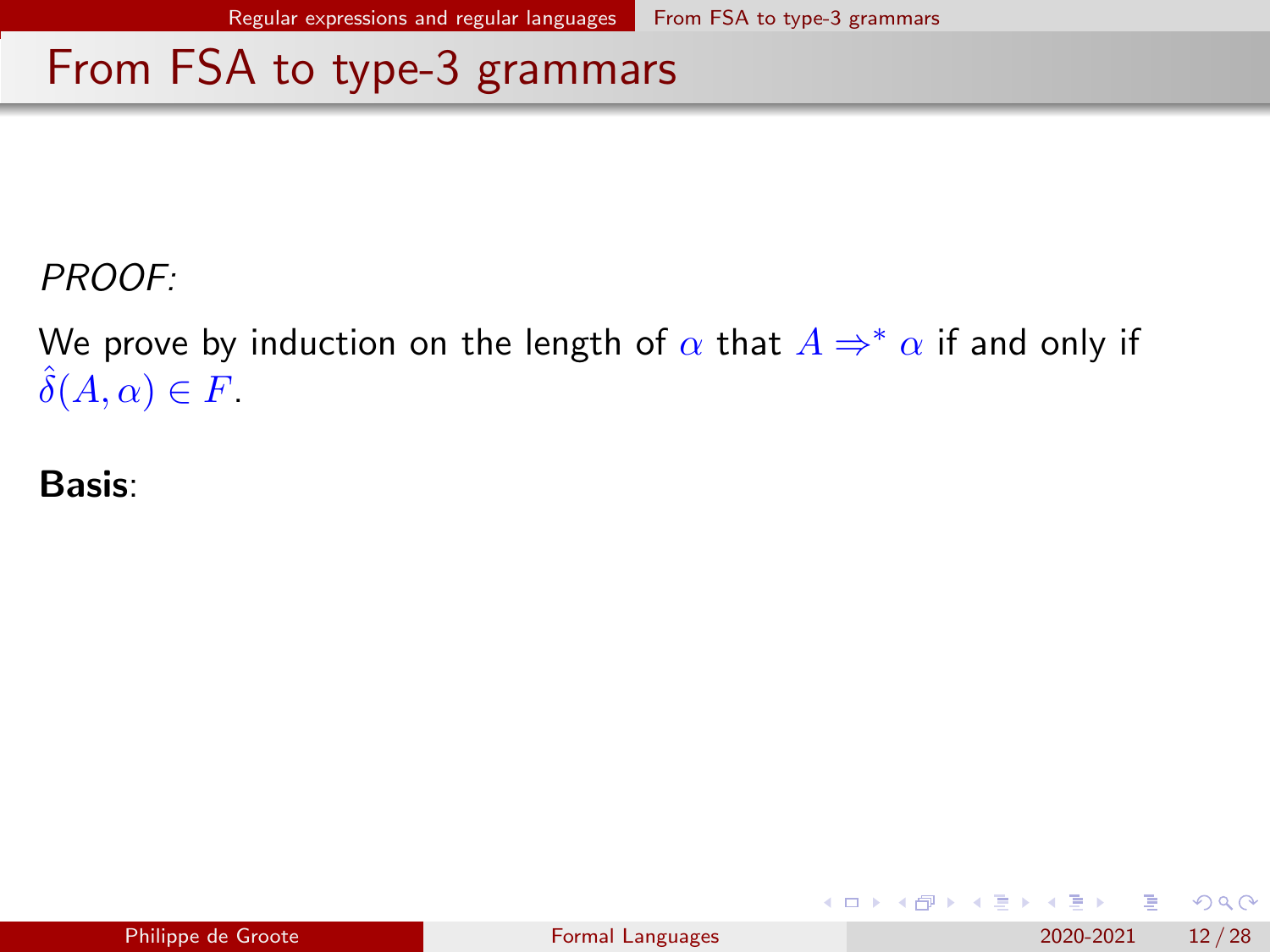# From FSA to type-3 grammars

*PROOF:*

We prove by induction on the length of $\alpha$ that $A \Rightarrow^* \alpha$ if and only if $\hat{\delta}(A, \alpha) \in F$.

**Basis**: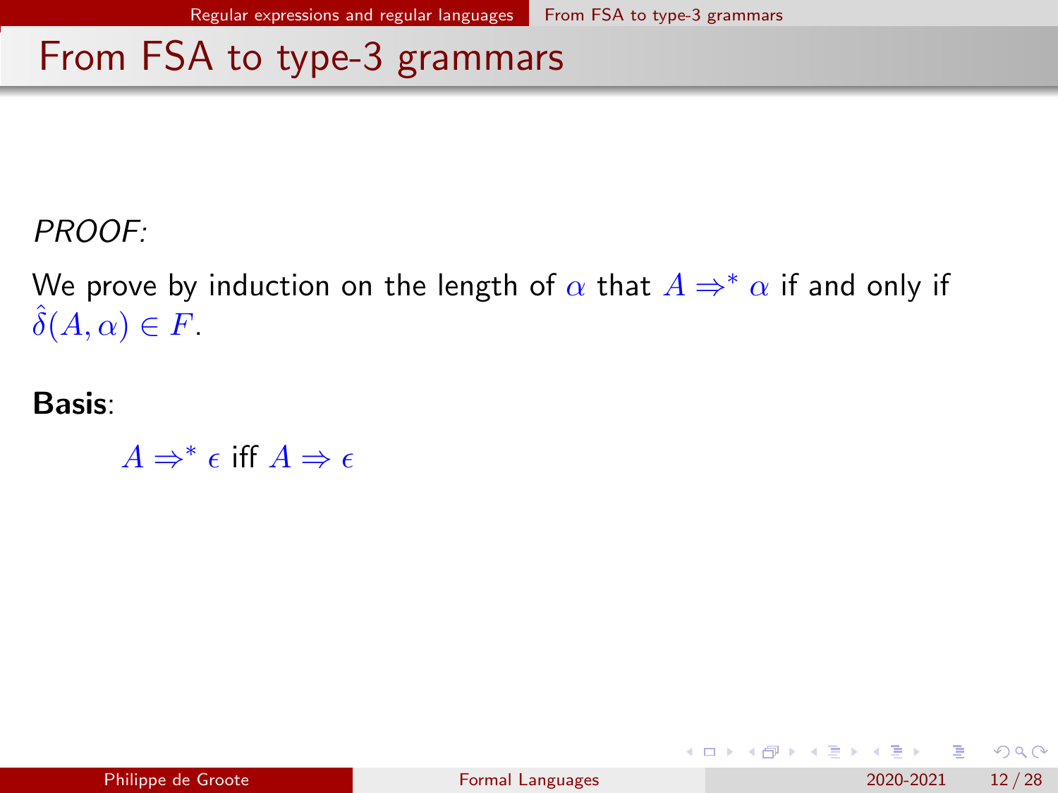# From FSA to type-3 grammars

*PROOF:*

We prove by induction on the length of $\alpha$ that $A \Rightarrow^* \alpha$ if and only if $\hat{\delta}(A, \alpha) \in F$.

**Basis**:

$A \Rightarrow^* \epsilon$ iff $A \Rightarrow \epsilon$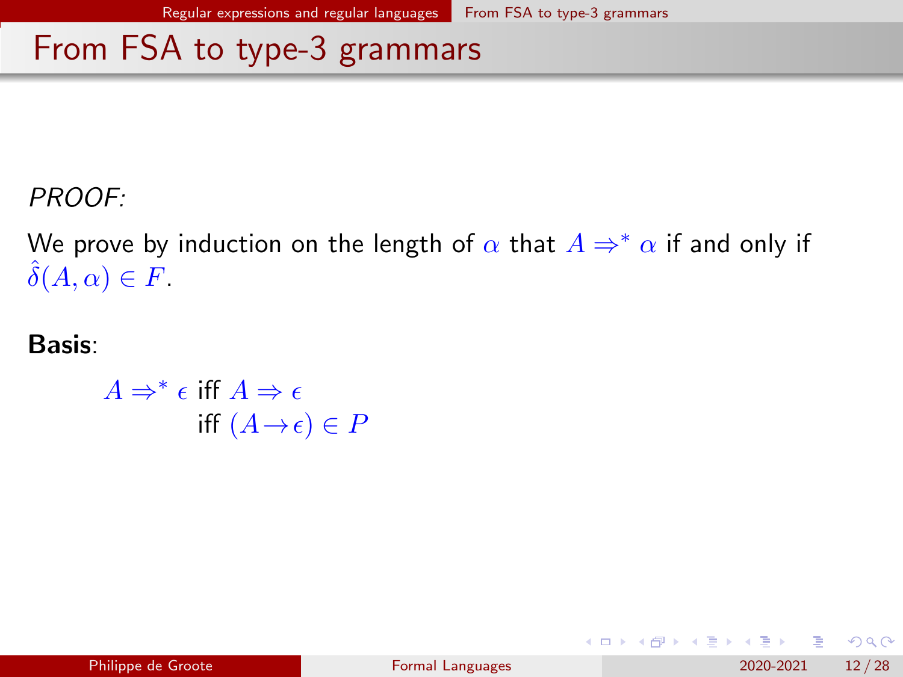# From FSA to type-3 grammars

*PROOF:*

We prove by induction on the length of $\alpha$ that $A \Rightarrow^* \alpha$ if and only if $\hat{\delta}(A, \alpha) \in F$.

**Basis**:

$$
\begin{aligned}
A \Rightarrow^* \epsilon \text{ iff } & A \Rightarrow \epsilon \\
\text{iff } & (A \rightarrow \epsilon) \in P
\end{aligned}
$$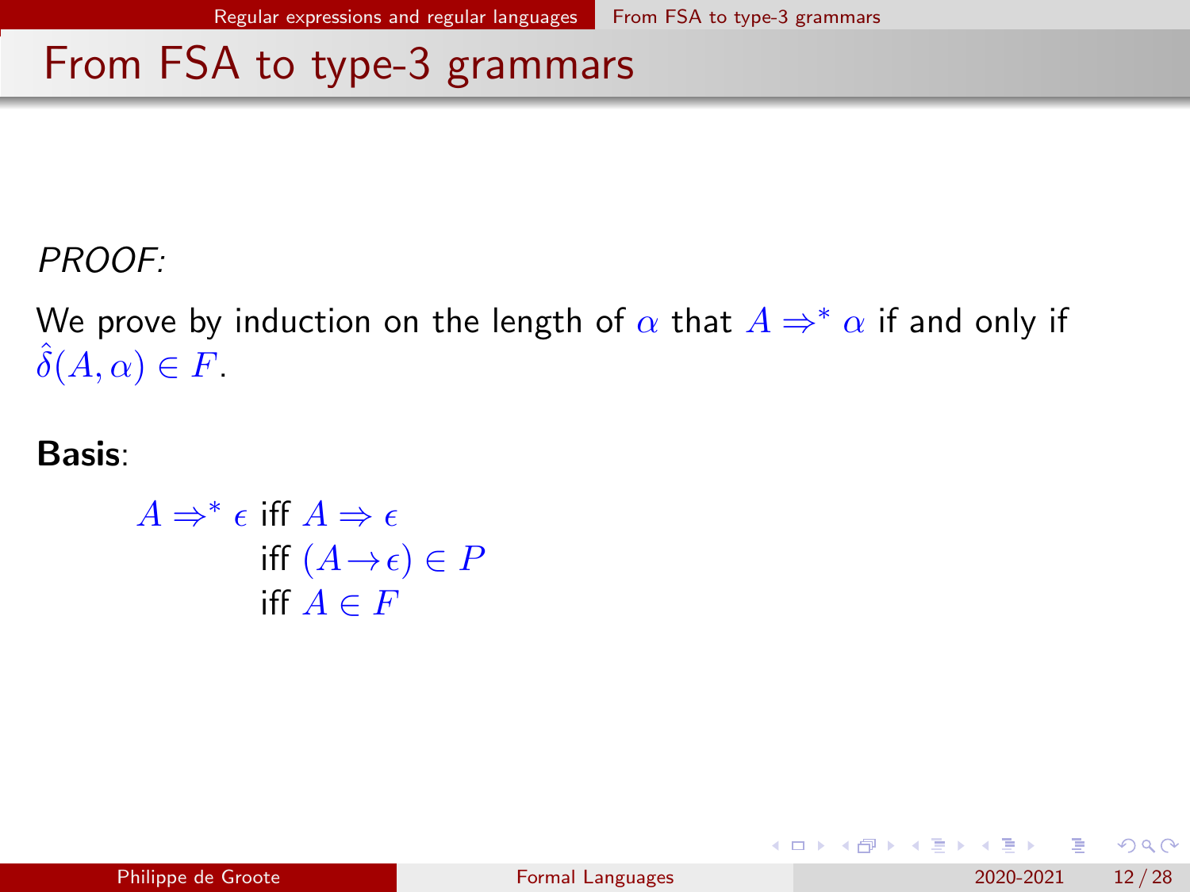# From FSA to type-3 grammars

*PROOF:*

We prove by induction on the length of $\alpha$ that $A \Rightarrow^* \alpha$ if and only if $\hat{\delta}(A, \alpha) \in F$.

**Basis**:

$$
\begin{aligned}
A \Rightarrow^* \epsilon \text{ iff } & A \Rightarrow \epsilon \\
\text{iff } & (A \rightarrow \epsilon) \in P \\
\text{iff } & A \in F
\end{aligned}
$$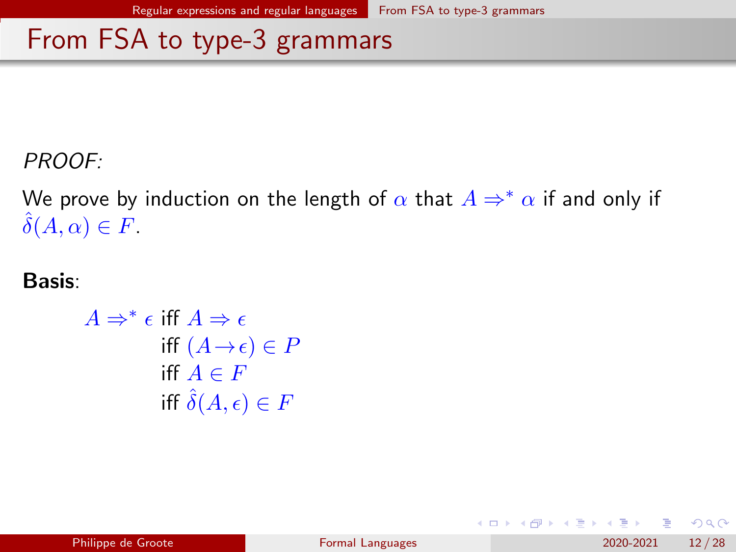# From FSA to type-3 grammars

*PROOF:*

We prove by induction on the length of $\alpha$ that $A \Rightarrow^* \alpha$ if and only if $\hat{\delta}(A, \alpha) \in F$.

**Basis**:

$$
\begin{aligned}
A \Rightarrow^* \epsilon \text{ iff } & A \Rightarrow \epsilon \\
\text{iff } & (A \rightarrow \epsilon) \in P \\
\text{iff } & A \in F \\
\text{iff } & \hat{\delta}(A, \epsilon) \in F
\end{aligned}
$$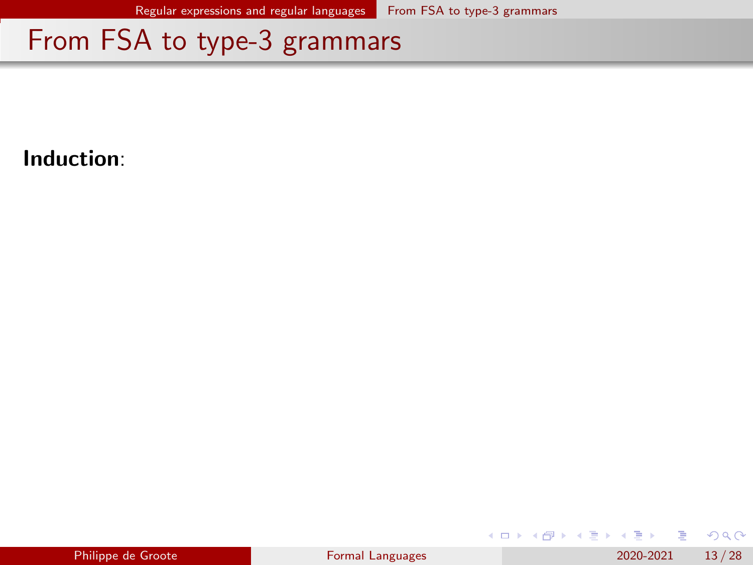## From FSA to type-3 grammars

**Induction**: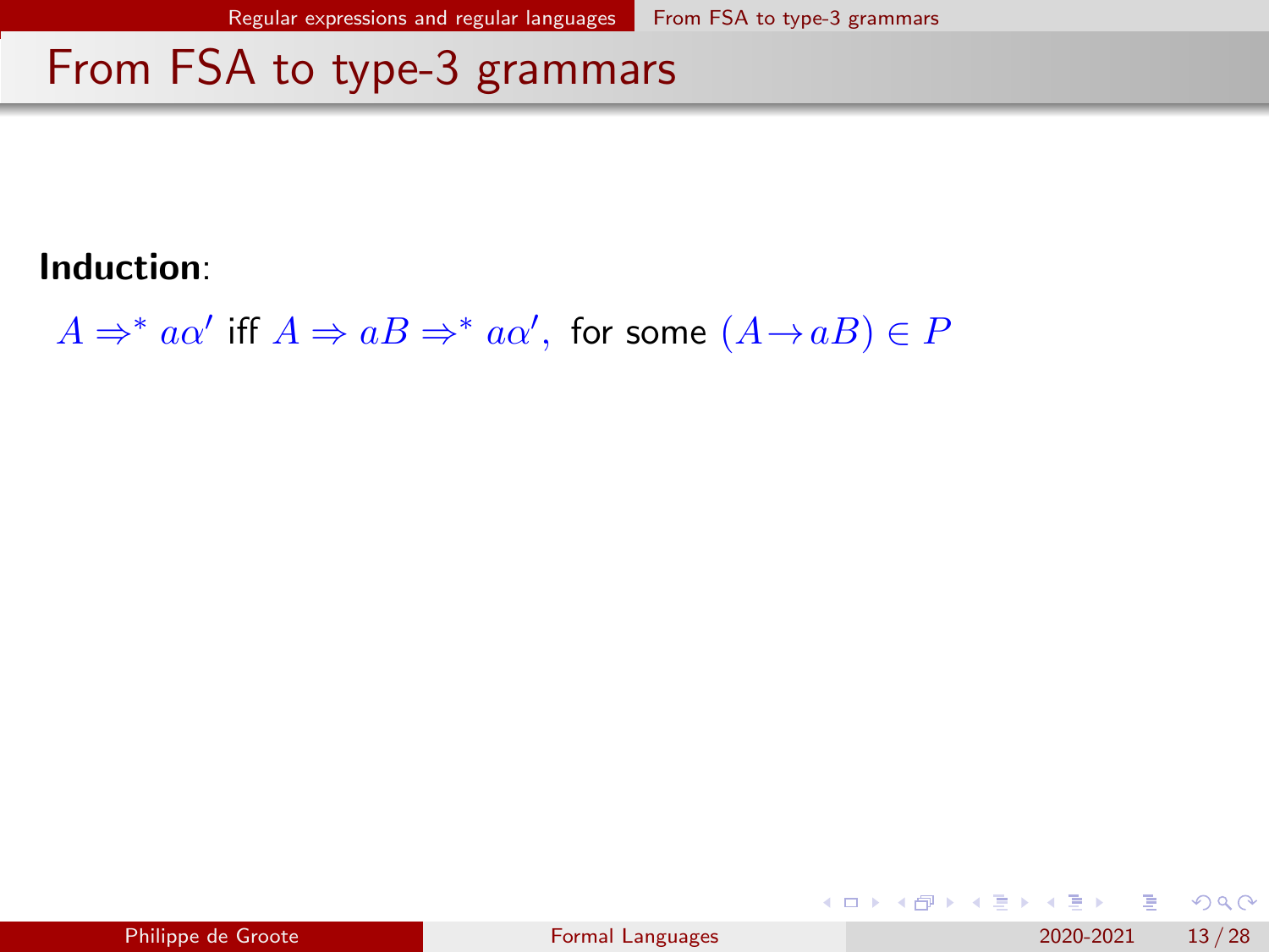# From FSA to type-3 grammars

**Induction**:

$A \Rightarrow^* a\alpha'$ iff $A \Rightarrow aB \Rightarrow^* a\alpha',$ for some $(A \rightarrow aB) \in P$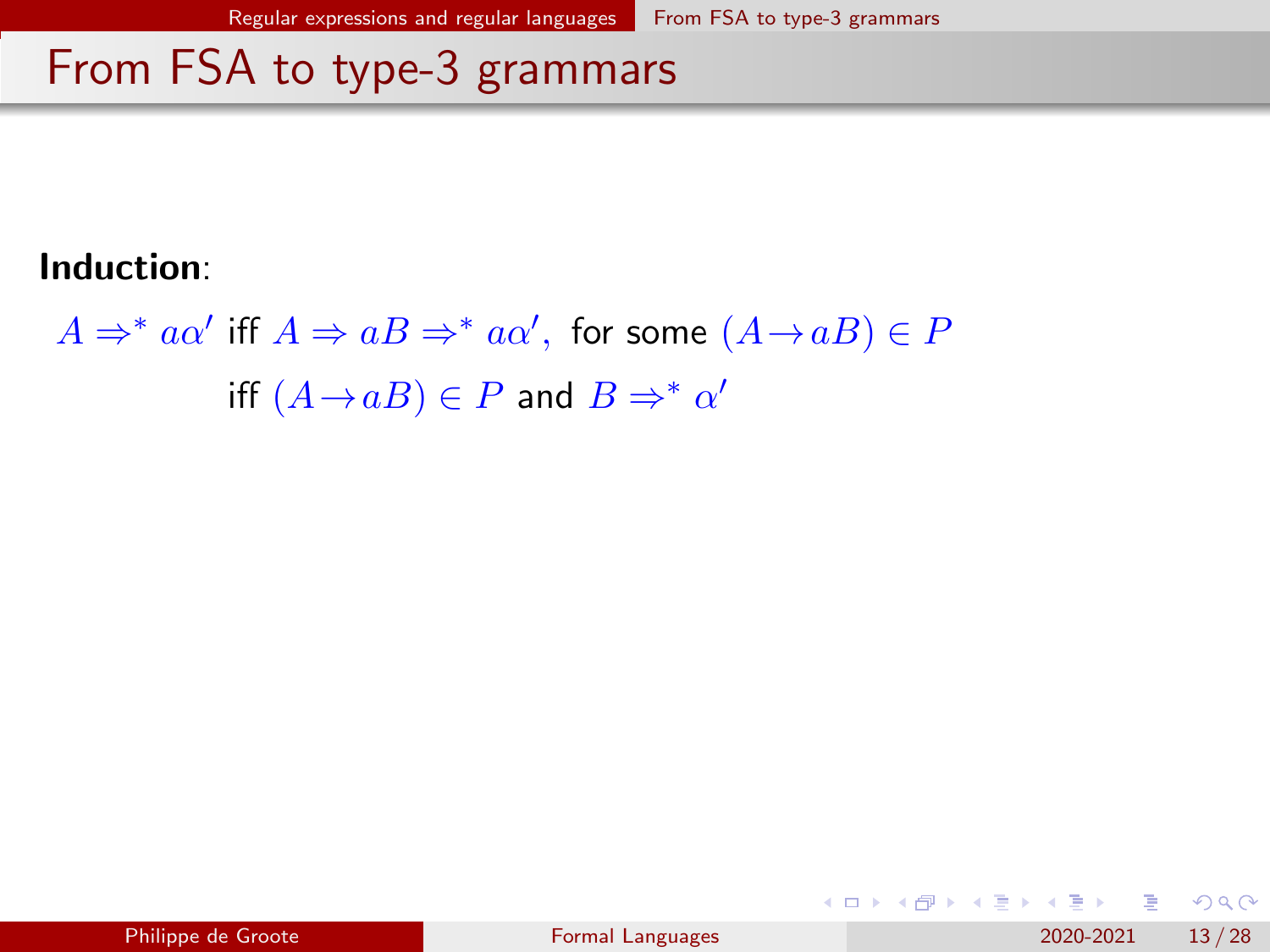# From FSA to type-3 grammars

**Induction**:

$$
\begin{aligned}
A \Rightarrow^* a\alpha' \text{ iff } & A \Rightarrow aB \Rightarrow^* a\alpha', \text{ for some } (A \rightarrow aB) \in P \\
\text{iff } & (A \rightarrow aB) \in P \text{ and } B \Rightarrow^* \alpha'
\end{aligned}
$$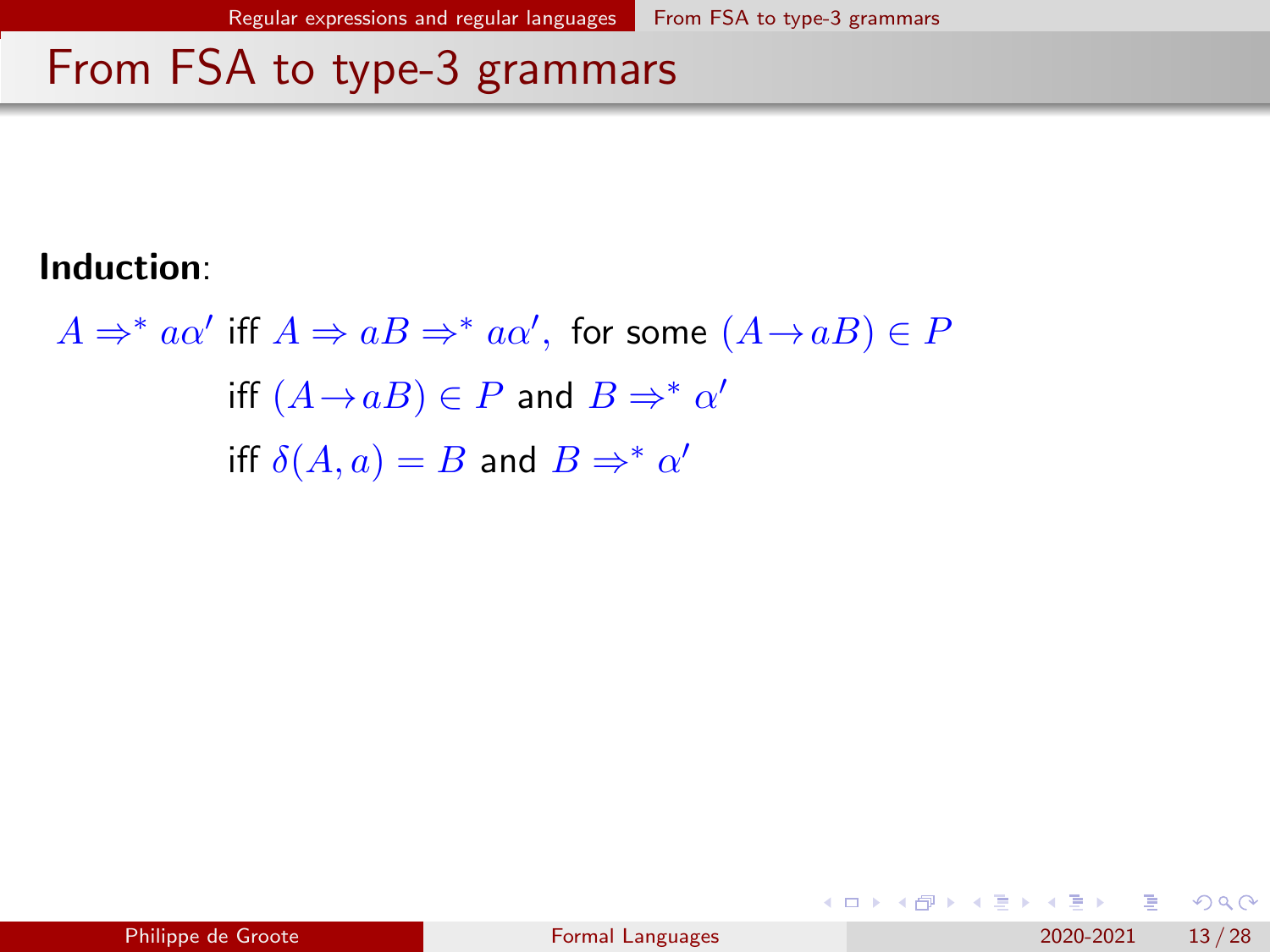# From FSA to type-3 grammars

**Induction**:

$$
\begin{aligned}
A \Rightarrow^* a\alpha' \text{ iff } & A \Rightarrow aB \Rightarrow^* a\alpha', \text{ for some } (A \rightarrow aB) \in P \\
\text{iff } & (A \rightarrow aB) \in P \text{ and } B \Rightarrow^* \alpha' \\
\text{iff } & \delta(A, a) = B \text{ and } B \Rightarrow^* \alpha'
\end{aligned}
$$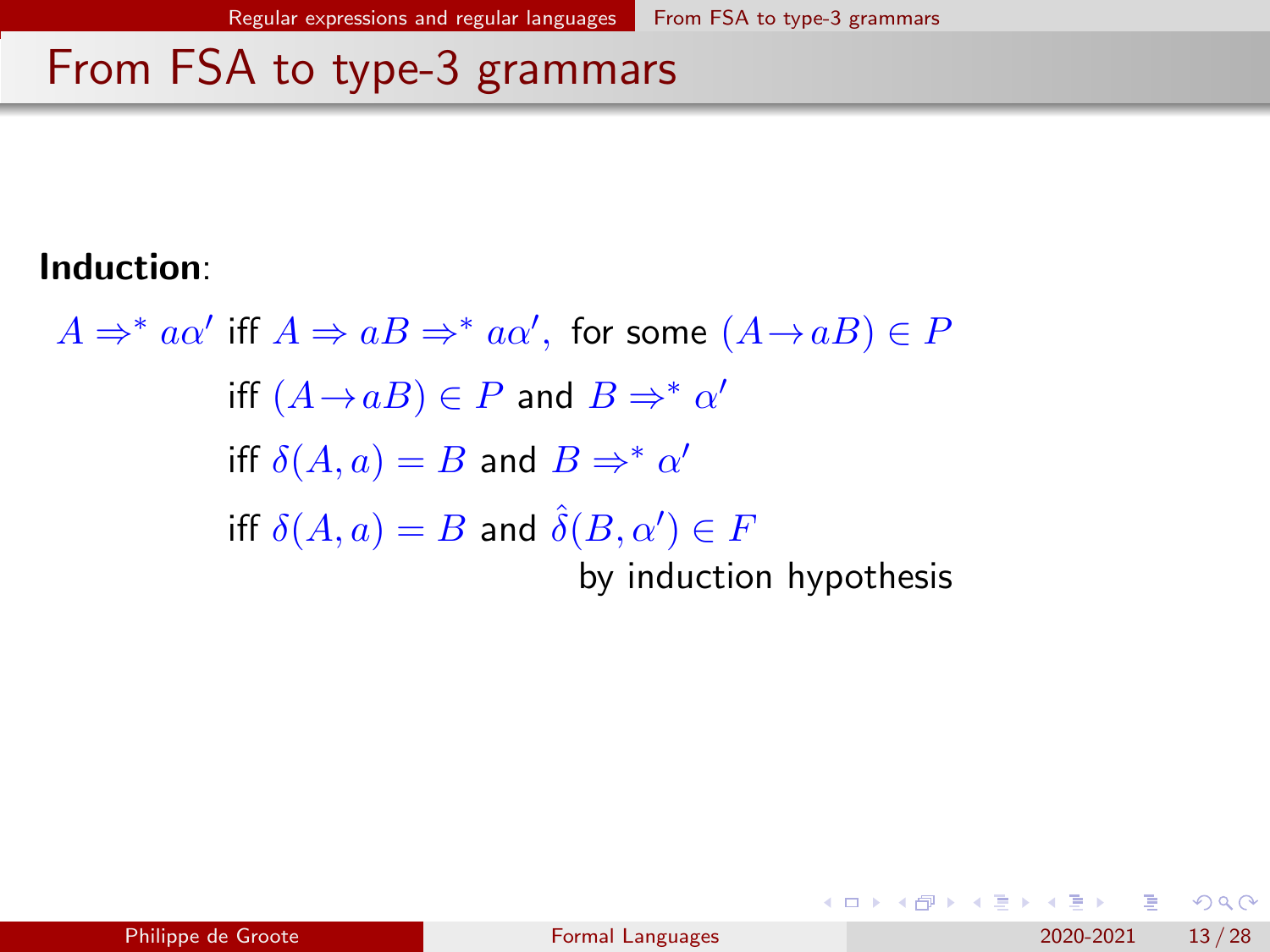## From FSA to type-3 grammars

**Induction**:

$$
\begin{aligned}
A \Rightarrow^* a\alpha' \text{ iff } & A \Rightarrow aB \Rightarrow^* a\alpha', \text{ for some } (A \rightarrow aB) \in P \\
\text{iff } & (A \rightarrow aB) \in P \text{ and } B \Rightarrow^* \alpha' \\
\text{iff } & \delta(A, a) = B \text{ and } B \Rightarrow^* \alpha' \\
\text{iff } & \delta(A, a) = B \text{ and } \hat{\delta}(B, \alpha') \in F
\end{aligned}
$$

by induction hypothesis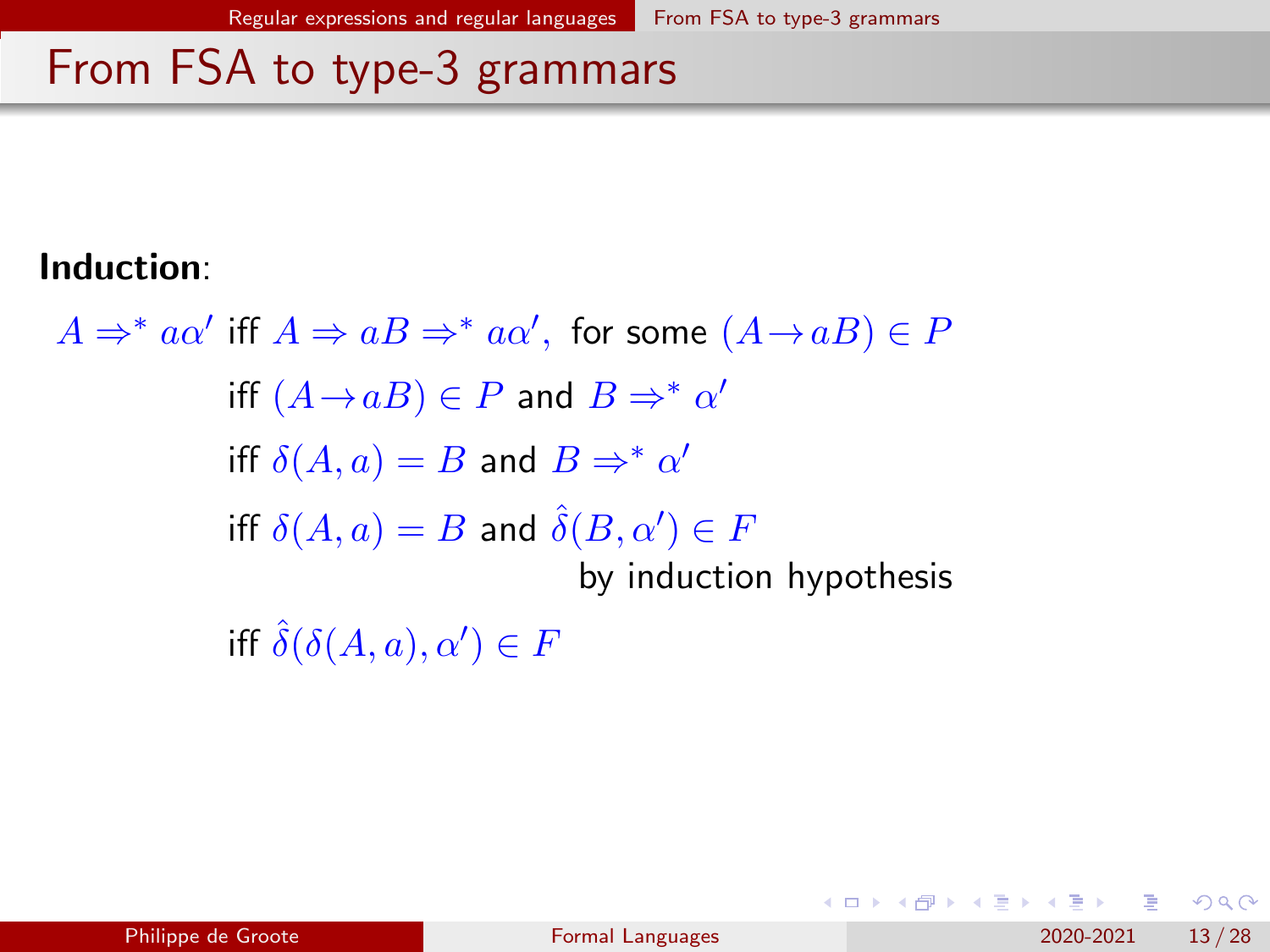# From FSA to type-3 grammars

**Induction**:

$$
\begin{aligned}
A \Rightarrow^* a\alpha' \text{ iff } & A \Rightarrow aB \Rightarrow^* a\alpha', \text{ for some } (A \rightarrow aB) \in P \\
\text{iff } & (A \rightarrow aB) \in P \text{ and } B \Rightarrow^* \alpha' \\
\text{iff } & \delta(A, a) = B \text{ and } B \Rightarrow^* \alpha' \\
\text{iff } & \delta(A, a) = B \text{ and } \hat{\delta}(B, \alpha') \in F \\
& \qquad\qquad\qquad\qquad \text{by induction hypothesis} \\
\text{iff } & \hat{\delta}(\delta(A, a), \alpha') \in F
\end{aligned}
$$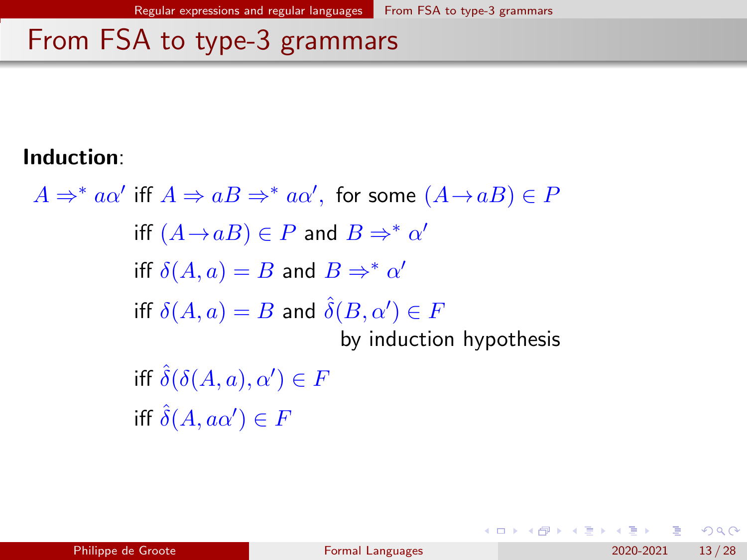# From FSA to type-3 grammars

**Induction**:

$$
\begin{aligned}
A \Rightarrow^* a\alpha' \text{ iff } & A \Rightarrow aB \Rightarrow^* a\alpha', \text{ for some } (A \to aB) \in P \\
\text{iff } & (A \to aB) \in P \text{ and } B \Rightarrow^* \alpha' \\
\text{iff } & \delta(A, a) = B \text{ and } B \Rightarrow^* \alpha' \\
\text{iff } & \delta(A, a) = B \text{ and } \hat{\delta}(B, \alpha') \in F \\
& \qquad\qquad\qquad \text{by induction hypothesis} \\
\text{iff } & \hat{\delta}(\delta(A, a), \alpha') \in F \\
\text{iff } & \hat{\delta}(A, a\alpha') \in F
\end{aligned}
$$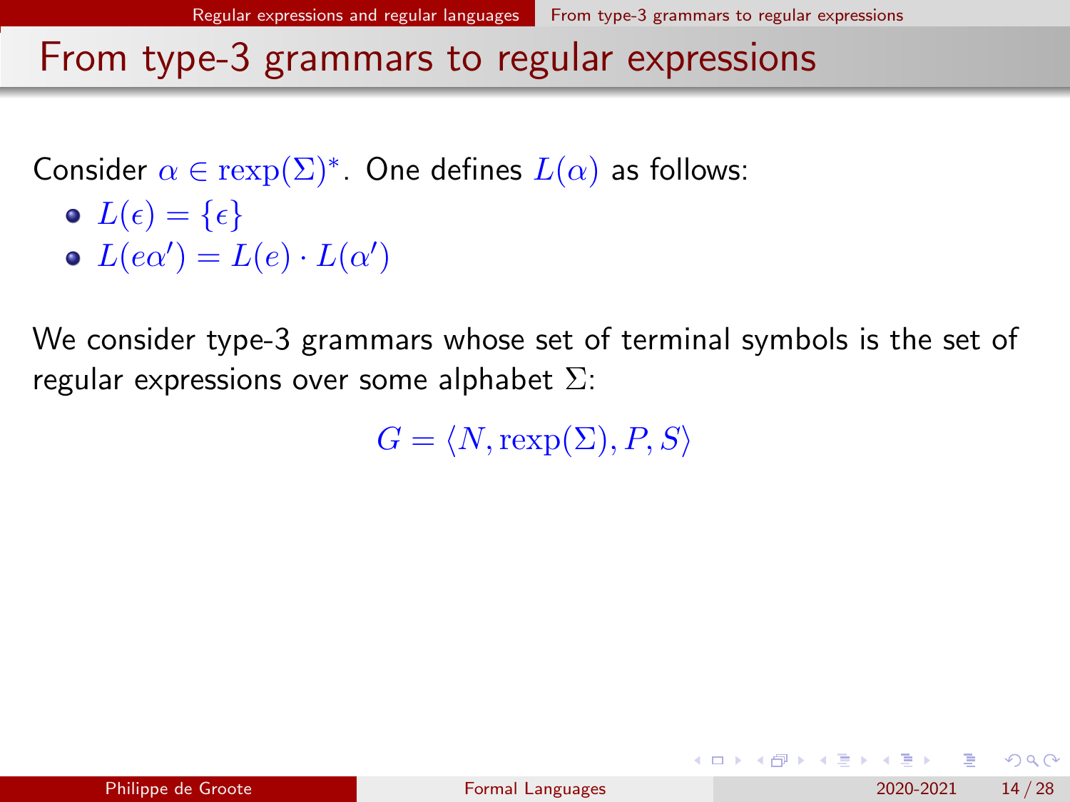# From type-3 grammars to regular expressions

Consider $\alpha \in \text{rexp}(\Sigma)^*$. One defines $L(\alpha)$ as follows:

- $L(\epsilon) = \{\epsilon\}$
- $L(e\alpha') = L(e) \cdot L(\alpha')$

We consider type-3 grammars whose set of terminal symbols is the set of regular expressions over some alphabet $\Sigma$:

$$G = \langle N, \text{rexp}(\Sigma), P, S \rangle$$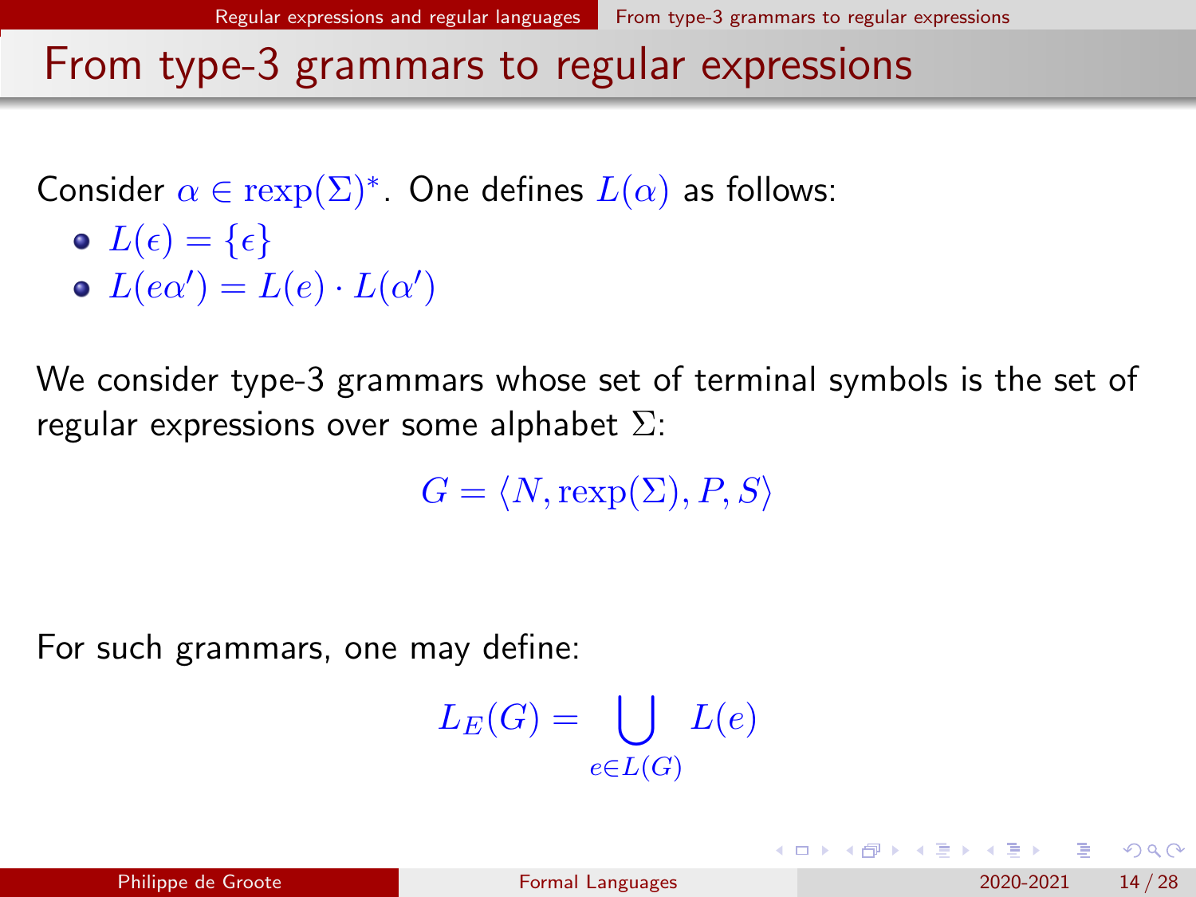# From type-3 grammars to regular expressions

Consider $\alpha \in \mathrm{rexp}(\Sigma)^*$. One defines $L(\alpha)$ as follows:

- $L(\epsilon) = \{\epsilon\}$
- $L(e\alpha') = L(e) \cdot L(\alpha')$

We consider type-3 grammars whose set of terminal symbols is the set of regular expressions over some alphabet $\Sigma$:

$$G = \langle N, \mathrm{rexp}(\Sigma), P, S \rangle$$

For such grammars, one may define:

$$L_E(G) = \bigcup_{e \in L(G)} L(e)$$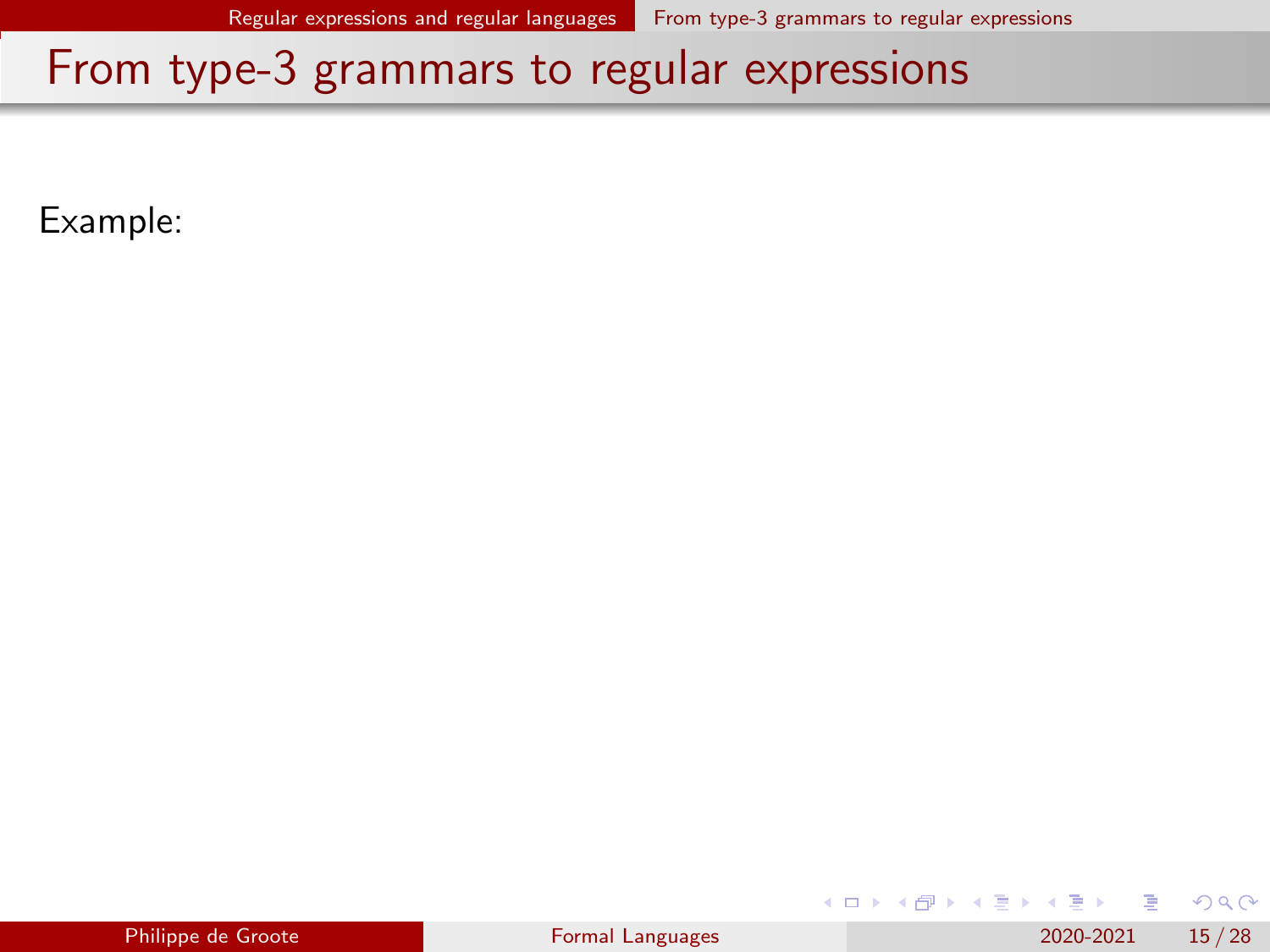# From type-3 grammars to regular expressions

Example: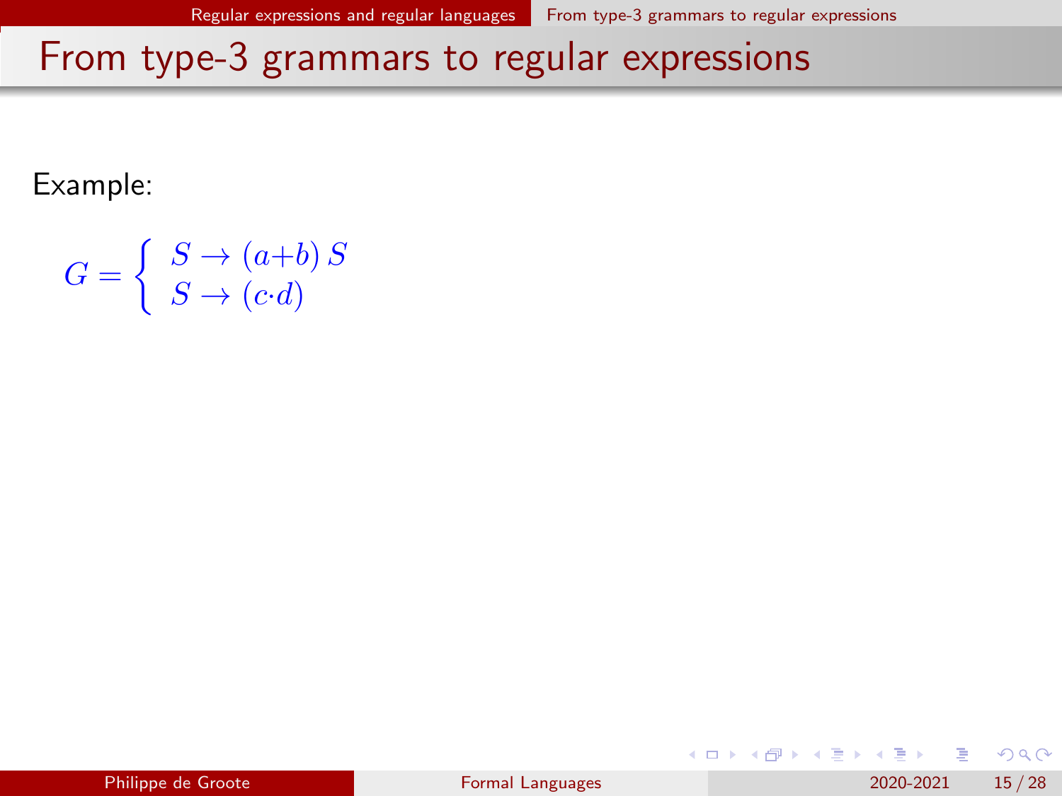# From type-3 grammars to regular expressions

Example:

$$G = \left\{ \begin{array}{l} S \rightarrow (a{+}b)\, S \\ S \rightarrow (c{\cdot}d) \end{array} \right.$$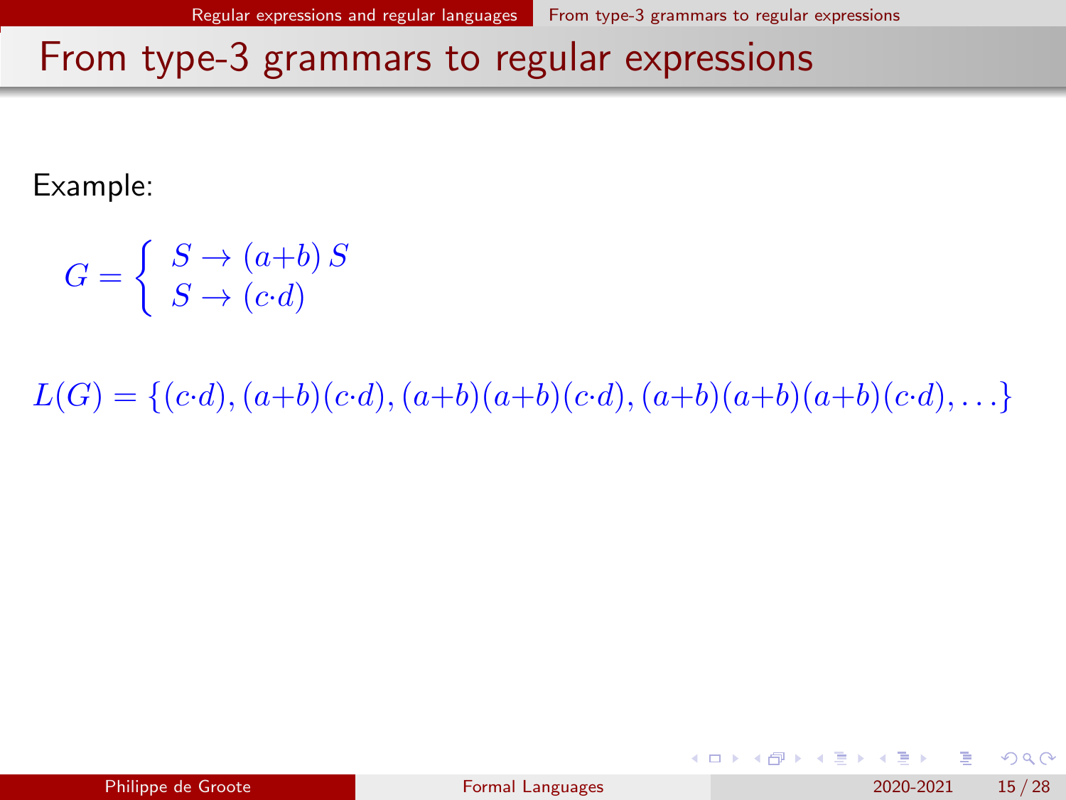# From type-3 grammars to regular expressions

Example:

$$G = \begin{cases} S \rightarrow (a{+}b)\, S \\ S \rightarrow (c{\cdot}d) \end{cases}$$

$$L(G) = \{(c{\cdot}d), (a{+}b)(c{\cdot}d), (a{+}b)(a{+}b)(c{\cdot}d), (a{+}b)(a{+}b)(a{+}b)(c{\cdot}d), \ldots\}$$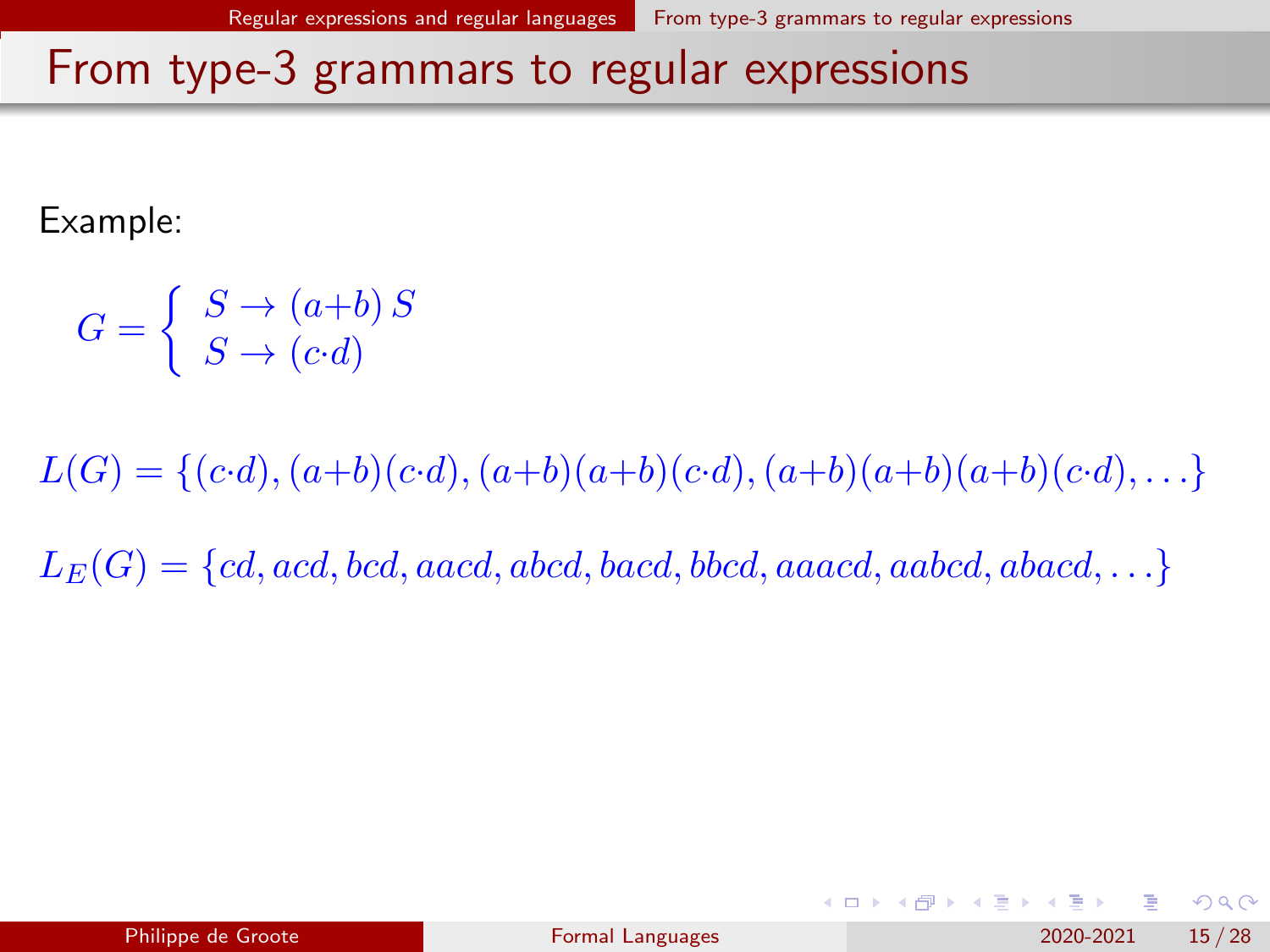# From type-3 grammars to regular expressions

Example:

$$G = \left\{ \begin{array}{l} S \rightarrow (a{+}b)\, S \\ S \rightarrow (c{\cdot}d) \end{array} \right.$$

$L(G) = \{(c{\cdot}d), (a{+}b)(c{\cdot}d), (a{+}b)(a{+}b)(c{\cdot}d), (a{+}b)(a{+}b)(a{+}b)(c{\cdot}d), \ldots\}$

$L_E(G) = \{cd, acd, bcd, aacd, abcd, bacd, bbcd, aaacd, aabcd, abacd, \ldots\}$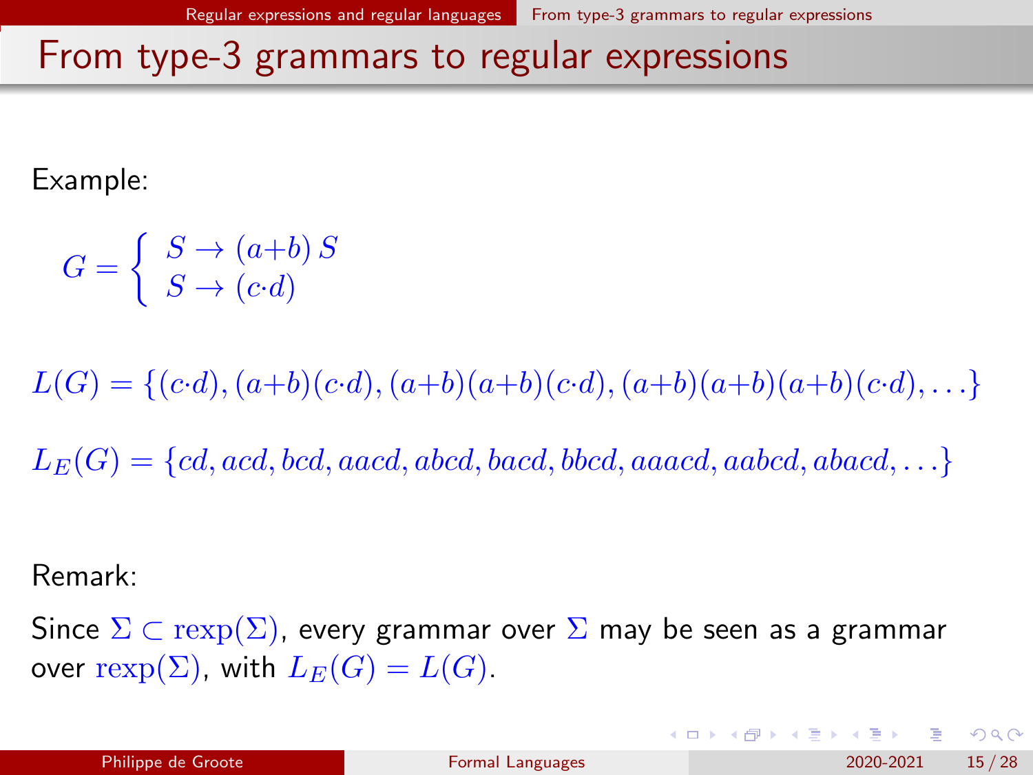# From type-3 grammars to regular expressions

Example:

$$G = \left\{ \begin{array}{l} S \rightarrow (a{+}b)\, S \\ S \rightarrow (c{\cdot}d) \end{array} \right.$$

$L(G) = \{(c{\cdot}d), (a{+}b)(c{\cdot}d), (a{+}b)(a{+}b)(c{\cdot}d), (a{+}b)(a{+}b)(a{+}b)(c{\cdot}d), \ldots\}$

$L_E(G) = \{cd, acd, bcd, aacd, abcd, bacd, bbcd, aaacd, aabcd, abacd, \ldots\}$

Remark:

Since $\Sigma \subset \mathrm{rexp}(\Sigma)$, every grammar over $\Sigma$ may be seen as a grammar over $\mathrm{rexp}(\Sigma)$, with $L_E(G) = L(G)$.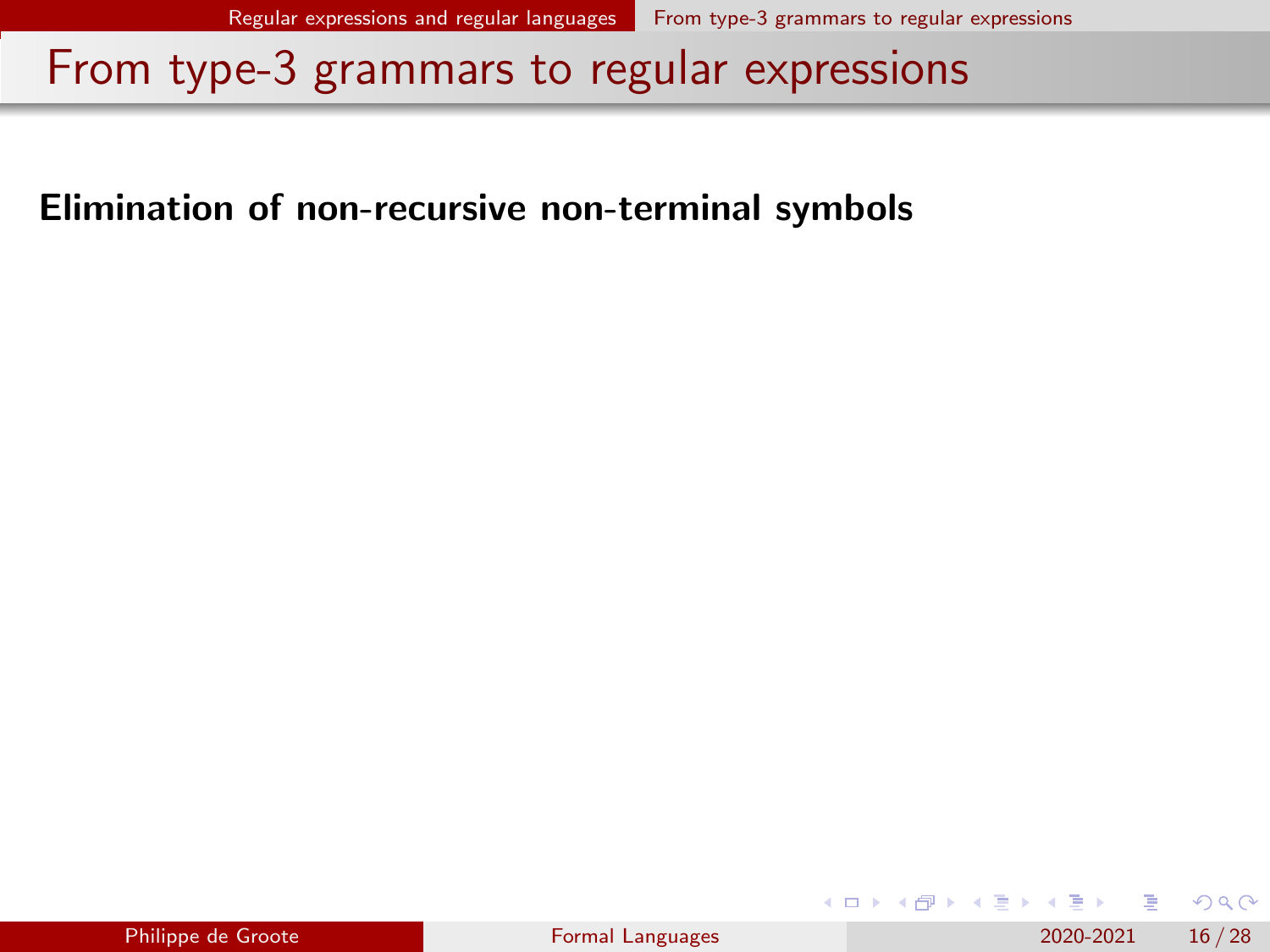# From type-3 grammars to regular expressions

**Elimination of non-recursive non-terminal symbols**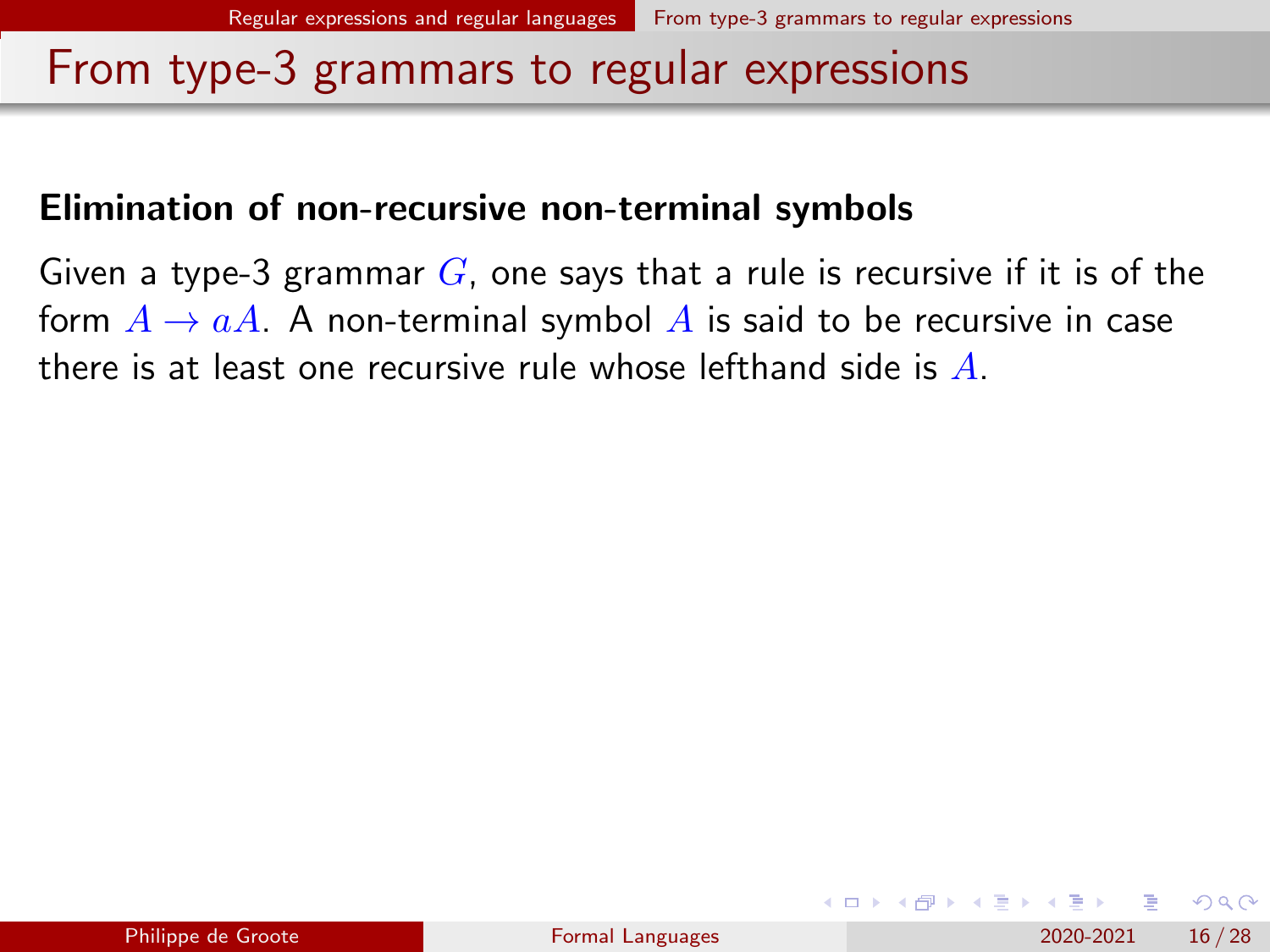# From type-3 grammars to regular expressions

**Elimination of non-recursive non-terminal symbols**

Given a type-3 grammar $G$, one says that a rule is recursive if it is of the form $A \rightarrow aA$. A non-terminal symbol $A$ is said to be recursive in case there is at least one recursive rule whose lefthand side is $A$.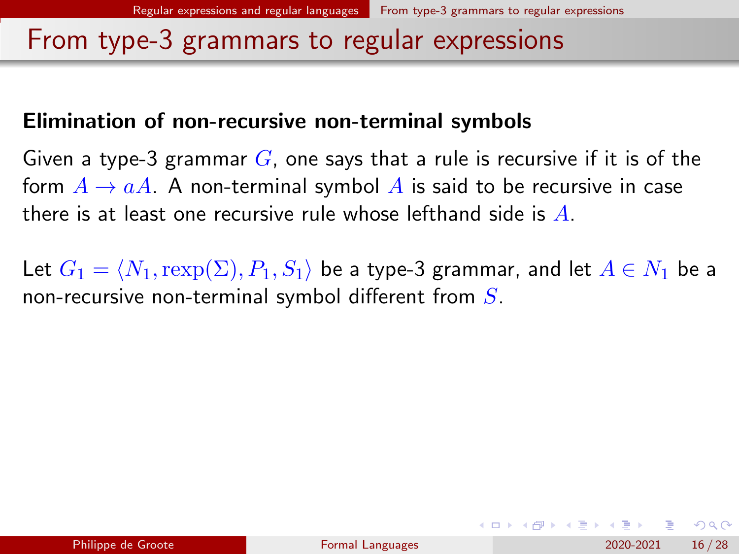# From type-3 grammars to regular expressions

**Elimination of non-recursive non-terminal symbols**

Given a type-3 grammar $G$, one says that a rule is recursive if it is of the form $A \to aA$. A non-terminal symbol $A$ is said to be recursive in case there is at least one recursive rule whose lefthand side is $A$.

Let $G_1 = \langle N_1, \mathrm{rexp}(\Sigma), P_1, S_1 \rangle$ be a type-3 grammar, and let $A \in N_1$ be a non-recursive non-terminal symbol different from $S$.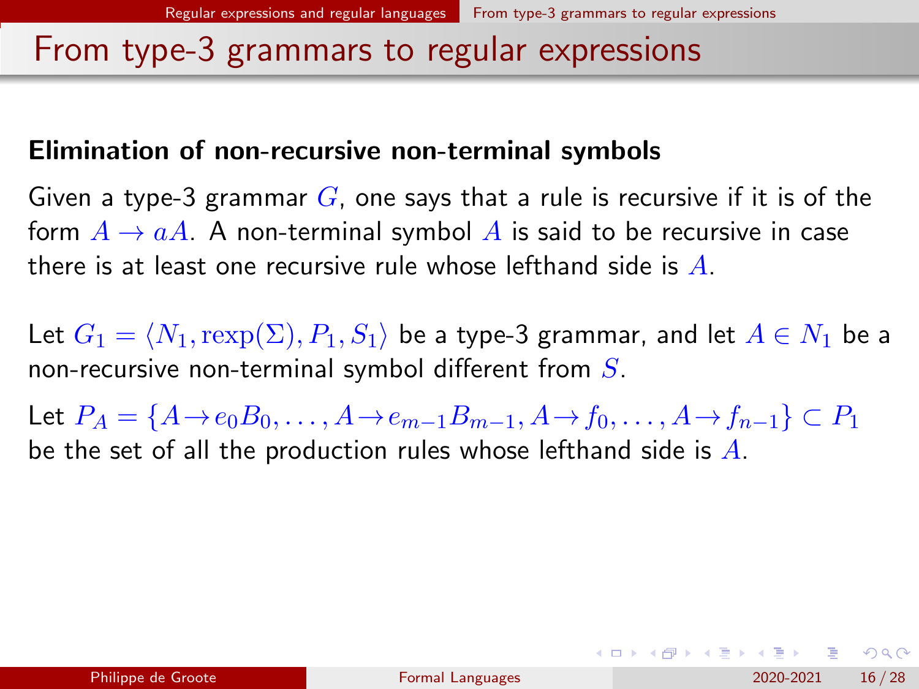# From type-3 grammars to regular expressions

**Elimination of non-recursive non-terminal symbols**

Given a type-3 grammar $G$, one says that a rule is recursive if it is of the form $A \rightarrow aA$. A non-terminal symbol $A$ is said to be recursive in case there is at least one recursive rule whose lefthand side is $A$.

Let $G_1 = \langle N_1, \mathrm{rexp}(\Sigma), P_1, S_1 \rangle$ be a type-3 grammar, and let $A \in N_1$ be a non-recursive non-terminal symbol different from $S$.

Let $P_A = \{A \rightarrow e_0 B_0, \ldots, A \rightarrow e_{m-1} B_{m-1}, A \rightarrow f_0, \ldots, A \rightarrow f_{n-1}\} \subset P_1$ be the set of all the production rules whose lefthand side is $A$.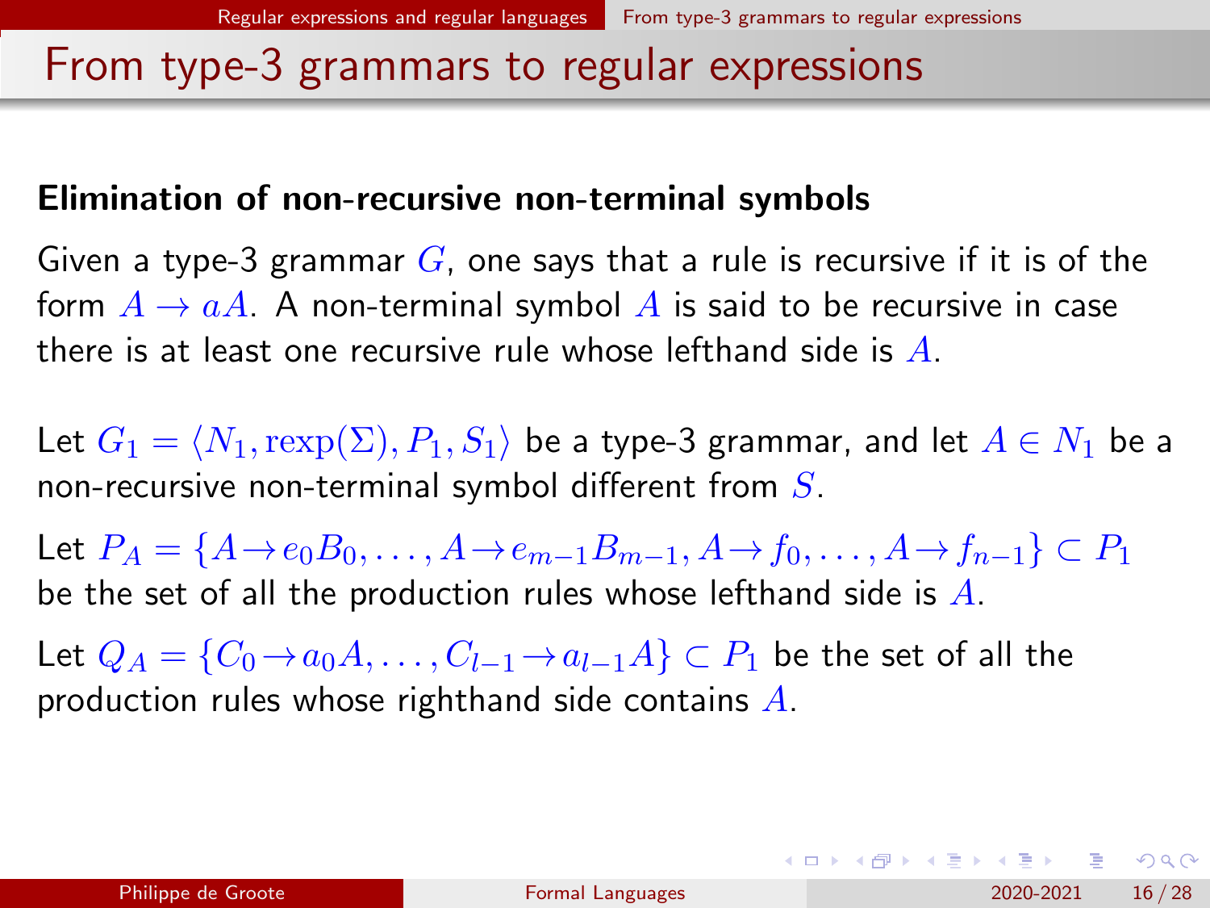# From type-3 grammars to regular expressions

**Elimination of non-recursive non-terminal symbols**

Given a type-3 grammar $G$, one says that a rule is recursive if it is of the form $A \rightarrow aA$. A non-terminal symbol $A$ is said to be recursive in case there is at least one recursive rule whose lefthand side is $A$.

Let $G_1 = \langle N_1, \mathrm{rexp}(\Sigma), P_1, S_1 \rangle$ be a type-3 grammar, and let $A \in N_1$ be a non-recursive non-terminal symbol different from $S$.

Let $P_A = \{A \rightarrow e_0 B_0, \ldots, A \rightarrow e_{m-1} B_{m-1}, A \rightarrow f_0, \ldots, A \rightarrow f_{n-1}\} \subset P_1$ be the set of all the production rules whose lefthand side is $A$.

Let $Q_A = \{C_0 \rightarrow a_0 A, \ldots, C_{l-1} \rightarrow a_{l-1} A\} \subset P_1$ be the set of all the production rules whose righthand side contains $A$.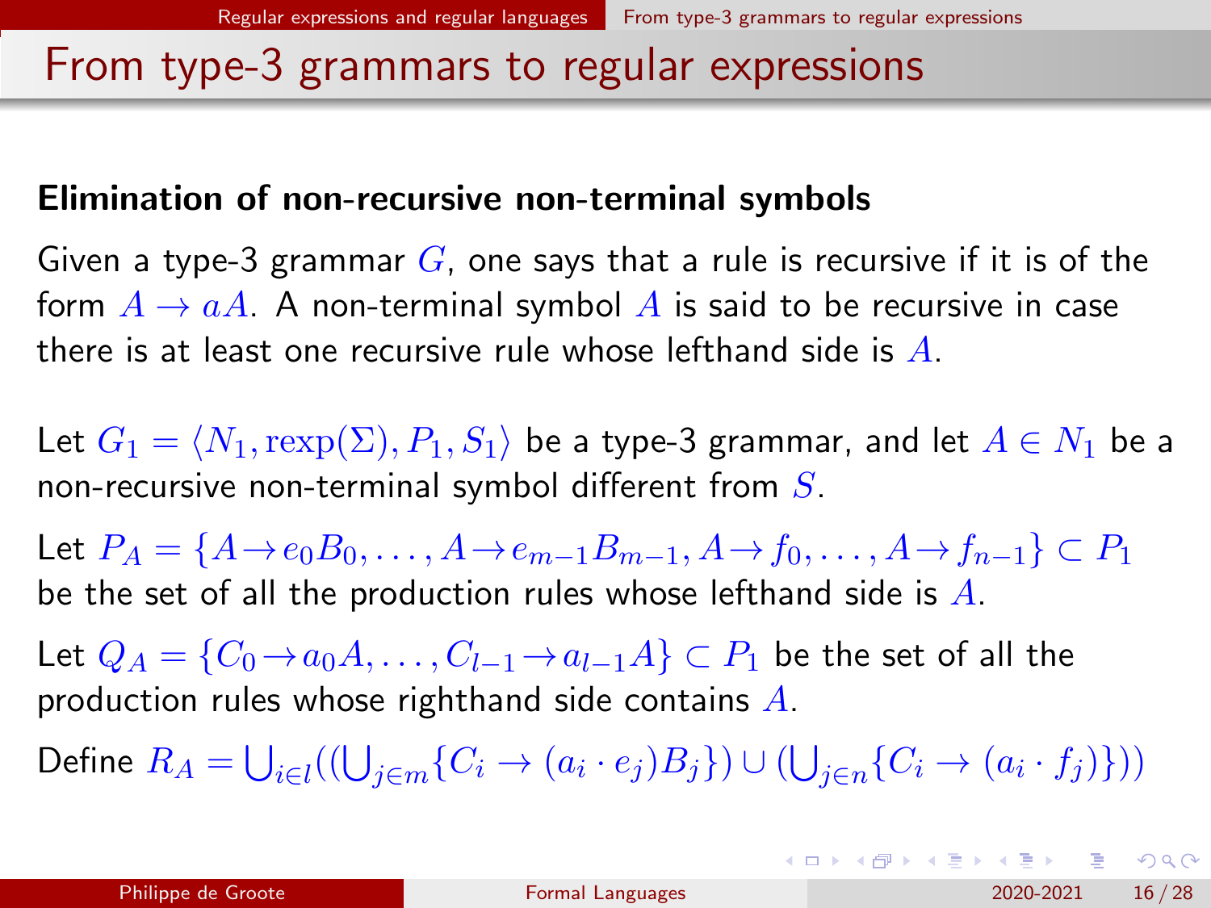# From type-3 grammars to regular expressions

**Elimination of non-recursive non-terminal symbols**

Given a type-3 grammar $G$, one says that a rule is recursive if it is of the form $A \to aA$. A non-terminal symbol $A$ is said to be recursive in case there is at least one recursive rule whose lefthand side is $A$.

Let $G_1 = \langle N_1, \mathrm{rexp}(\Sigma), P_1, S_1 \rangle$ be a type-3 grammar, and let $A \in N_1$ be a non-recursive non-terminal symbol different from $S$.

Let $P_A = \{A \to e_0 B_0, \ldots, A \to e_{m-1} B_{m-1}, A \to f_0, \ldots, A \to f_{n-1}\} \subset P_1$ be the set of all the production rules whose lefthand side is $A$.

Let $Q_A = \{C_0 \to a_0 A, \ldots, C_{l-1} \to a_{l-1} A\} \subset P_1$ be the set of all the production rules whose righthand side contains $A$.

Define $R_A = \bigcup_{i \in l}((\bigcup_{j \in m}\{C_i \to (a_i \cdot e_j) B_j\}) \cup (\bigcup_{j \in n}\{C_i \to (a_i \cdot f_j)\}))$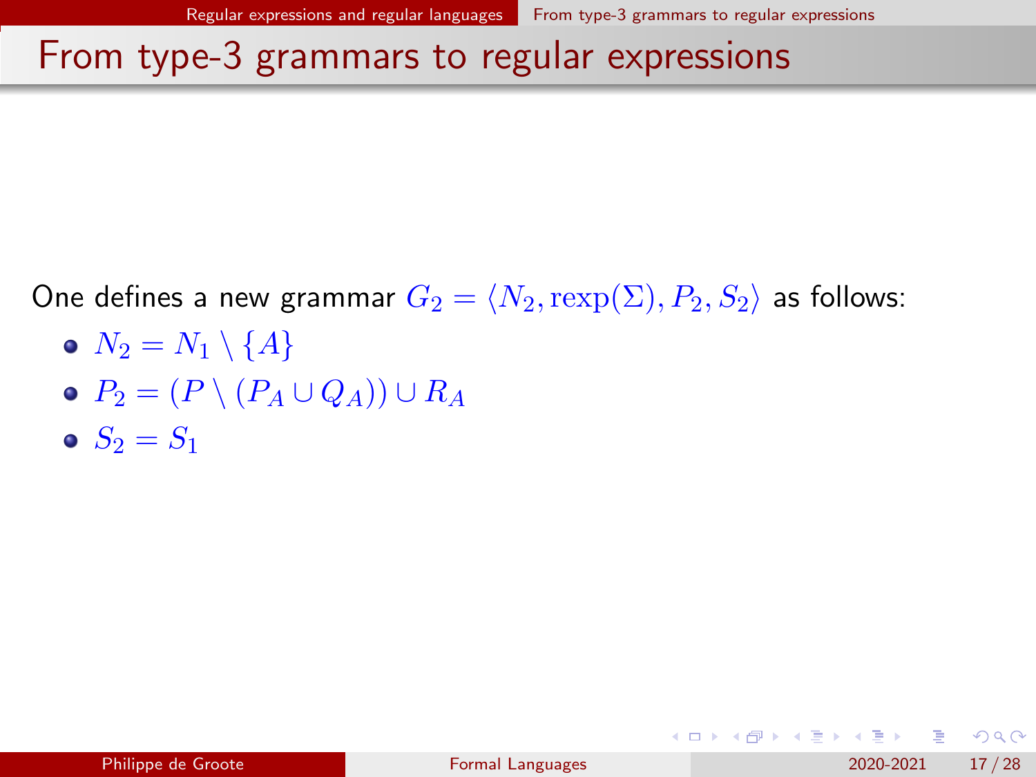# From type-3 grammars to regular expressions

One defines a new grammar $G_2 = \langle N_2, \mathrm{rexp}(\Sigma), P_2, S_2 \rangle$ as follows:

- $N_2 = N_1 \setminus \{A\}$
- $P_2 = (P \setminus (P_A \cup Q_A)) \cup R_A$
- $S_2 = S_1$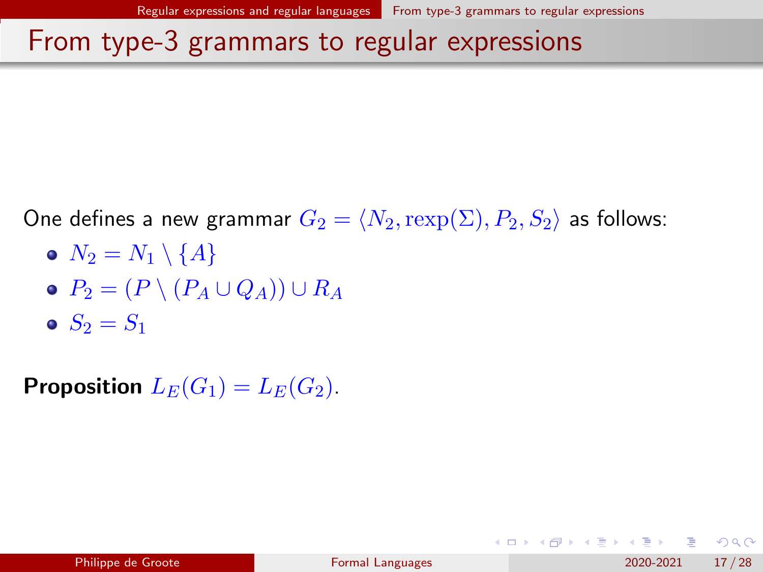# From type-3 grammars to regular expressions

One defines a new grammar $G_2 = \langle N_2, \mathrm{rexp}(\Sigma), P_2, S_2 \rangle$ as follows:

- $N_2 = N_1 \setminus \{A\}$
- $P_2 = (P \setminus (P_A \cup Q_A)) \cup R_A$
- $S_2 = S_1$

**Proposition** $L_E(G_1) = L_E(G_2)$.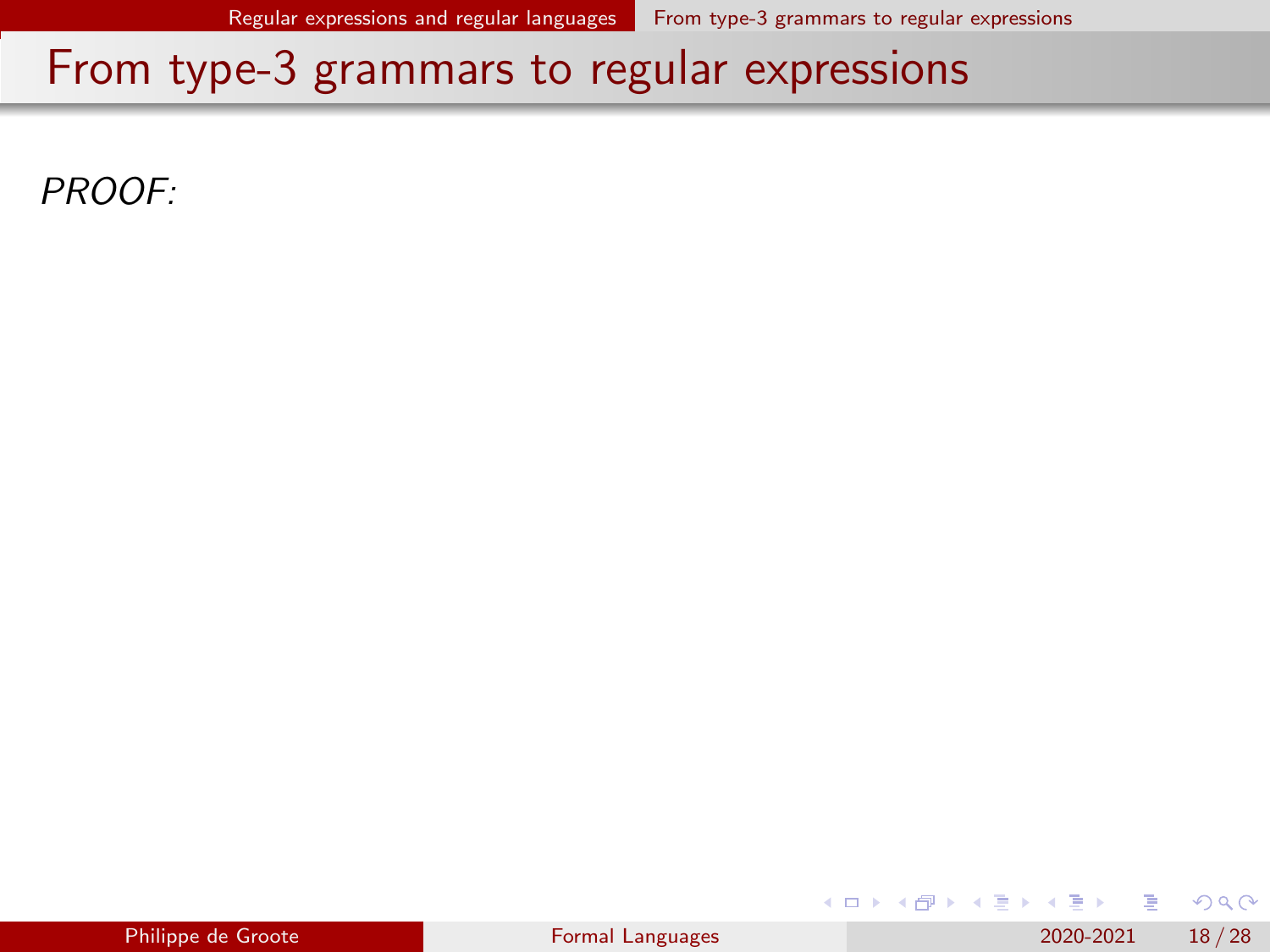## From type-3 grammars to regular expressions

*PROOF:*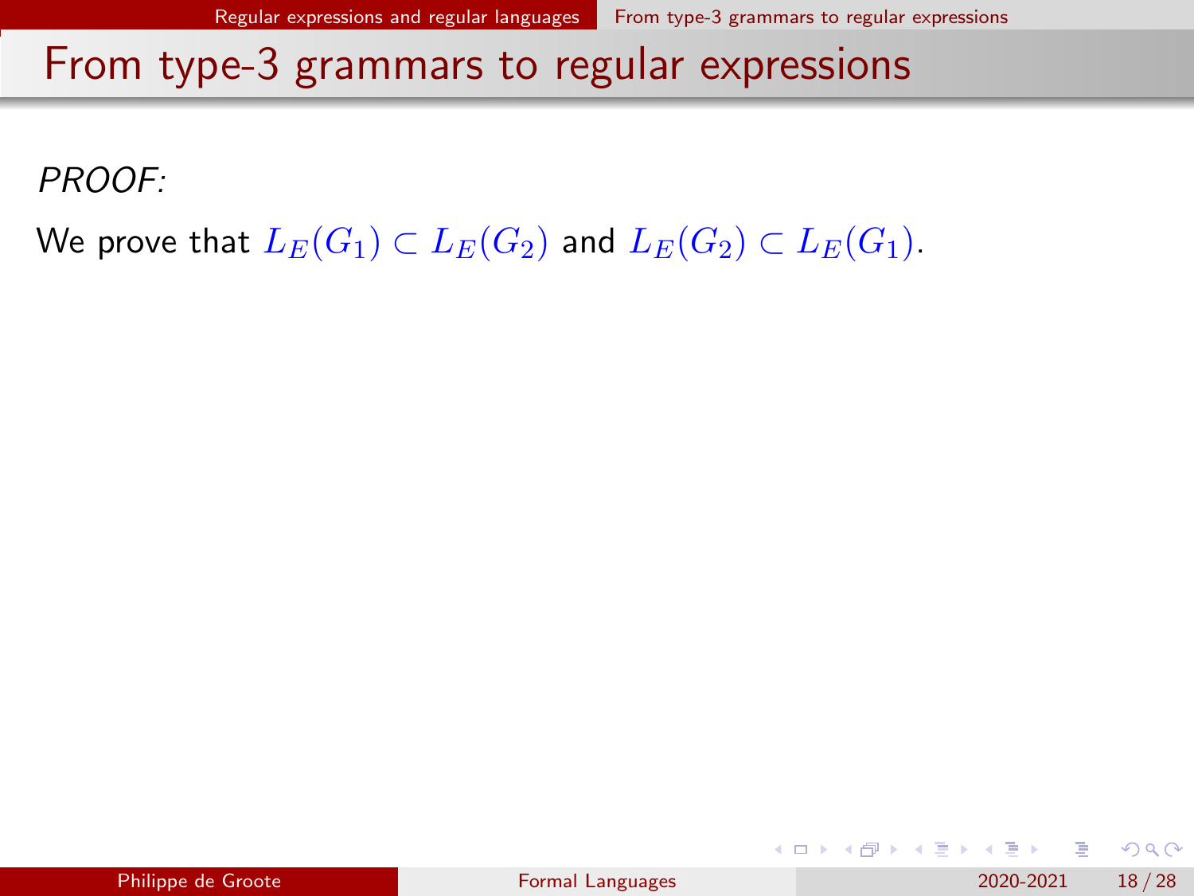# From type-3 grammars to regular expressions

*PROOF:*

We prove that $L_E(G_1) \subset L_E(G_2)$ and $L_E(G_2) \subset L_E(G_1)$.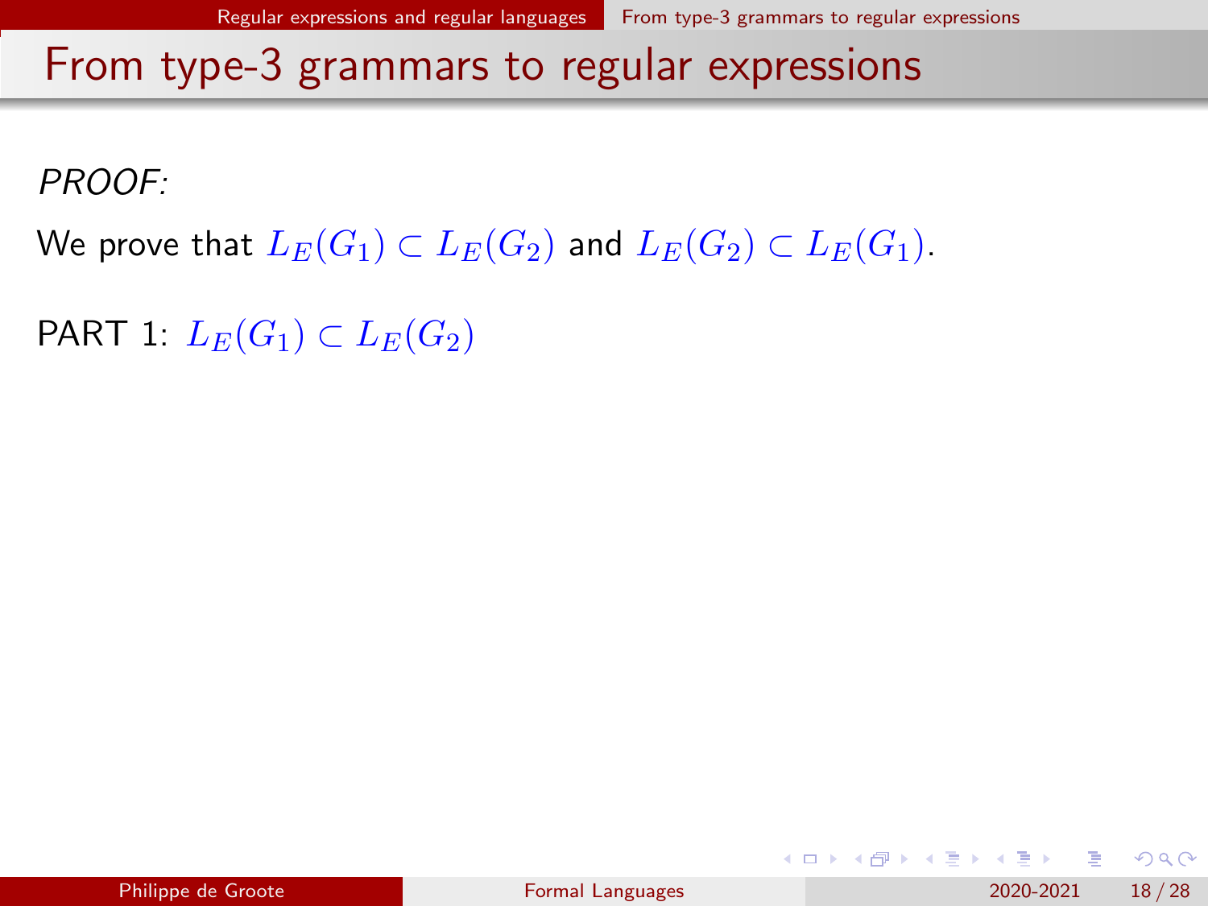# From type-3 grammars to regular expressions

*PROOF:*

We prove that $L_E(G_1) \subset L_E(G_2)$ and $L_E(G_2) \subset L_E(G_1)$.

PART 1: $L_E(G_1) \subset L_E(G_2)$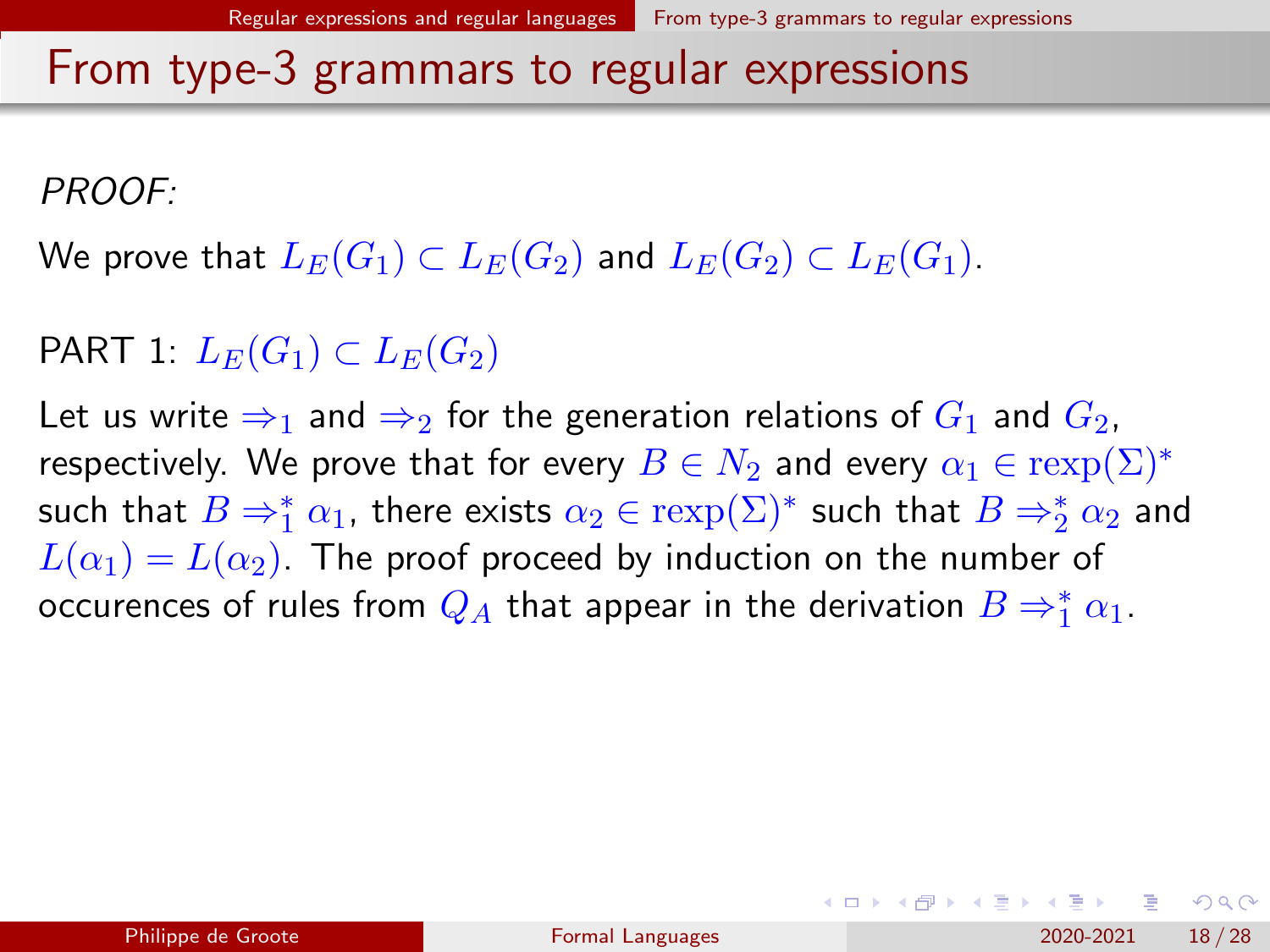# From type-3 grammars to regular expressions

*PROOF:*

We prove that $L_E(G_1) \subset L_E(G_2)$ and $L_E(G_2) \subset L_E(G_1)$.

PART 1: $L_E(G_1) \subset L_E(G_2)$

Let us write $\Rightarrow_1$ and $\Rightarrow_2$ for the generation relations of $G_1$ and $G_2$, respectively. We prove that for every $B \in N_2$ and every $\alpha_1 \in \mathrm{rexp}(\Sigma)^*$ such that $B \Rightarrow_1^* \alpha_1$, there exists $\alpha_2 \in \mathrm{rexp}(\Sigma)^*$ such that $B \Rightarrow_2^* \alpha_2$ and $L(\alpha_1) = L(\alpha_2)$. The proof proceed by induction on the number of occurences of rules from $Q_A$ that appear in the derivation $B \Rightarrow_1^* \alpha_1$.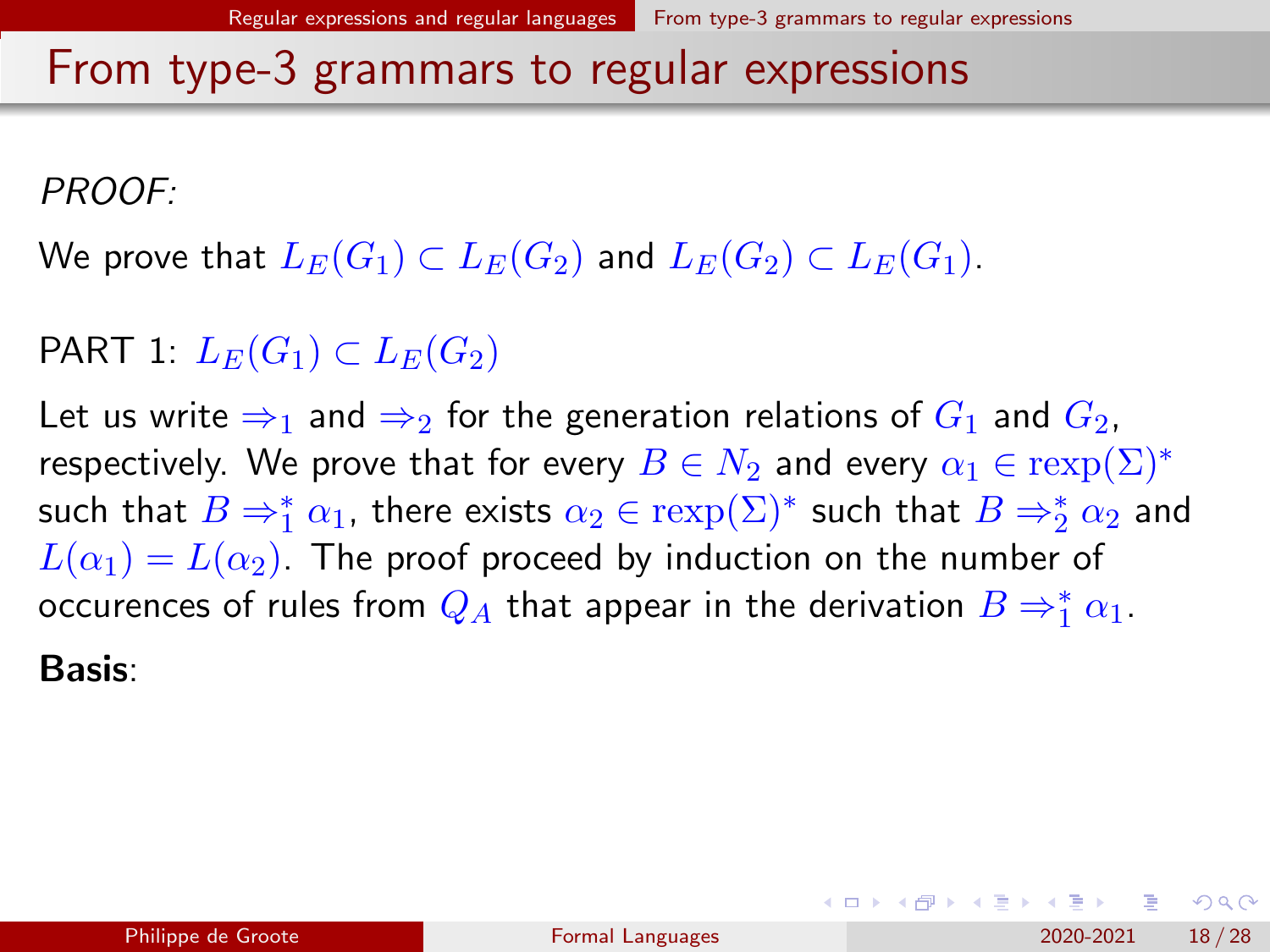# From type-3 grammars to regular expressions

*PROOF:*

We prove that $L_E(G_1) \subset L_E(G_2)$ and $L_E(G_2) \subset L_E(G_1)$.

PART 1: $L_E(G_1) \subset L_E(G_2)$

Let us write $\Rightarrow_1$ and $\Rightarrow_2$ for the generation relations of $G_1$ and $G_2$, respectively. We prove that for every $B \in N_2$ and every $\alpha_1 \in \mathrm{rexp}(\Sigma)^*$ such that $B \Rightarrow_1^* \alpha_1$, there exists $\alpha_2 \in \mathrm{rexp}(\Sigma)^*$ such that $B \Rightarrow_2^* \alpha_2$ and $L(\alpha_1) = L(\alpha_2)$. The proof proceed by induction on the number of occurences of rules from $Q_A$ that appear in the derivation $B \Rightarrow_1^* \alpha_1$.

**Basis**: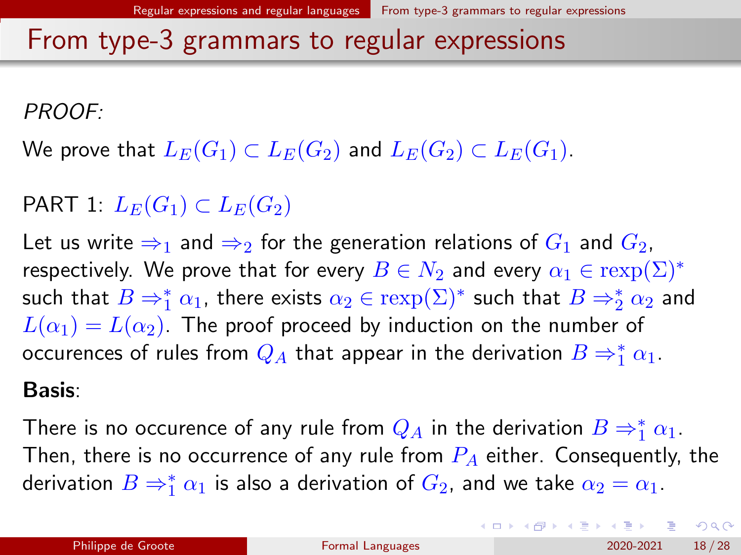# From type-3 grammars to regular expressions

*PROOF:*

We prove that $L_E(G_1) \subset L_E(G_2)$ and $L_E(G_2) \subset L_E(G_1)$.

PART 1: $L_E(G_1) \subset L_E(G_2)$

Let us write $\Rightarrow_1$ and $\Rightarrow_2$ for the generation relations of $G_1$ and $G_2$, respectively. We prove that for every $B \in N_2$ and every $\alpha_1 \in \mathrm{rexp}(\Sigma)^*$ such that $B \Rightarrow_1^* \alpha_1$, there exists $\alpha_2 \in \mathrm{rexp}(\Sigma)^*$ such that $B \Rightarrow_2^* \alpha_2$ and $L(\alpha_1) = L(\alpha_2)$. The proof proceed by induction on the number of occurences of rules from $Q_A$ that appear in the derivation $B \Rightarrow_1^* \alpha_1$.

**Basis**:

There is no occurence of any rule from $Q_A$ in the derivation $B \Rightarrow_1^* \alpha_1$. Then, there is no occurrence of any rule from $P_A$ either. Consequently, the derivation $B \Rightarrow_1^* \alpha_1$ is also a derivation of $G_2$, and we take $\alpha_2 = \alpha_1$.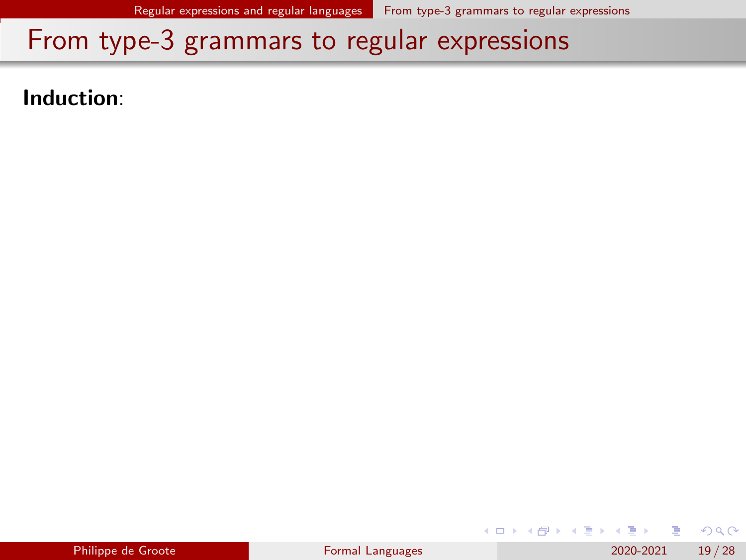# From type-3 grammars to regular expressions

**Induction**: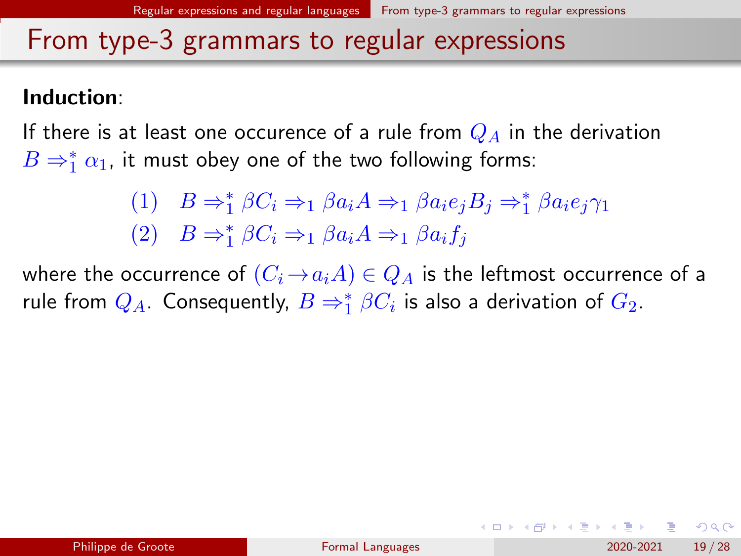# From type-3 grammars to regular expressions

**Induction**:

If there is at least one occurence of a rule from $Q_A$ in the derivation $B \Rightarrow_1^* \alpha_1$, it must obey one of the two following forms:

$$
\begin{array}{ll}
(1) & B \Rightarrow_1^* \beta C_i \Rightarrow_1 \beta a_i A \Rightarrow_1 \beta a_i e_j B_j \Rightarrow_1^* \beta a_i e_j \gamma_1 \\
(2) & B \Rightarrow_1^* \beta C_i \Rightarrow_1 \beta a_i A \Rightarrow_1 \beta a_i f_j
\end{array}
$$

where the occurrence of $(C_i \rightarrow a_i A) \in Q_A$ is the leftmost occurrence of a rule from $Q_A$. Consequently, $B \Rightarrow_1^* \beta C_i$ is also a derivation of $G_2$.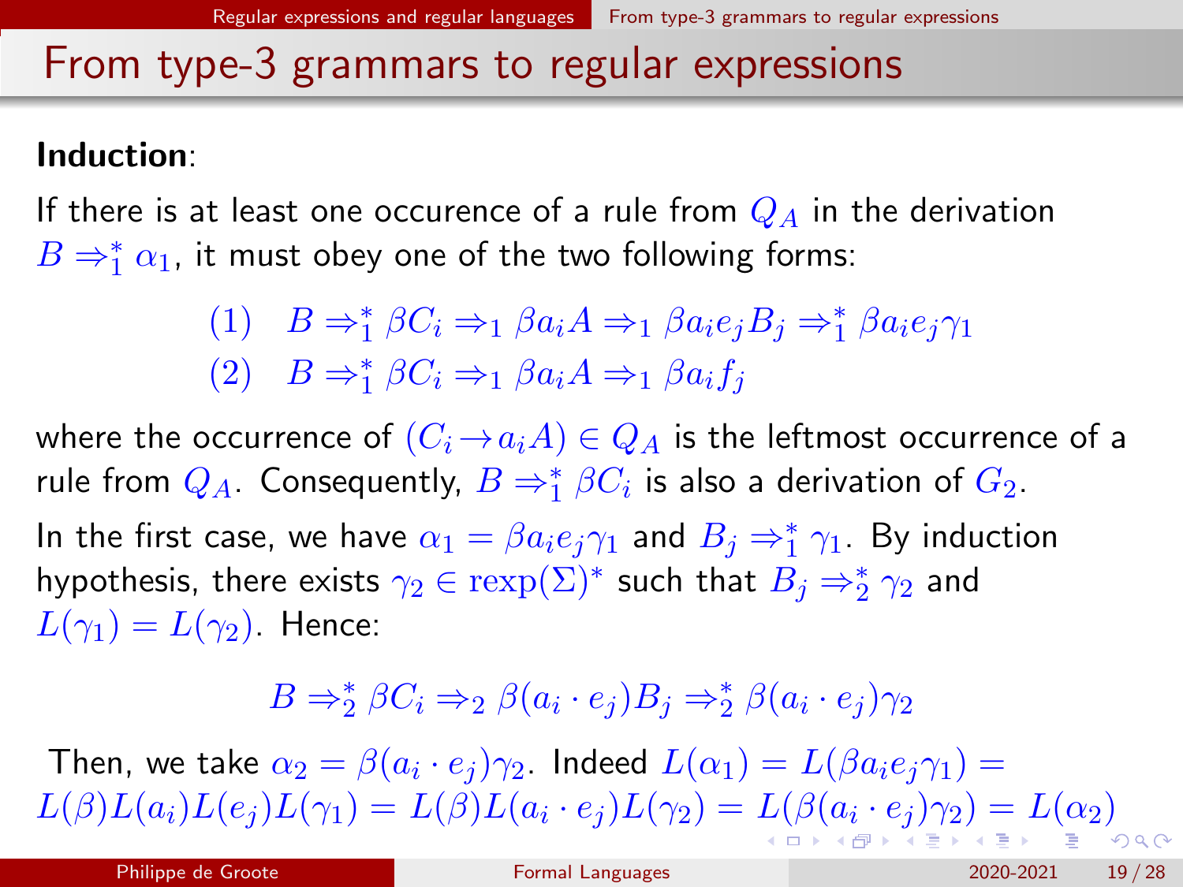## From type-3 grammars to regular expressions

**Induction**:

If there is at least one occurence of a rule from $Q_A$ in the derivation $B \Rightarrow_1^* \alpha_1$, it must obey one of the two following forms:

$$
\begin{array}{ll}
(1) & B \Rightarrow_1^* \beta C_i \Rightarrow_1 \beta a_i A \Rightarrow_1 \beta a_i e_j B_j \Rightarrow_1^* \beta a_i e_j \gamma_1 \\
(2) & B \Rightarrow_1^* \beta C_i \Rightarrow_1 \beta a_i A \Rightarrow_1 \beta a_i f_j
\end{array}
$$

where the occurrence of $(C_i \rightarrow a_i A) \in Q_A$ is the leftmost occurrence of a rule from $Q_A$. Consequently, $B \Rightarrow_1^* \beta C_i$ is also a derivation of $G_2$.

In the first case, we have $\alpha_1 = \beta a_i e_j \gamma_1$ and $B_j \Rightarrow_1^* \gamma_1$. By induction hypothesis, there exists $\gamma_2 \in \mathrm{rexp}(\Sigma)^*$ such that $B_j \Rightarrow_2^* \gamma_2$ and $L(\gamma_1) = L(\gamma_2)$. Hence:

$$B \Rightarrow_2^* \beta C_i \Rightarrow_2 \beta(a_i \cdot e_j) B_j \Rightarrow_2^* \beta(a_i \cdot e_j)\gamma_2$$

Then, we take $\alpha_2 = \beta(a_i \cdot e_j)\gamma_2$. Indeed $L(\alpha_1) = L(\beta a_i e_j \gamma_1) = L(\beta)L(a_i)L(e_j)L(\gamma_1) = L(\beta)L(a_i \cdot e_j)L(\gamma_2) = L(\beta(a_i \cdot e_j)\gamma_2) = L(\alpha_2)$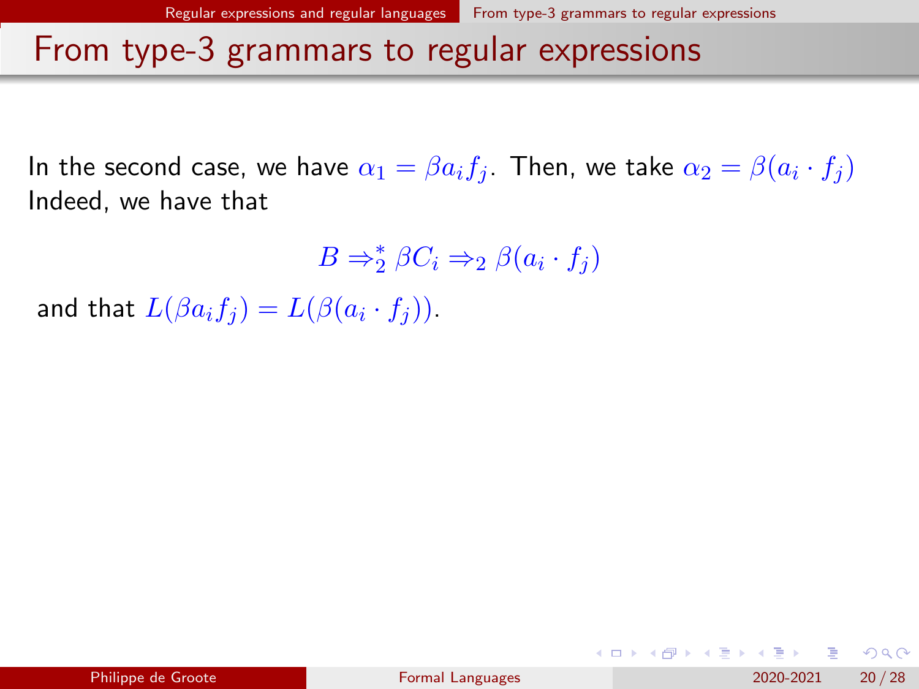# From type-3 grammars to regular expressions

In the second case, we have $\alpha_1 = \beta a_i f_j$. Then, we take $\alpha_2 = \beta(a_i \cdot f_j)$ Indeed, we have that

$$B \Rightarrow_2^* \beta C_i \Rightarrow_2 \beta(a_i \cdot f_j)$$

and that $L(\beta a_i f_j) = L(\beta(a_i \cdot f_j))$.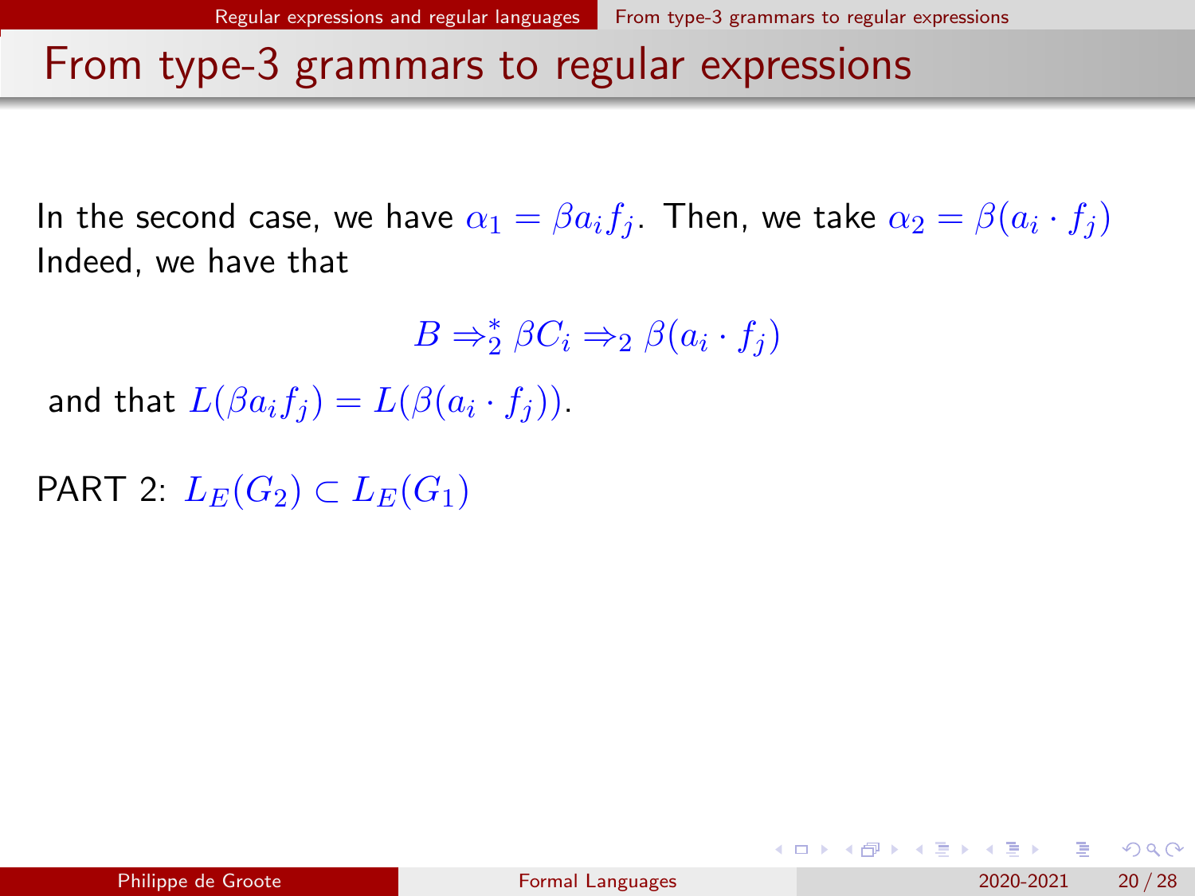# From type-3 grammars to regular expressions

In the second case, we have $\alpha_1 = \beta a_i f_j$. Then, we take $\alpha_2 = \beta(a_i \cdot f_j)$
Indeed, we have that

$$B \Rightarrow_2^* \beta C_i \Rightarrow_2 \beta(a_i \cdot f_j)$$

and that $L(\beta a_i f_j) = L(\beta(a_i \cdot f_j))$.

PART 2: $L_E(G_2) \subset L_E(G_1)$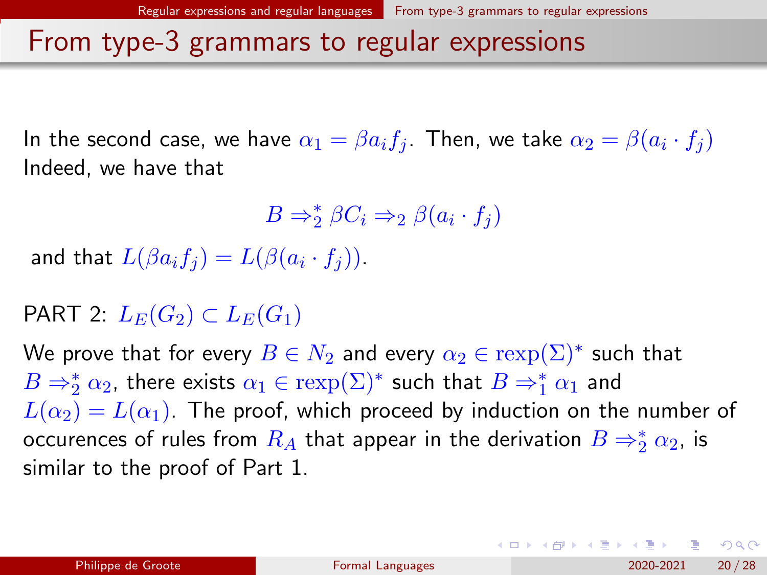# From type-3 grammars to regular expressions

In the second case, we have $\alpha_1 = \beta a_i f_j$. Then, we take $\alpha_2 = \beta(a_i \cdot f_j)$ Indeed, we have that

$$B \Rightarrow_2^* \beta C_i \Rightarrow_2 \beta(a_i \cdot f_j)$$

and that $L(\beta a_i f_j) = L(\beta(a_i \cdot f_j))$.

PART 2: $L_E(G_2) \subset L_E(G_1)$

We prove that for every $B \in N_2$ and every $\alpha_2 \in \mathrm{rexp}(\Sigma)^*$ such that $B \Rightarrow_2^* \alpha_2$, there exists $\alpha_1 \in \mathrm{rexp}(\Sigma)^*$ such that $B \Rightarrow_1^* \alpha_1$ and $L(\alpha_2) = L(\alpha_1)$. The proof, which proceed by induction on the number of occurences of rules from $R_A$ that appear in the derivation $B \Rightarrow_2^* \alpha_2$, is similar to the proof of Part 1.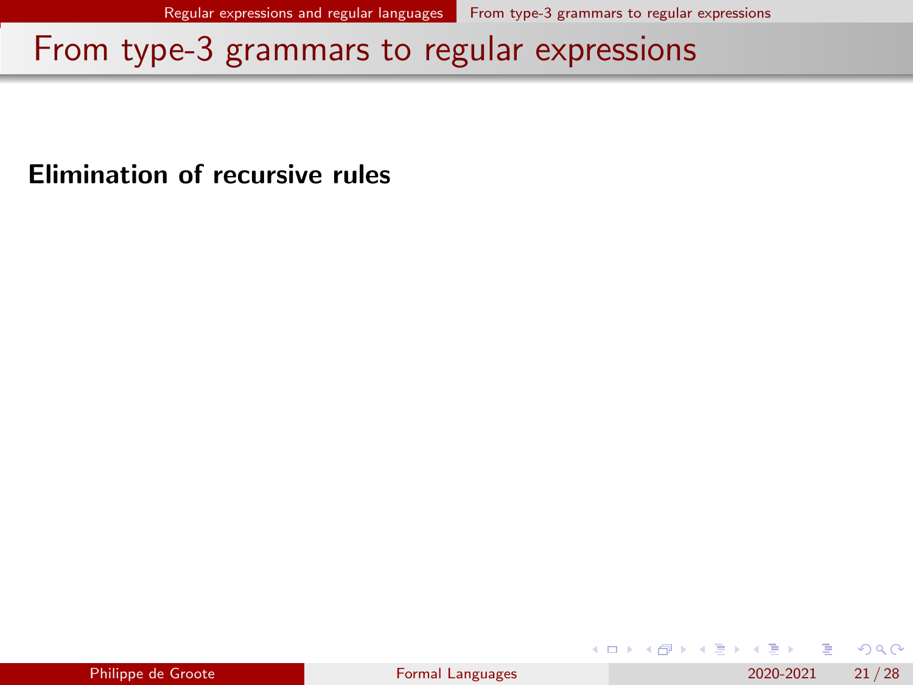# From type-3 grammars to regular expressions

**Elimination of recursive rules**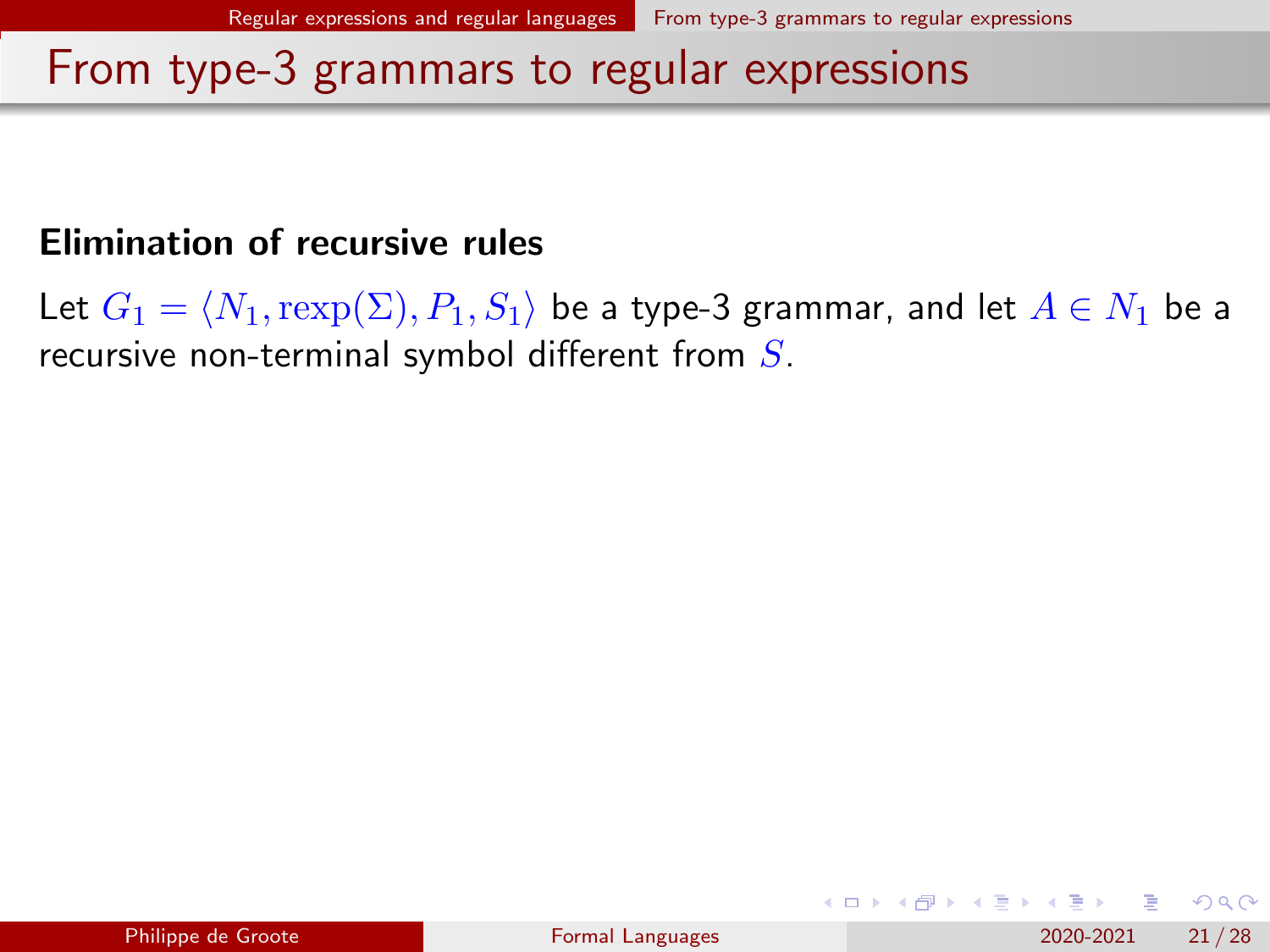# From type-3 grammars to regular expressions

**Elimination of recursive rules**

Let $G_1 = \langle N_1, \text{rexp}(\Sigma), P_1, S_1 \rangle$ be a type-3 grammar, and let $A \in N_1$ be a recursive non-terminal symbol different from $S$.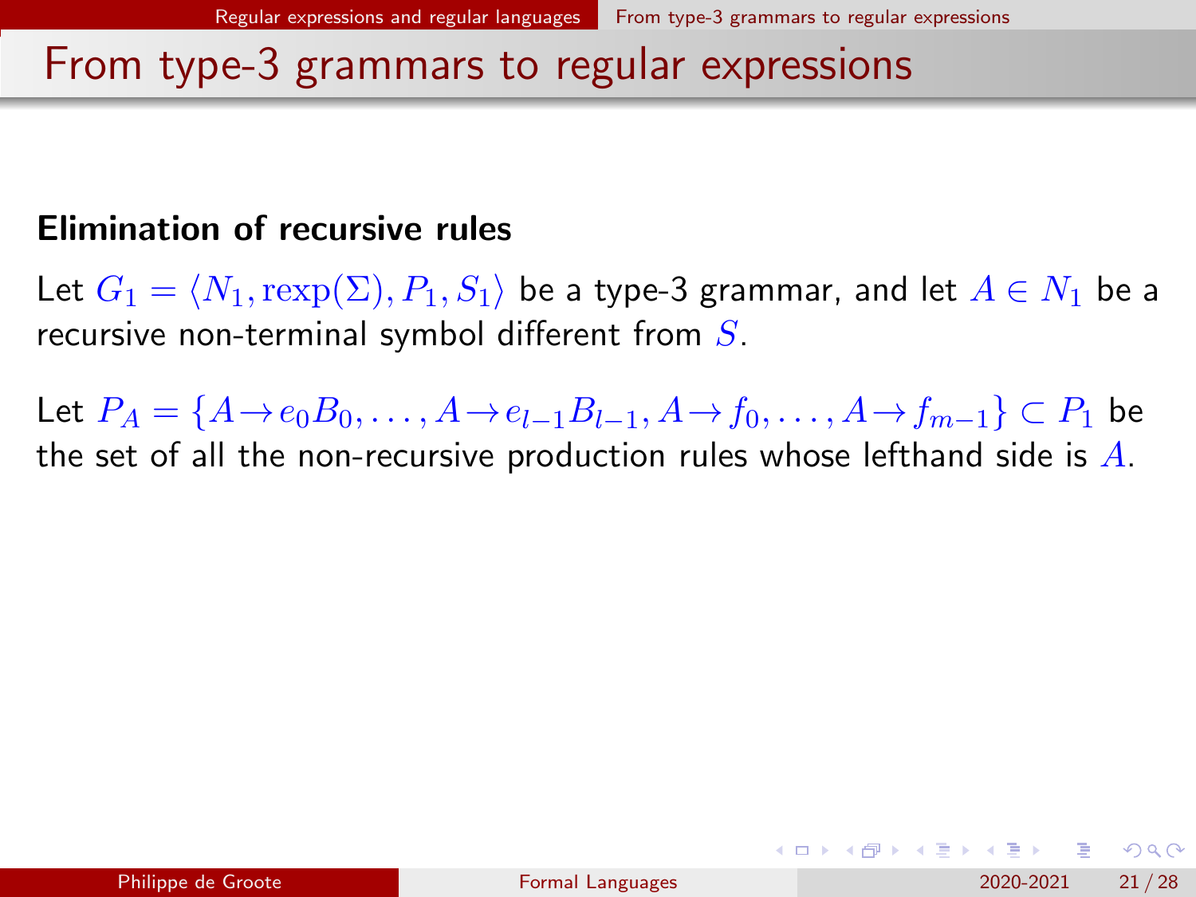## From type-3 grammars to regular expressions

**Elimination of recursive rules**

Let $G_1 = \langle N_1, \mathrm{rexp}(\Sigma), P_1, S_1 \rangle$ be a type-3 grammar, and let $A \in N_1$ be a recursive non-terminal symbol different from $S$.

Let $P_A = \{A \to e_0 B_0, \ldots, A \to e_{l-1} B_{l-1}, A \to f_0, \ldots, A \to f_{m-1}\} \subset P_1$ be the set of all the non-recursive production rules whose lefthand side is $A$.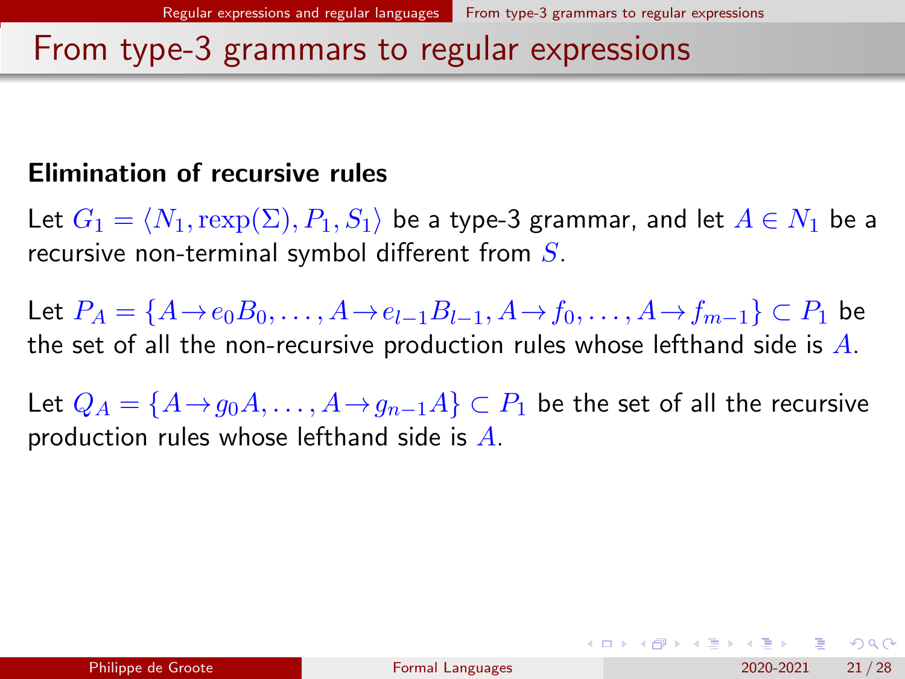# From type-3 grammars to regular expressions

**Elimination of recursive rules**

Let $G_1 = \langle N_1, \mathrm{rexp}(\Sigma), P_1, S_1 \rangle$ be a type-3 grammar, and let $A \in N_1$ be a recursive non-terminal symbol different from $S$.

Let $P_A = \{A \to e_0 B_0, \ldots, A \to e_{l-1} B_{l-1}, A \to f_0, \ldots, A \to f_{m-1}\} \subset P_1$ be the set of all the non-recursive production rules whose lefthand side is $A$.

Let $Q_A = \{A \to g_0 A, \ldots, A \to g_{n-1} A\} \subset P_1$ be the set of all the recursive production rules whose lefthand side is $A$.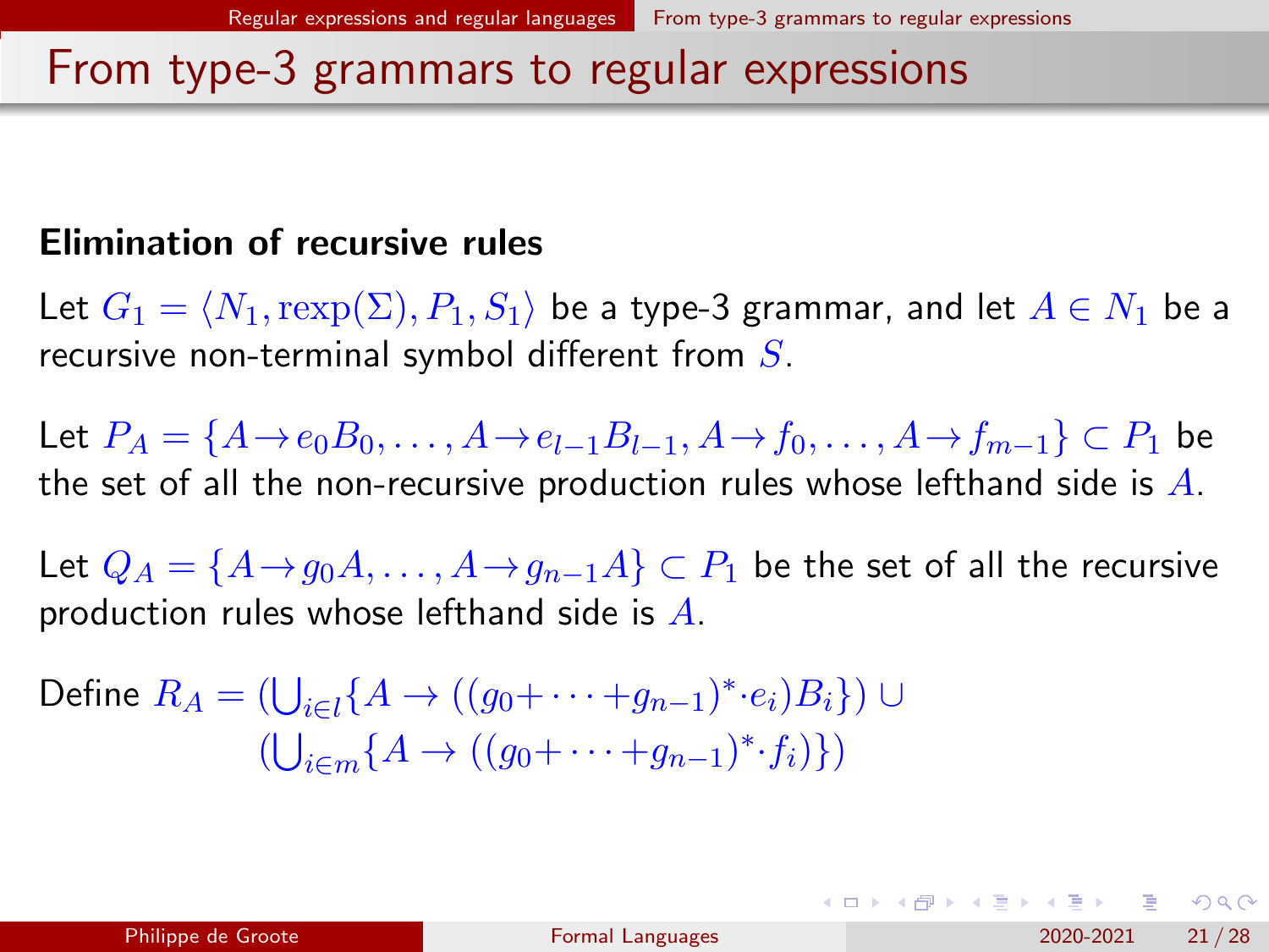# From type-3 grammars to regular expressions

**Elimination of recursive rules**

Let $G_1 = \langle N_1, \mathrm{rexp}(\Sigma), P_1, S_1 \rangle$ be a type-3 grammar, and let $A \in N_1$ be a recursive non-terminal symbol different from $S$.

Let $P_A = \{A \rightarrow e_0 B_0, \ldots, A \rightarrow e_{l-1} B_{l-1}, A \rightarrow f_0, \ldots, A \rightarrow f_{m-1}\} \subset P_1$ be the set of all the non-recursive production rules whose lefthand side is $A$.

Let $Q_A = \{A \rightarrow g_0 A, \ldots, A \rightarrow g_{n-1} A\} \subset P_1$ be the set of all the recursive production rules whose lefthand side is $A$.

Define 
$$R_A = (\bigcup_{i \in l} \{A \rightarrow ((g_0 + \cdots + g_{n-1})^* \cdot e_i) B_i\}) \cup (\bigcup_{i \in m} \{A \rightarrow ((g_0 + \cdots + g_{n-1})^* \cdot f_i)\})$$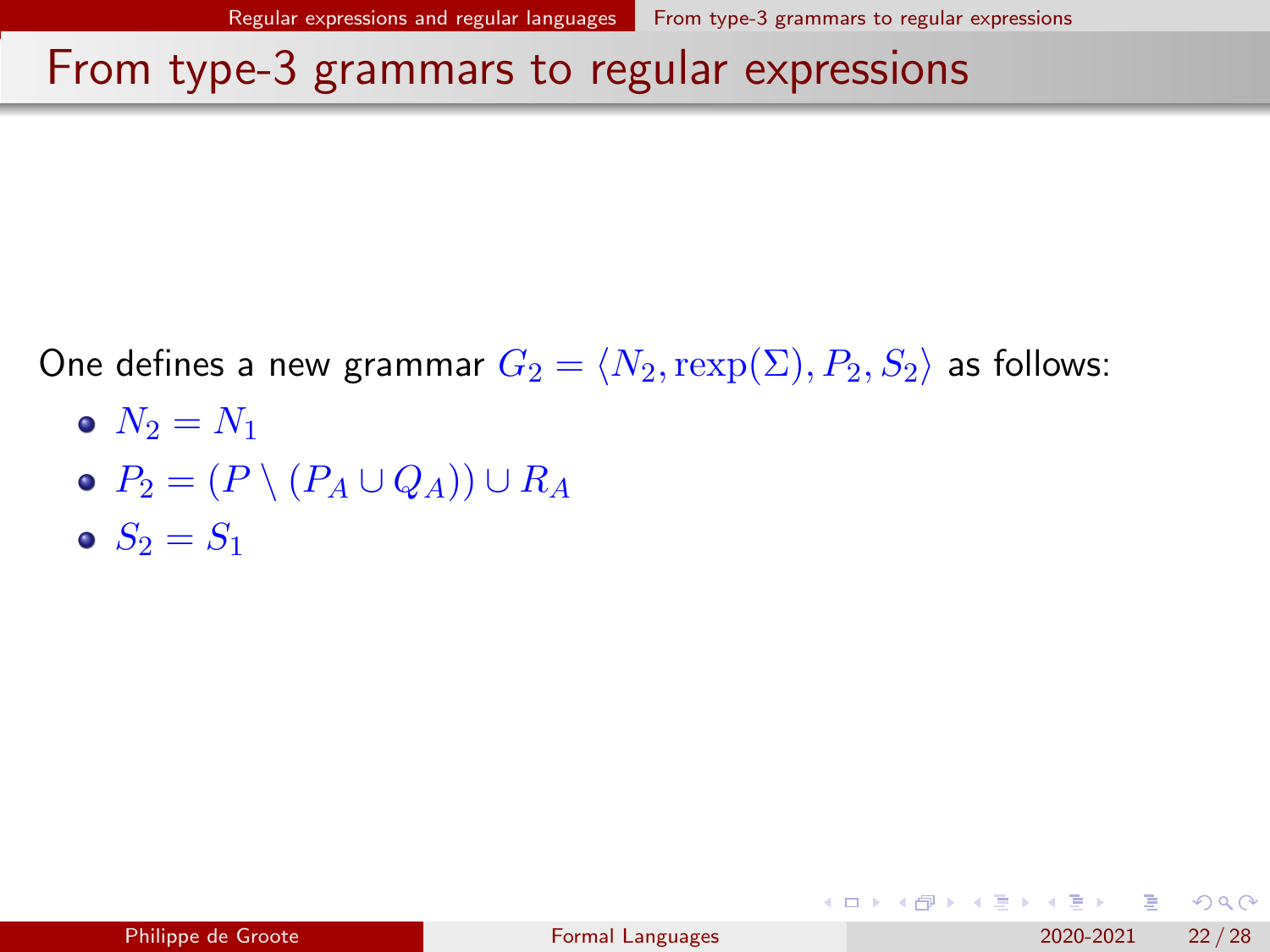# From type-3 grammars to regular expressions

One defines a new grammar $G_2 = \langle N_2, \mathrm{rexp}(\Sigma), P_2, S_2 \rangle$ as follows:

- $N_2 = N_1$
- $P_2 = (P \setminus (P_A \cup Q_A)) \cup R_A$
- $S_2 = S_1$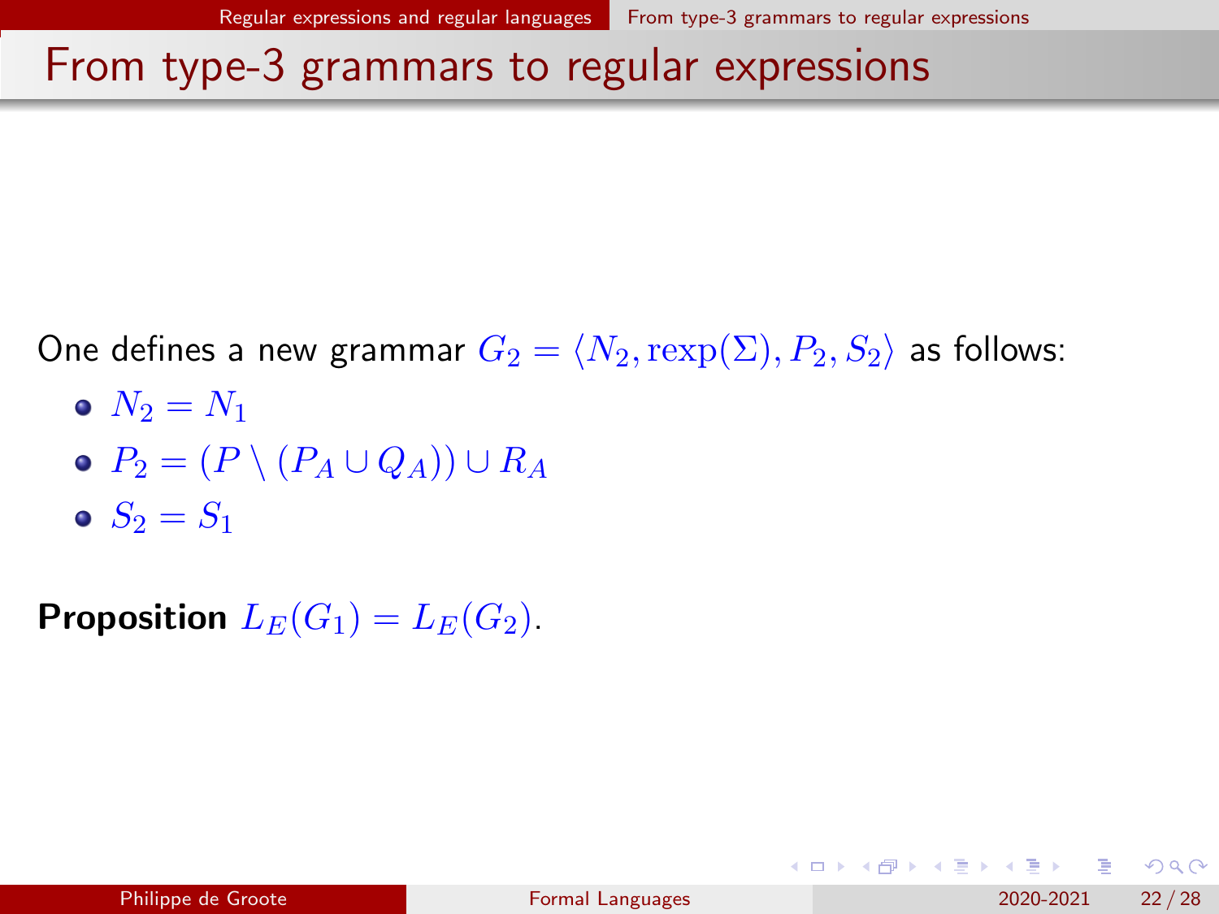# From type-3 grammars to regular expressions

One defines a new grammar $G_2 = \langle N_2, \text{rexp}(\Sigma), P_2, S_2 \rangle$ as follows:

- $N_2 = N_1$
- $P_2 = (P \setminus (P_A \cup Q_A)) \cup R_A$
- $S_2 = S_1$

**Proposition** $L_E(G_1) = L_E(G_2)$.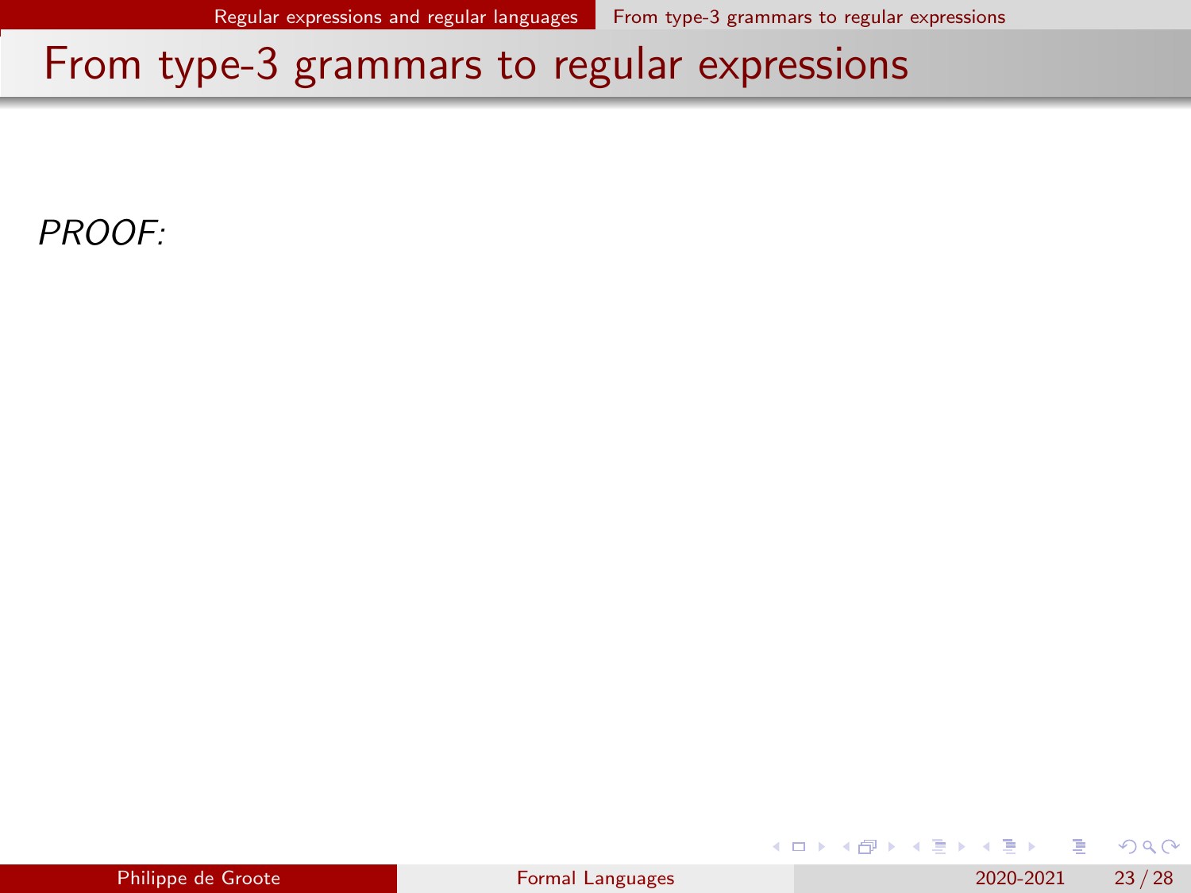# From type-3 grammars to regular expressions

*PROOF:*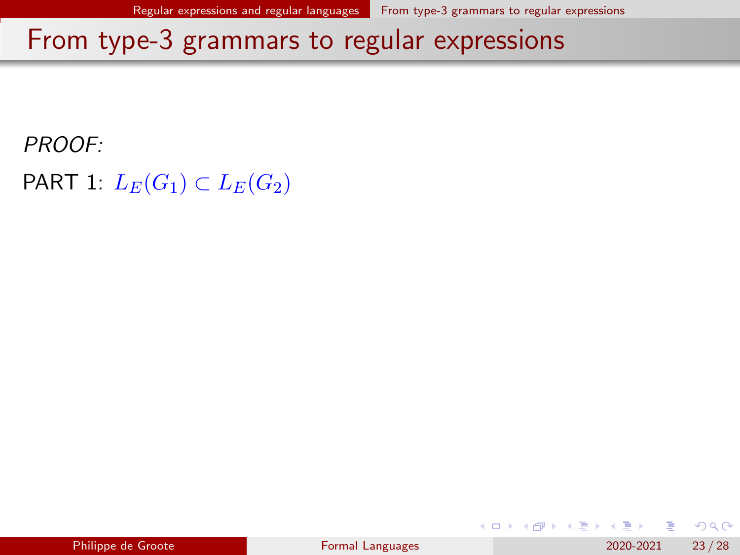# From type-3 grammars to regular expressions

*PROOF:*

PART 1: $L_E(G_1) \subset L_E(G_2)$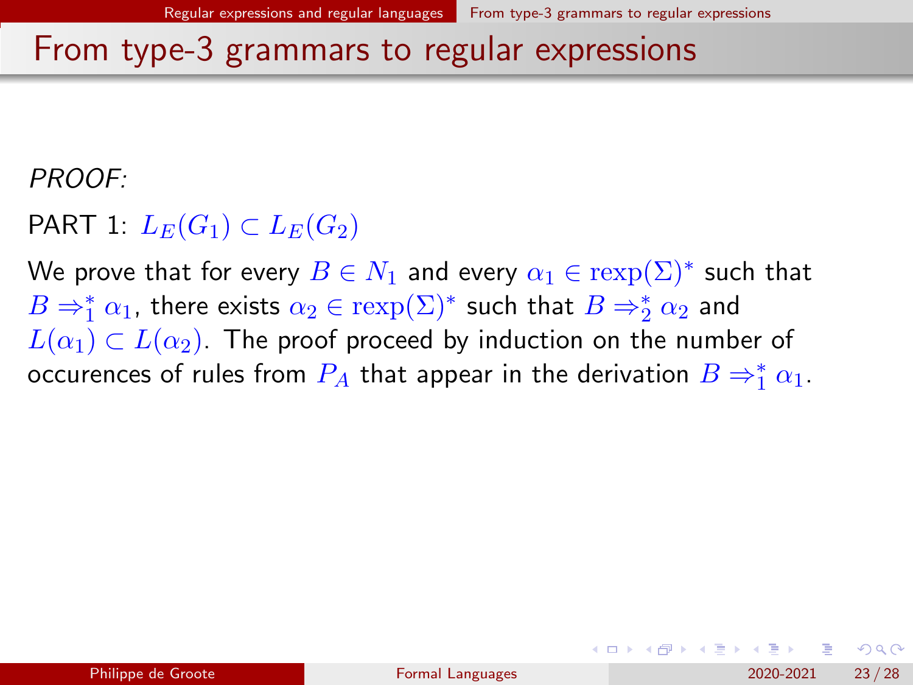# From type-3 grammars to regular expressions

*PROOF:*

PART 1: $L_E(G_1) \subset L_E(G_2)$

We prove that for every $B \in N_1$ and every $\alpha_1 \in \mathrm{rexp}(\Sigma)^*$ such that $B \Rightarrow_1^* \alpha_1$, there exists $\alpha_2 \in \mathrm{rexp}(\Sigma)^*$ such that $B \Rightarrow_2^* \alpha_2$ and $L(\alpha_1) \subset L(\alpha_2)$. The proof proceed by induction on the number of occurences of rules from $P_A$ that appear in the derivation $B \Rightarrow_1^* \alpha_1$.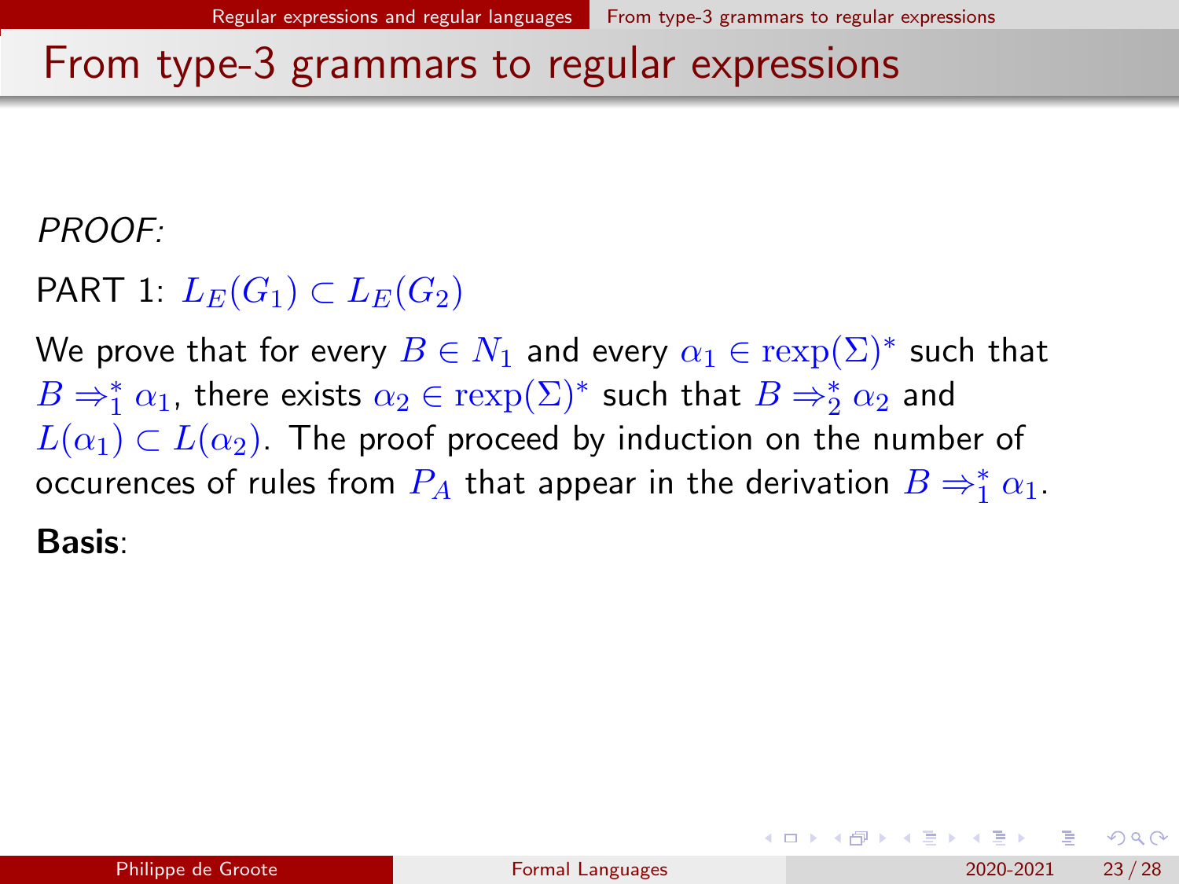# From type-3 grammars to regular expressions

*PROOF:*

PART 1: $L_E(G_1) \subset L_E(G_2)$

We prove that for every $B \in N_1$ and every $\alpha_1 \in \mathrm{rexp}(\Sigma)^*$ such that $B \Rightarrow_1^* \alpha_1$, there exists $\alpha_2 \in \mathrm{rexp}(\Sigma)^*$ such that $B \Rightarrow_2^* \alpha_2$ and $L(\alpha_1) \subset L(\alpha_2)$. The proof proceed by induction on the number of occurences of rules from $P_A$ that appear in the derivation $B \Rightarrow_1^* \alpha_1$.

**Basis**: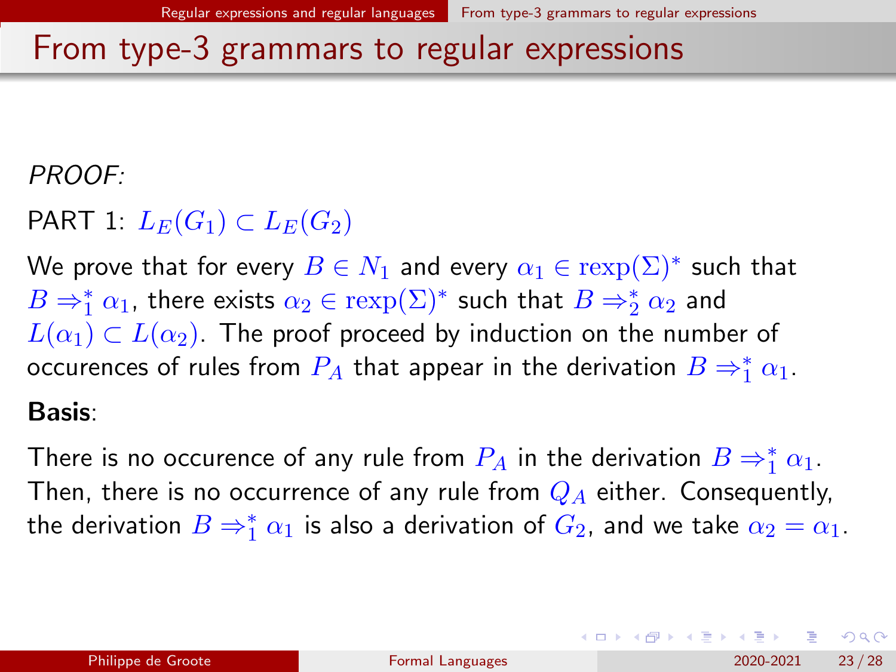# From type-3 grammars to regular expressions

*PROOF:*

PART 1: $L_E(G_1) \subset L_E(G_2)$

We prove that for every $B \in N_1$ and every $\alpha_1 \in \mathrm{rexp}(\Sigma)^*$ such that $B \Rightarrow_1^* \alpha_1$, there exists $\alpha_2 \in \mathrm{rexp}(\Sigma)^*$ such that $B \Rightarrow_2^* \alpha_2$ and $L(\alpha_1) \subset L(\alpha_2)$. The proof proceed by induction on the number of occurences of rules from $P_A$ that appear in the derivation $B \Rightarrow_1^* \alpha_1$.

**Basis**:

There is no occurence of any rule from $P_A$ in the derivation $B \Rightarrow_1^* \alpha_1$. Then, there is no occurrence of any rule from $Q_A$ either. Consequently, the derivation $B \Rightarrow_1^* \alpha_1$ is also a derivation of $G_2$, and we take $\alpha_2 = \alpha_1$.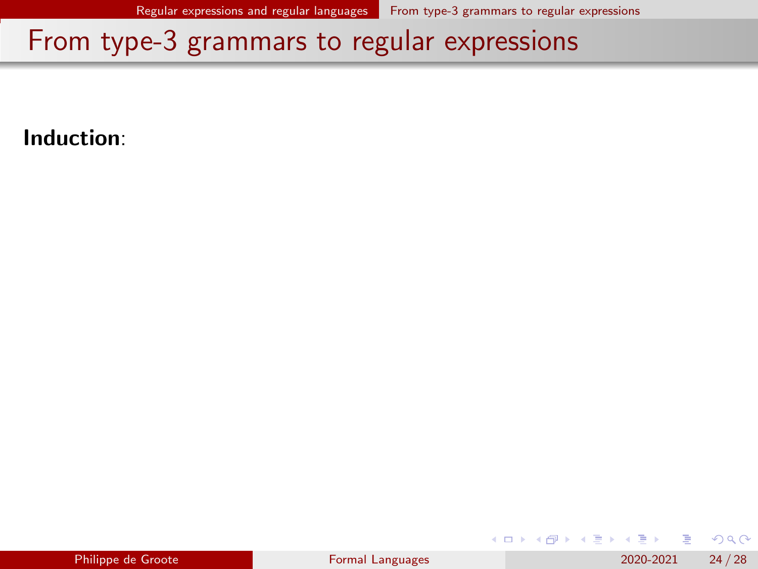# From type-3 grammars to regular expressions

**Induction**: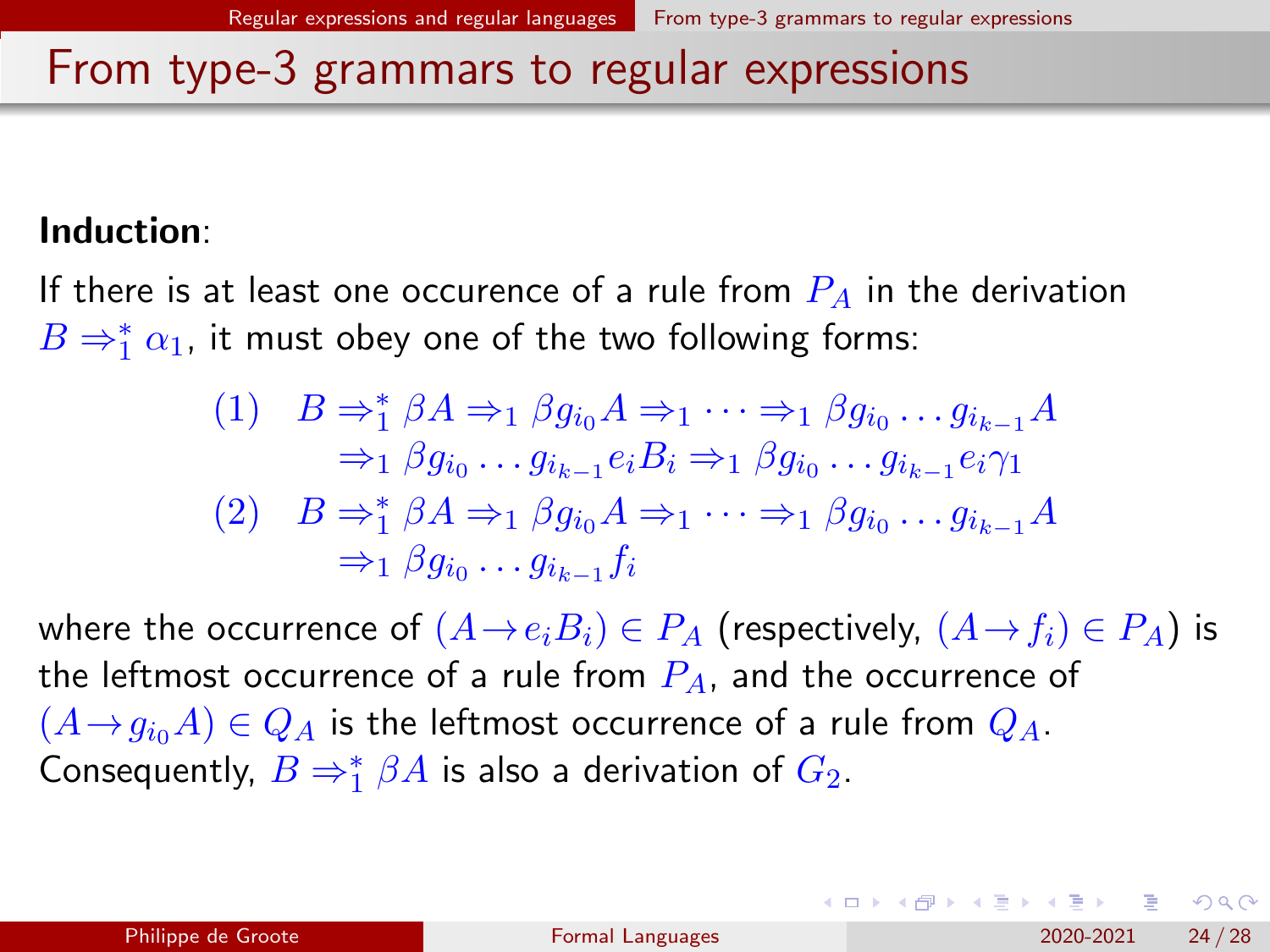# From type-3 grammars to regular expressions

**Induction**:

If there is at least one occurence of a rule from $P_A$ in the derivation $B \Rightarrow_1^* \alpha_1$, it must obey one of the two following forms:

$$
\begin{array}{ll}
(1) & B \Rightarrow_1^* \beta A \Rightarrow_1 \beta g_{i_0} A \Rightarrow_1 \cdots \Rightarrow_1 \beta g_{i_0} \ldots g_{i_{k-1}} A \\
 & \quad \Rightarrow_1 \beta g_{i_0} \ldots g_{i_{k-1}} e_i B_i \Rightarrow_1 \beta g_{i_0} \ldots g_{i_{k-1}} e_i \gamma_1 \\
(2) & B \Rightarrow_1^* \beta A \Rightarrow_1 \beta g_{i_0} A \Rightarrow_1 \cdots \Rightarrow_1 \beta g_{i_0} \ldots g_{i_{k-1}} A \\
 & \quad \Rightarrow_1 \beta g_{i_0} \ldots g_{i_{k-1}} f_i
\end{array}
$$

where the occurrence of $(A \to e_i B_i) \in P_A$ (respectively, $(A \to f_i) \in P_A$) is the leftmost occurrence of a rule from $P_A$, and the occurrence of $(A \to g_{i_0} A) \in Q_A$ is the leftmost occurrence of a rule from $Q_A$. Consequently, $B \Rightarrow_1^* \beta A$ is also a derivation of $G_2$.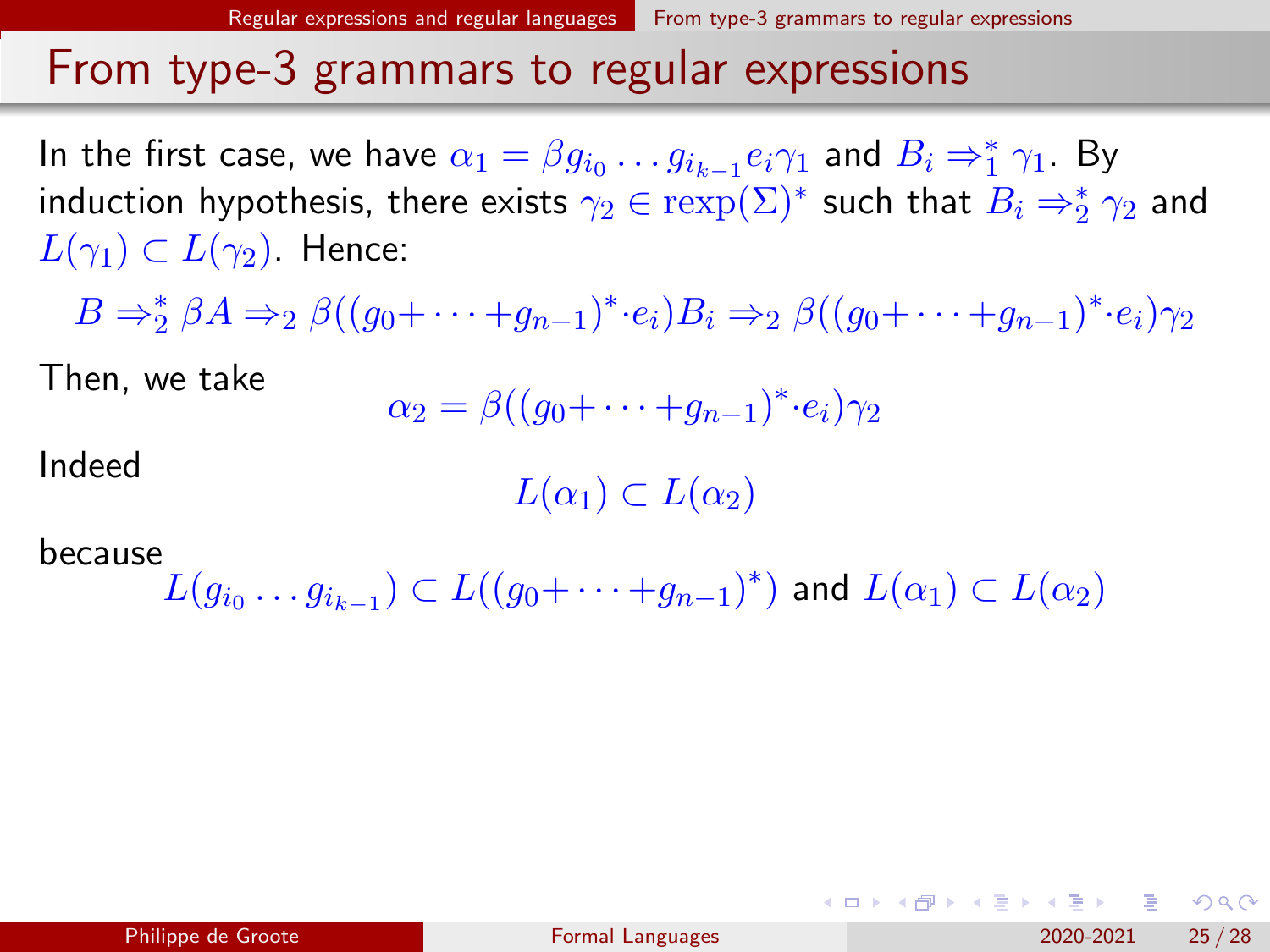# From type-3 grammars to regular expressions

In the first case, we have $\alpha_1 = \beta g_{i_0} \ldots g_{i_{k-1}} e_i \gamma_1$ and $B_i \Rightarrow_1^* \gamma_1$. By induction hypothesis, there exists $\gamma_2 \in \mathrm{rexp}(\Sigma)^*$ such that $B_i \Rightarrow_2^* \gamma_2$ and $L(\gamma_1) \subset L(\gamma_2)$. Hence:

$$B \Rightarrow_2^* \beta A \Rightarrow_2 \beta((g_0 + \cdots + g_{n-1})^* \cdot e_i) B_i \Rightarrow_2 \beta((g_0 + \cdots + g_{n-1})^* \cdot e_i) \gamma_2$$

Then, we take

$$\alpha_2 = \beta((g_0 + \cdots + g_{n-1})^* \cdot e_i) \gamma_2$$

Indeed

$$L(\alpha_1) \subset L(\alpha_2)$$

because

$$L(g_{i_0} \ldots g_{i_{k-1}}) \subset L((g_0 + \cdots + g_{n-1})^*) \text{ and } L(\alpha_1) \subset L(\alpha_2)$$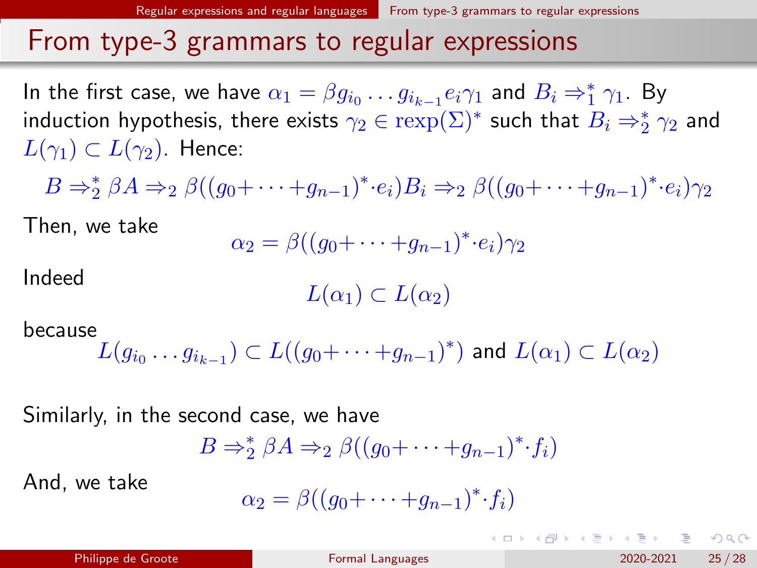# From type-3 grammars to regular expressions

In the first case, we have $\alpha_1 = \beta g_{i_0} \dots g_{i_{k-1}} e_i \gamma_1$ and $B_i \Rightarrow_1^* \gamma_1$. By induction hypothesis, there exists $\gamma_2 \in \mathrm{rexp}(\Sigma)^*$ such that $B_i \Rightarrow_2^* \gamma_2$ and $L(\gamma_1) \subset L(\gamma_2)$. Hence:

$$B \Rightarrow_2^* \beta A \Rightarrow_2 \beta((g_0 + \cdots + g_{n-1})^* \cdot e_i) B_i \Rightarrow_2 \beta((g_0 + \cdots + g_{n-1})^* \cdot e_i) \gamma_2$$

Then, we take

$$\alpha_2 = \beta((g_0 + \cdots + g_{n-1})^* \cdot e_i) \gamma_2$$

Indeed

$$L(\alpha_1) \subset L(\alpha_2)$$

because

$$L(g_{i_0} \dots g_{i_{k-1}}) \subset L((g_0 + \cdots + g_{n-1})^*) \text{ and } L(\alpha_1) \subset L(\alpha_2)$$

Similarly, in the second case, we have

$$B \Rightarrow_2^* \beta A \Rightarrow_2 \beta((g_0 + \cdots + g_{n-1})^* \cdot f_i)$$

And, we take

$$\alpha_2 = \beta((g_0 + \cdots + g_{n-1})^* \cdot f_i)$$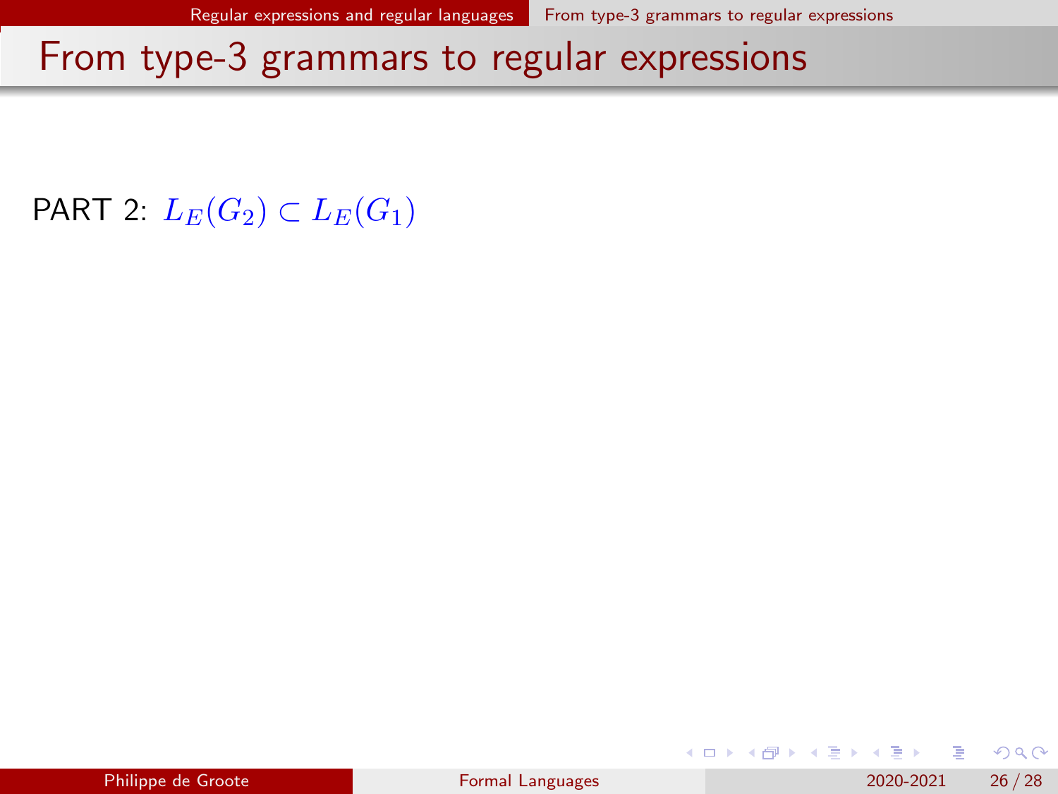# From type-3 grammars to regular expressions

PART 2: $L_E(G_2) \subset L_E(G_1)$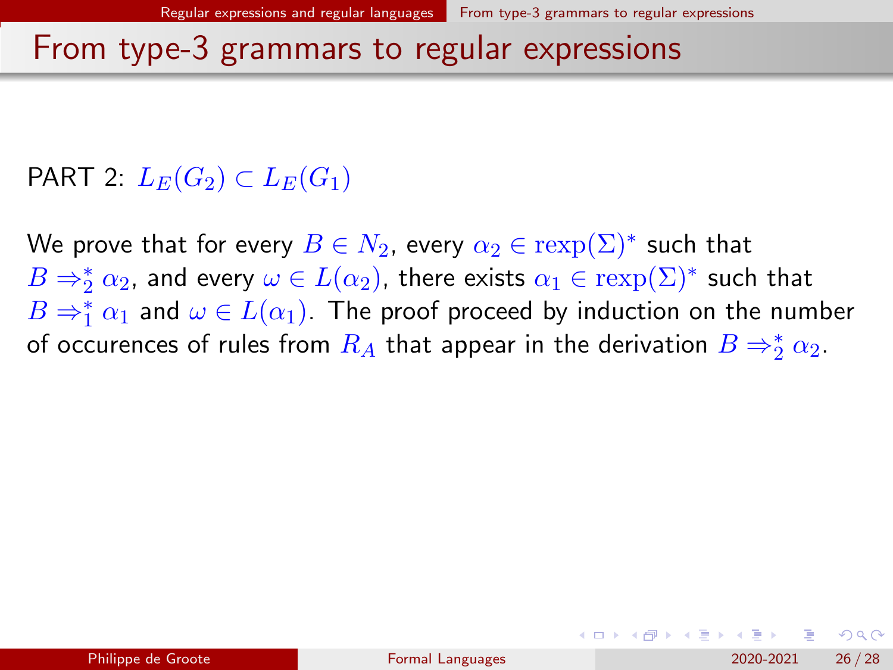# From type-3 grammars to regular expressions

PART 2: $L_E(G_2) \subset L_E(G_1)$

We prove that for every $B \in N_2$, every $\alpha_2 \in \mathrm{rexp}(\Sigma)^*$ such that $B \Rightarrow_2^* \alpha_2$, and every $\omega \in L(\alpha_2)$, there exists $\alpha_1 \in \mathrm{rexp}(\Sigma)^*$ such that $B \Rightarrow_1^* \alpha_1$ and $\omega \in L(\alpha_1)$. The proof proceed by induction on the number of occurences of rules from $R_A$ that appear in the derivation $B \Rightarrow_2^* \alpha_2$.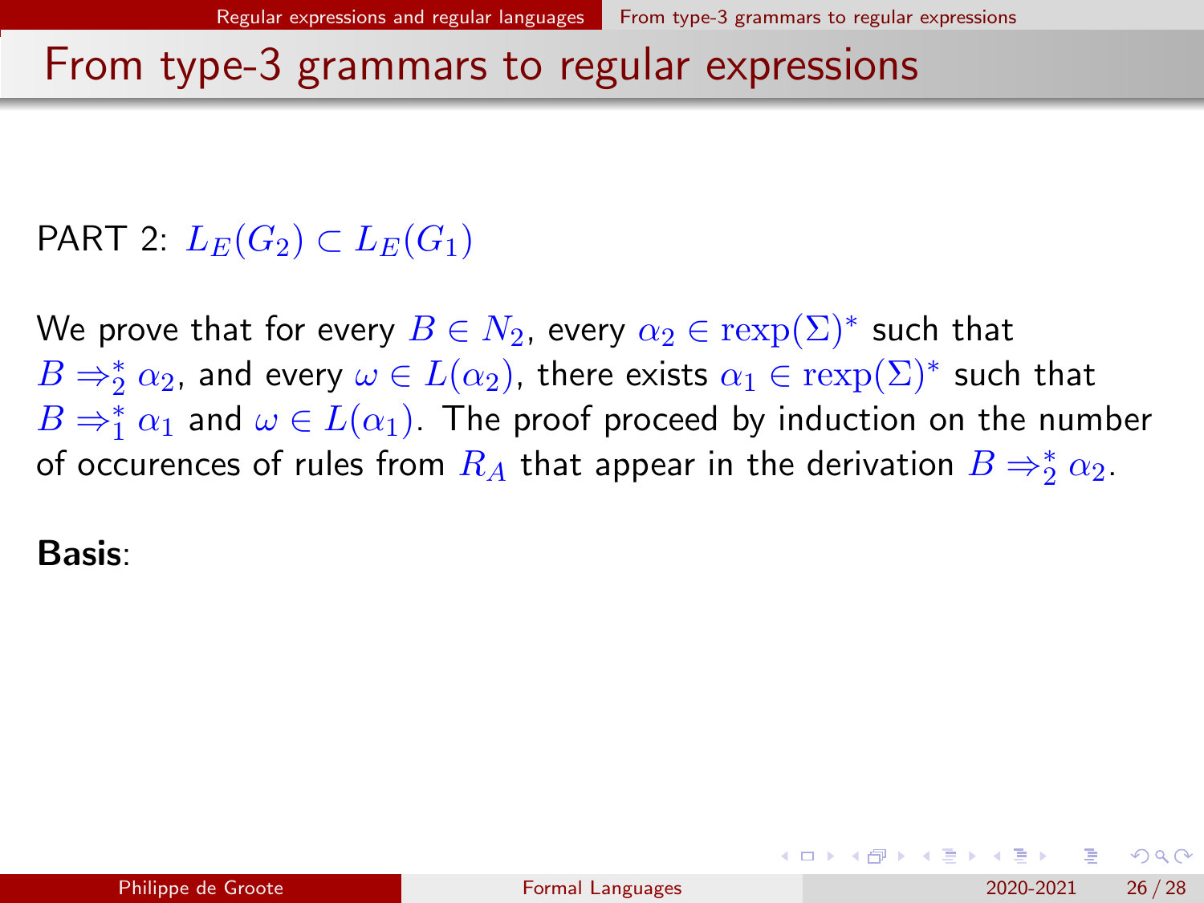# From type-3 grammars to regular expressions

PART 2: $L_E(G_2) \subset L_E(G_1)$

We prove that for every $B \in N_2$, every $\alpha_2 \in \mathrm{rexp}(\Sigma)^*$ such that $B \Rightarrow_2^* \alpha_2$, and every $\omega \in L(\alpha_2)$, there exists $\alpha_1 \in \mathrm{rexp}(\Sigma)^*$ such that $B \Rightarrow_1^* \alpha_1$ and $\omega \in L(\alpha_1)$. The proof proceed by induction on the number of occurences of rules from $R_A$ that appear in the derivation $B \Rightarrow_2^* \alpha_2$.

**Basis**: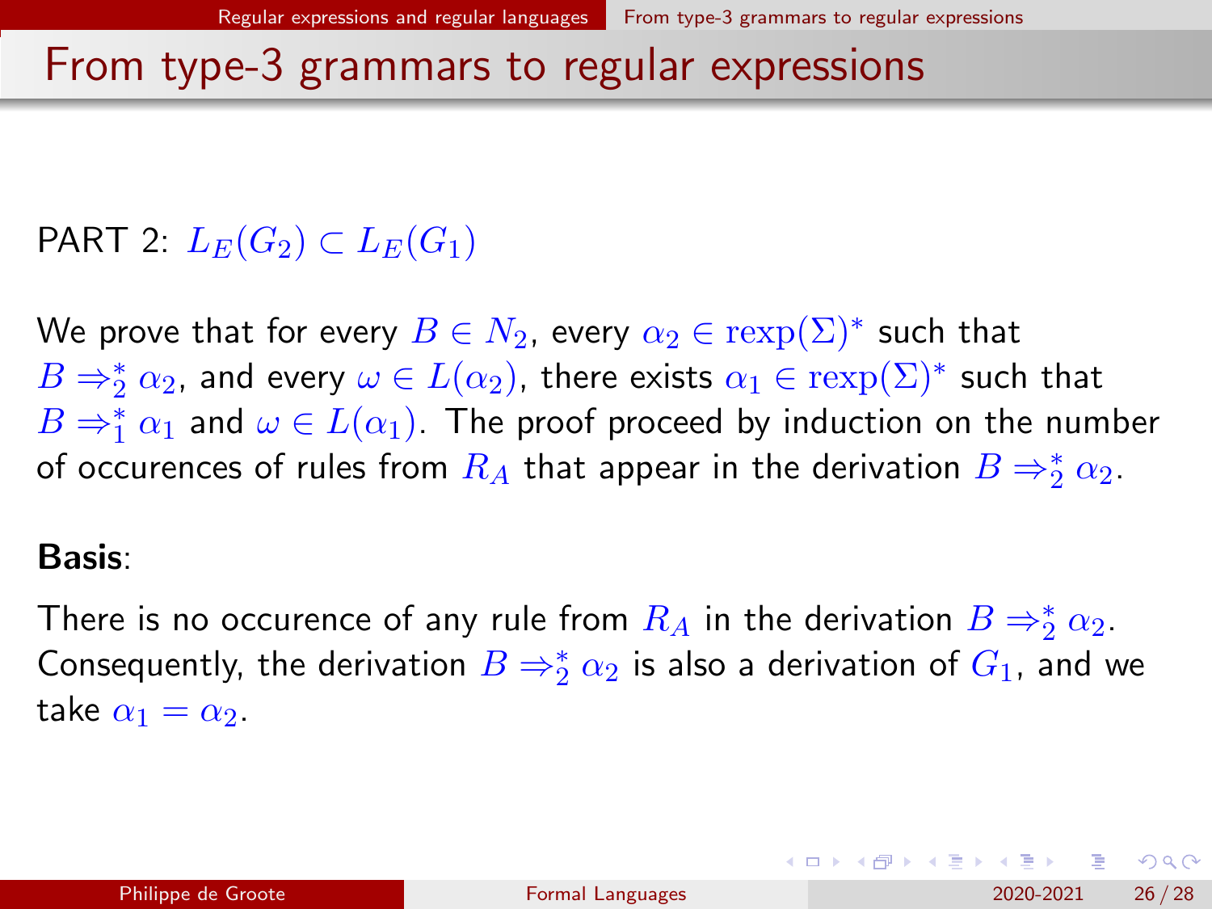# From type-3 grammars to regular expressions

PART 2: $L_E(G_2) \subset L_E(G_1)$

We prove that for every $B \in N_2$, every $\alpha_2 \in \mathrm{rexp}(\Sigma)^*$ such that $B \Rightarrow_2^* \alpha_2$, and every $\omega \in L(\alpha_2)$, there exists $\alpha_1 \in \mathrm{rexp}(\Sigma)^*$ such that $B \Rightarrow_1^* \alpha_1$ and $\omega \in L(\alpha_1)$. The proof proceed by induction on the number of occurences of rules from $R_A$ that appear in the derivation $B \Rightarrow_2^* \alpha_2$.

**Basis**:

There is no occurence of any rule from $R_A$ in the derivation $B \Rightarrow_2^* \alpha_2$. Consequently, the derivation $B \Rightarrow_2^* \alpha_2$ is also a derivation of $G_1$, and we take $\alpha_1 = \alpha_2$.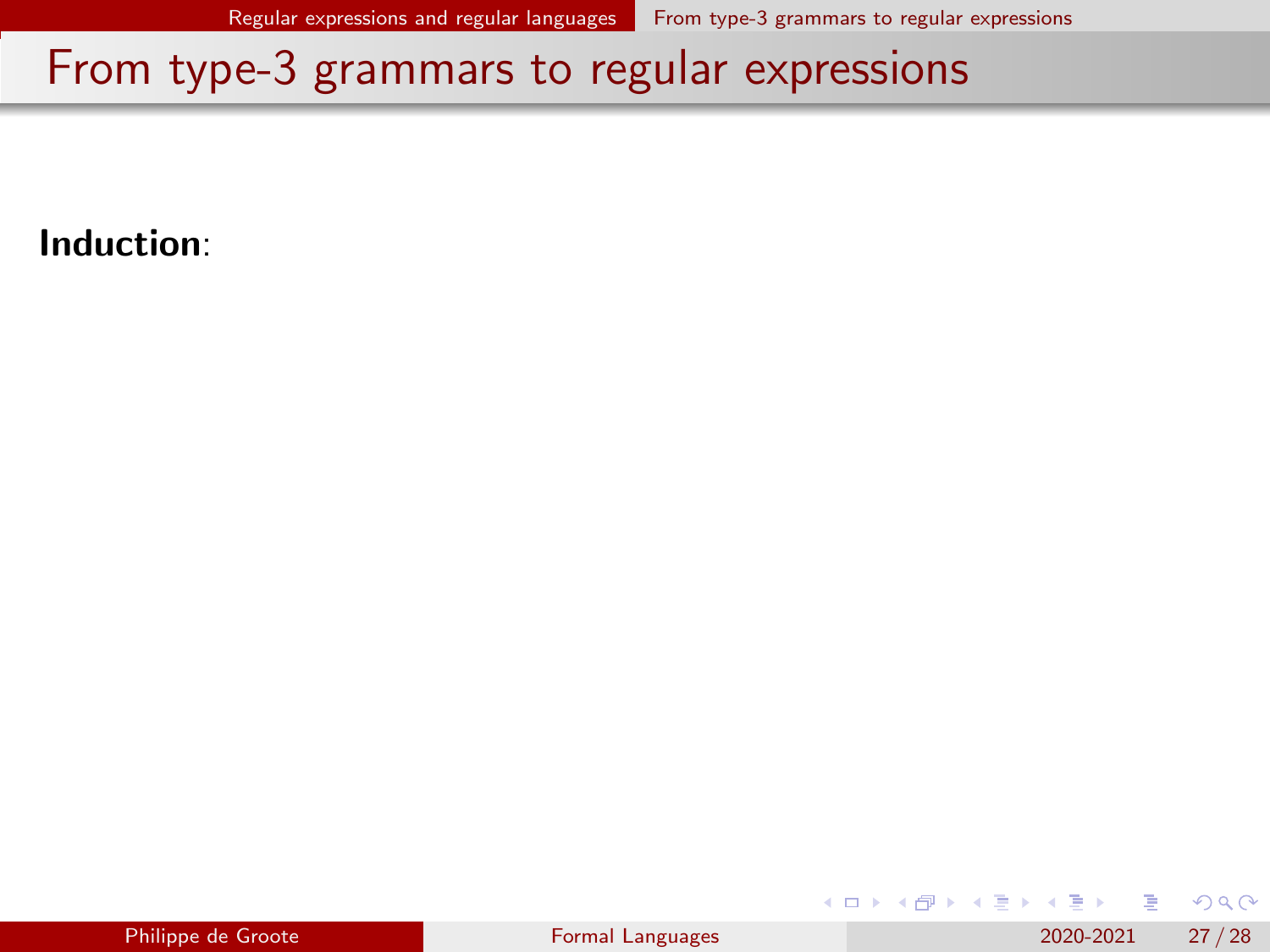# From type-3 grammars to regular expressions

**Induction**: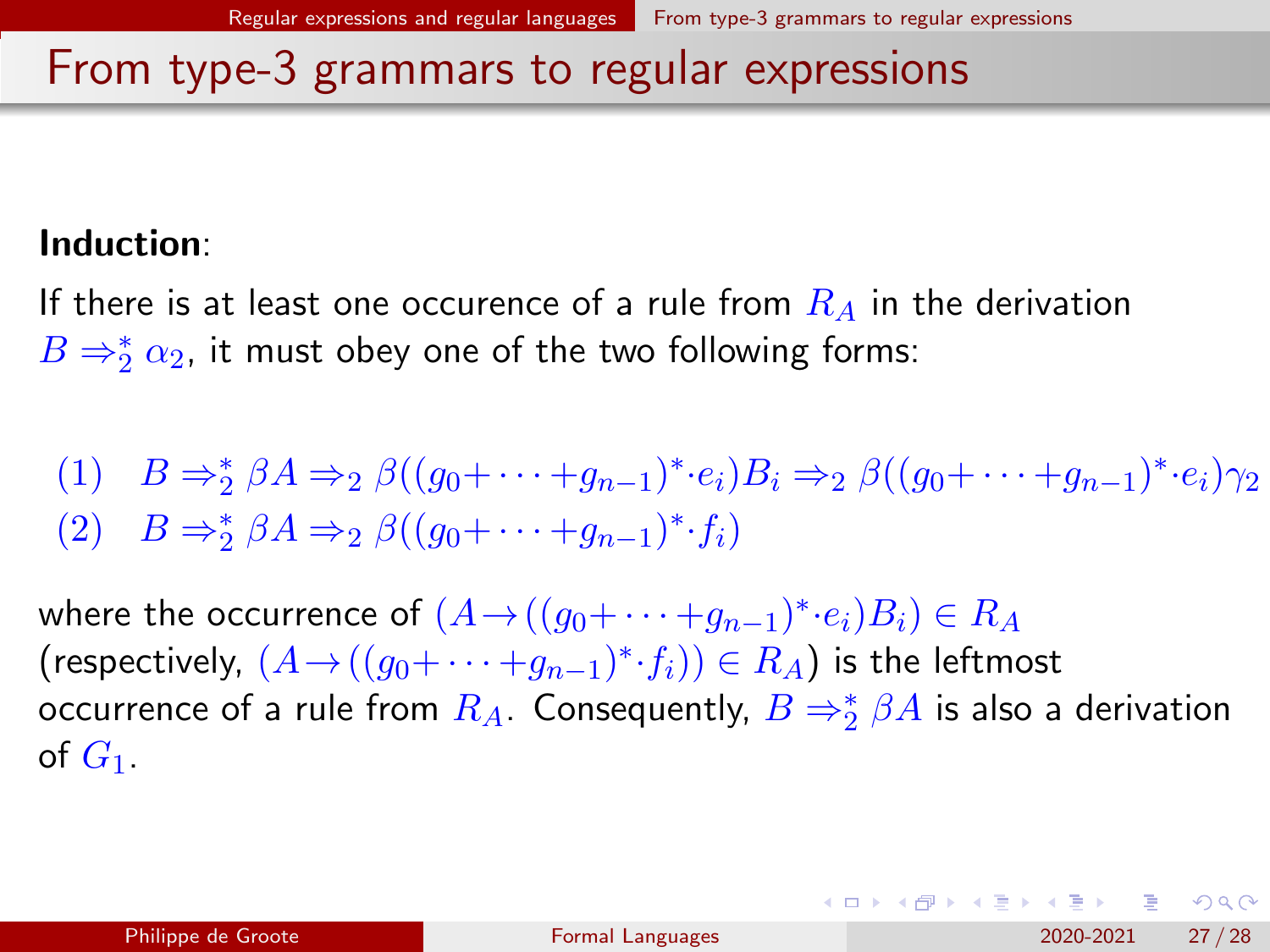## From type-3 grammars to regular expressions

**Induction**:

If there is at least one occurence of a rule from $R_A$ in the derivation $B \Rightarrow_2^* \alpha_2$, it must obey one of the two following forms:

$$
\begin{array}{ll}
(1) & B \Rightarrow_2^* \beta A \Rightarrow_2 \beta((g_0 + \cdots + g_{n-1})^* \cdot e_i) B_i \Rightarrow_2 \beta((g_0 + \cdots + g_{n-1})^* \cdot e_i)\gamma_2 \\
(2) & B \Rightarrow_2^* \beta A \Rightarrow_2 \beta((g_0 + \cdots + g_{n-1})^* \cdot f_i)
\end{array}
$$

where the occurrence of $(A \rightarrow ((g_0 + \cdots + g_{n-1})^* \cdot e_i) B_i) \in R_A$ (respectively, $(A \rightarrow ((g_0 + \cdots + g_{n-1})^* \cdot f_i)) \in R_A$) is the leftmost occurrence of a rule from $R_A$. Consequently, $B \Rightarrow_2^* \beta A$ is also a derivation of $G_1$.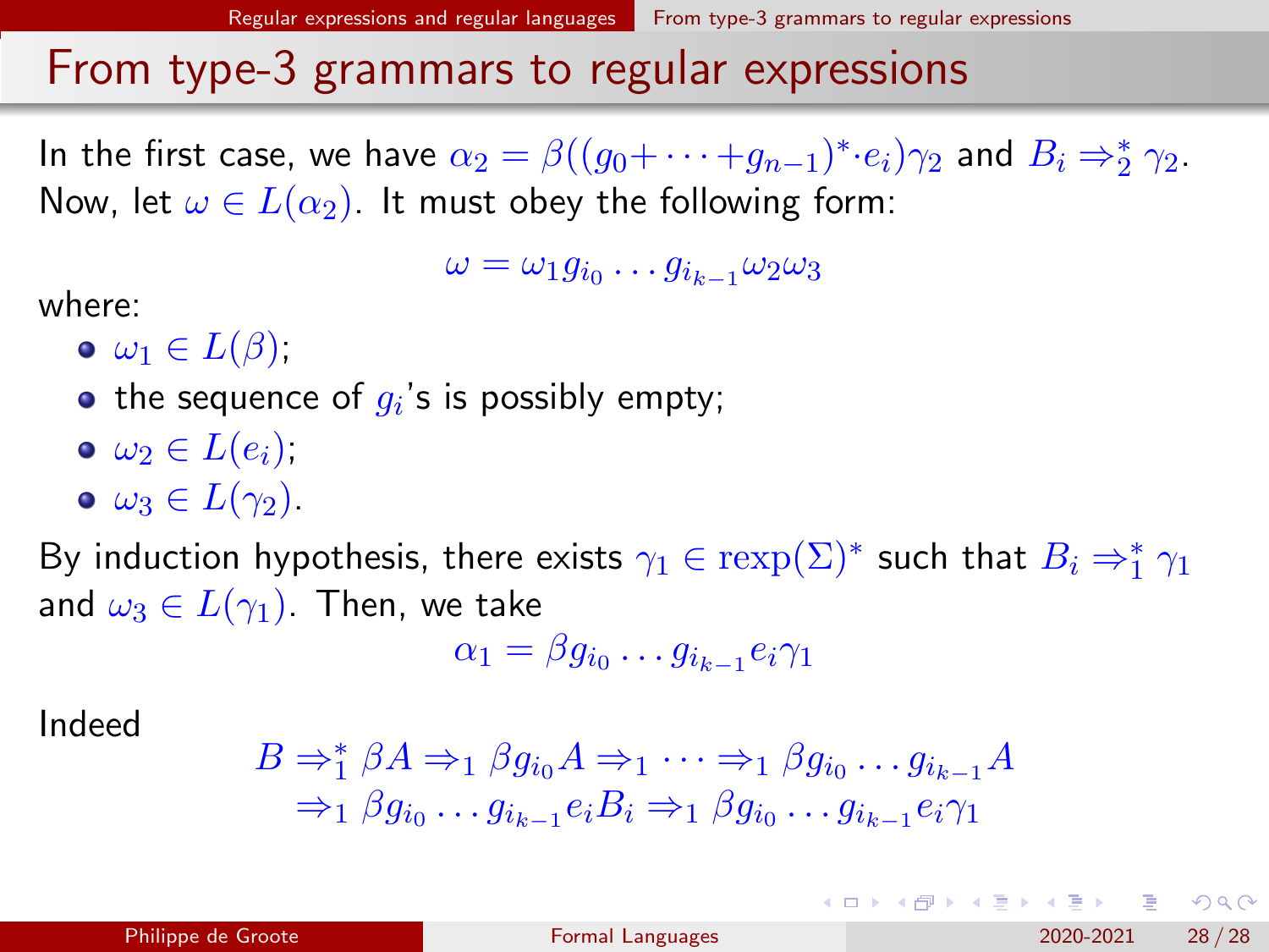## From type-3 grammars to regular expressions

In the first case, we have $\alpha_2 = \beta((g_0 + \cdots + g_{n-1})^* \cdot e_i)\gamma_2$ and $B_i \Rightarrow_2^* \gamma_2$. Now, let $\omega \in L(\alpha_2)$. It must obey the following form:

$$\omega = \omega_1 g_{i_0} \ldots g_{i_{k-1}} \omega_2 \omega_3$$

where:

- $\omega_1 \in L(\beta)$;
- the sequence of $g_i$'s is possibly empty;
- $\omega_2 \in L(e_i)$;
- $\omega_3 \in L(\gamma_2)$.

By induction hypothesis, there exists $\gamma_1 \in \mathrm{rexp}(\Sigma)^*$ such that $B_i \Rightarrow_1^* \gamma_1$ and $\omega_3 \in L(\gamma_1)$. Then, we take

$$\alpha_1 = \beta g_{i_0} \ldots g_{i_{k-1}} e_i \gamma_1$$

Indeed

$$\begin{aligned} B \Rightarrow_1^* \beta A \Rightarrow_1 \beta g_{i_0} A \Rightarrow_1 \cdots \Rightarrow_1 \beta g_{i_0} \ldots g_{i_{k-1}} A \\ \Rightarrow_1 \beta g_{i_0} \ldots g_{i_{k-1}} e_i B_i \Rightarrow_1 \beta g_{i_0} \ldots g_{i_{k-1}} e_i \gamma_1 \end{aligned}$$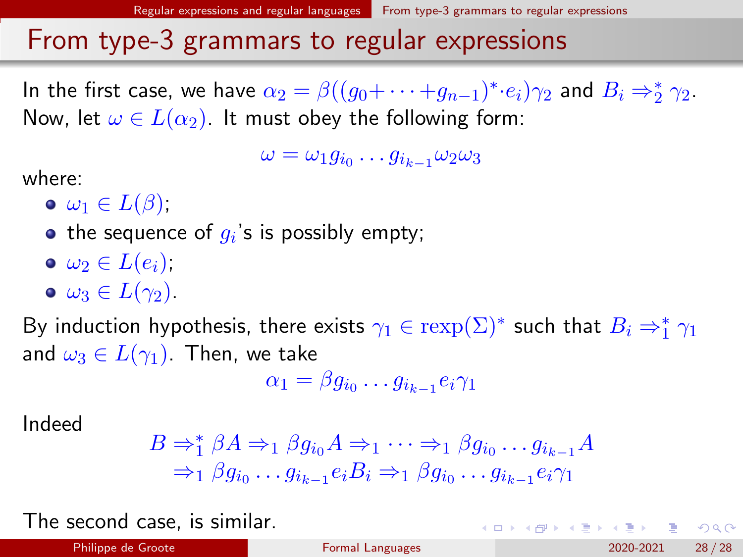## From type-3 grammars to regular expressions

In the first case, we have $\alpha_2 = \beta((g_0 + \cdots + g_{n-1})^* \cdot e_i)\gamma_2$ and $B_i \Rightarrow_2^* \gamma_2$. Now, let $\omega \in L(\alpha_2)$. It must obey the following form:

$$\omega = \omega_1 g_{i_0} \ldots g_{i_{k-1}} \omega_2 \omega_3$$

where:

- $\omega_1 \in L(\beta)$;
- the sequence of $g_i$'s is possibly empty;
- $\omega_2 \in L(e_i)$;
- $\omega_3 \in L(\gamma_2)$.

By induction hypothesis, there exists $\gamma_1 \in \text{rexp}(\Sigma)^*$ such that $B_i \Rightarrow_1^* \gamma_1$ and $\omega_3 \in L(\gamma_1)$. Then, we take

$$\alpha_1 = \beta g_{i_0} \ldots g_{i_{k-1}} e_i \gamma_1$$

Indeed

$$\begin{aligned} B &\Rightarrow_1^* \beta A \Rightarrow_1 \beta g_{i_0} A \Rightarrow_1 \cdots \Rightarrow_1 \beta g_{i_0} \ldots g_{i_{k-1}} A \\ &\Rightarrow_1 \beta g_{i_0} \ldots g_{i_{k-1}} e_i B_i \Rightarrow_1 \beta g_{i_0} \ldots g_{i_{k-1}} e_i \gamma_1 \end{aligned}$$

The second case, is similar.